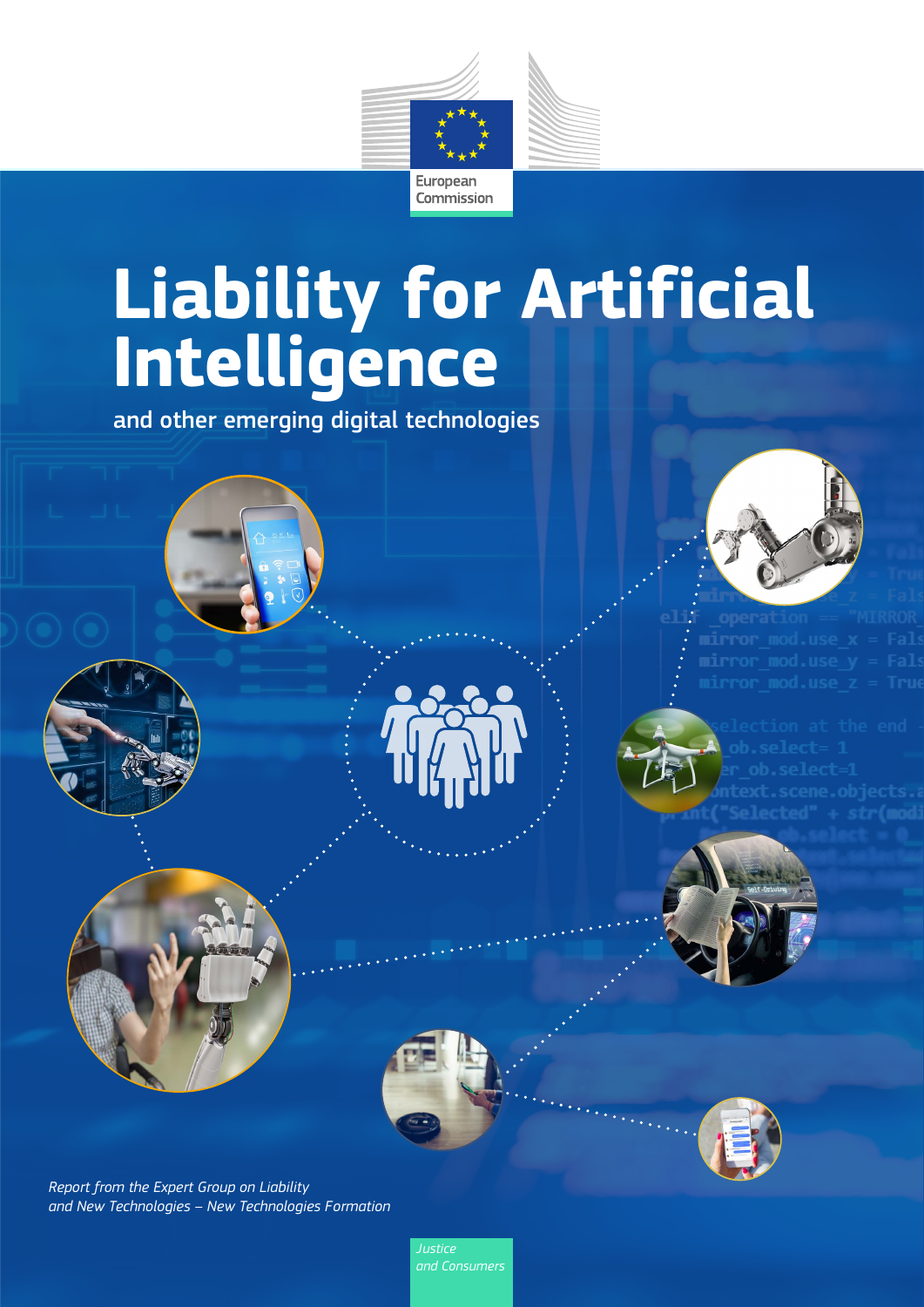European Commission

# Liability for Artificial Intelligence

## and other emerging digital technologies

*Report from the Expert Group on Liability and New Technologies – New Technologies Formation*

*Justice and Consumers*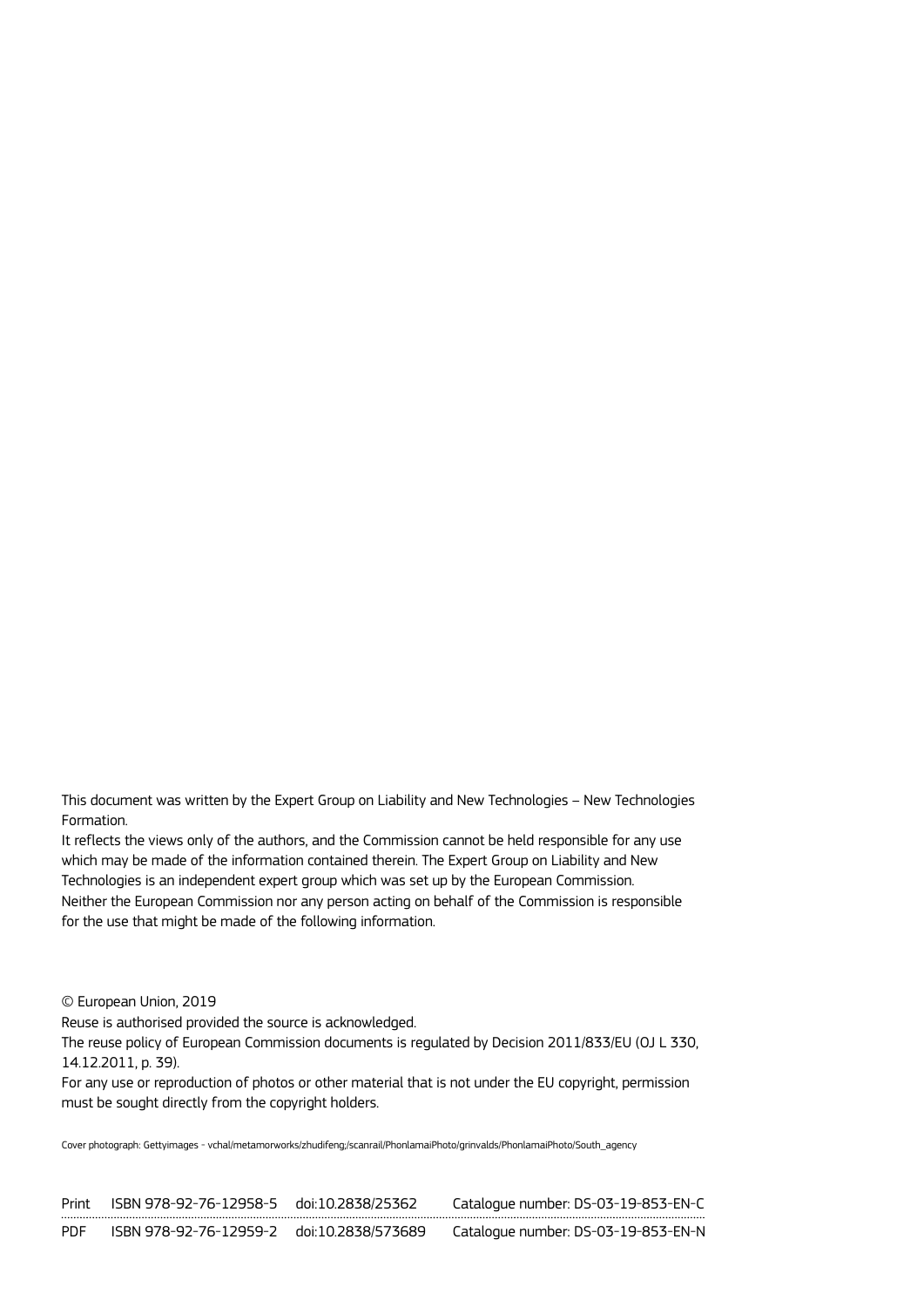This document was written by the Expert Group on Liability and New Technologies – New Technologies Formation.

It reflects the views only of the authors, and the Commission cannot be held responsible for any use which may be made of the information contained therein. The Expert Group on Liability and New Technologies is an independent expert group which was set up by the European Commission.

Neither the European Commission nor any person acting on behalf of the Commission is responsible for the use that might be made of the following information.

© European Union, 2019

Reuse is authorised provided the source is acknowledged.

The reuse policy of European Commission documents is regulated by Decision 2011/833/EU (OJ L 330, 14.12.2011, p. 39).

For any use or reproduction of photos or other material that is not under the EU copyright, permission must be sought directly from the copyright holders.

Cover photograph: Gettyimages - vchal/metamorworks/zhudifeng;/scanrail/PhonlamaiPhoto/grinvalds/PhonlamaiPhoto/South_agency

| | | | |
|---|---|---|---|
| Print | ISBN 978-92-76-12958-5 | doi:10.2838/25362 | Catalogue number: DS-03-19-853-EN-C |
| PDF | ISBN 978-92-76-12959-2 | doi:10.2838/573689 | Catalogue number: DS-03-19-853-EN-N |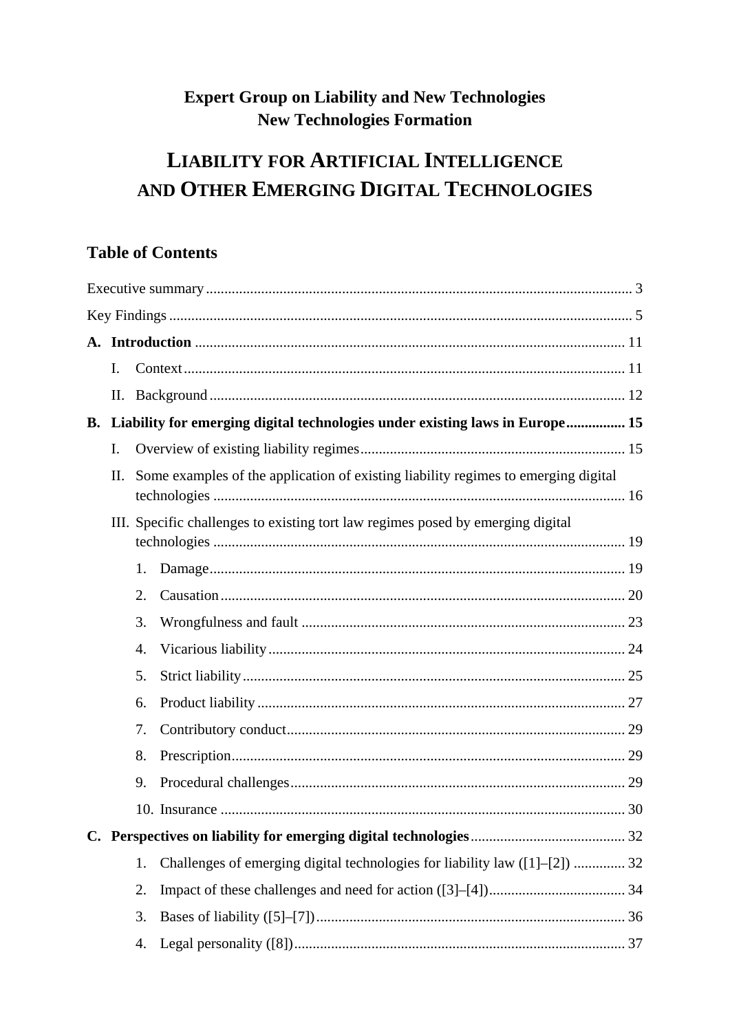**Expert Group on Liability and New Technologies**
**New Technologies Formation**

# LIABILITY FOR ARTIFICIAL INTELLIGENCE AND OTHER EMERGING DIGITAL TECHNOLOGIES

## Table of Contents

Executive summary ........ 3

Key Findings ........ 5

**A. Introduction** ........ 11

- I. Context ........ 11
- II. Background ........ 12

**B. Liability for emerging digital technologies under existing laws in Europe** ........ 15

- I. Overview of existing liability regimes ........ 15
- II. Some examples of the application of existing liability regimes to emerging digital technologies ........ 16
- III. Specific challenges to existing tort law regimes posed by emerging digital technologies ........ 19
  1. Damage ........ 19
  2. Causation ........ 20
  3. Wrongfulness and fault ........ 23
  4. Vicarious liability ........ 24
  5. Strict liability ........ 25
  6. Product liability ........ 27
  7. Contributory conduct ........ 29
  8. Prescription ........ 29
  9. Procedural challenges ........ 29
  10. Insurance ........ 30

**C. Perspectives on liability for emerging digital technologies** ........ 32

1. Challenges of emerging digital technologies for liability law ([1]–[2]) ........ 32
2. Impact of these challenges and need for action ([3]–[4]) ........ 34
3. Bases of liability ([5]–[7]) ........ 36
4. Legal personality ([8]) ........ 37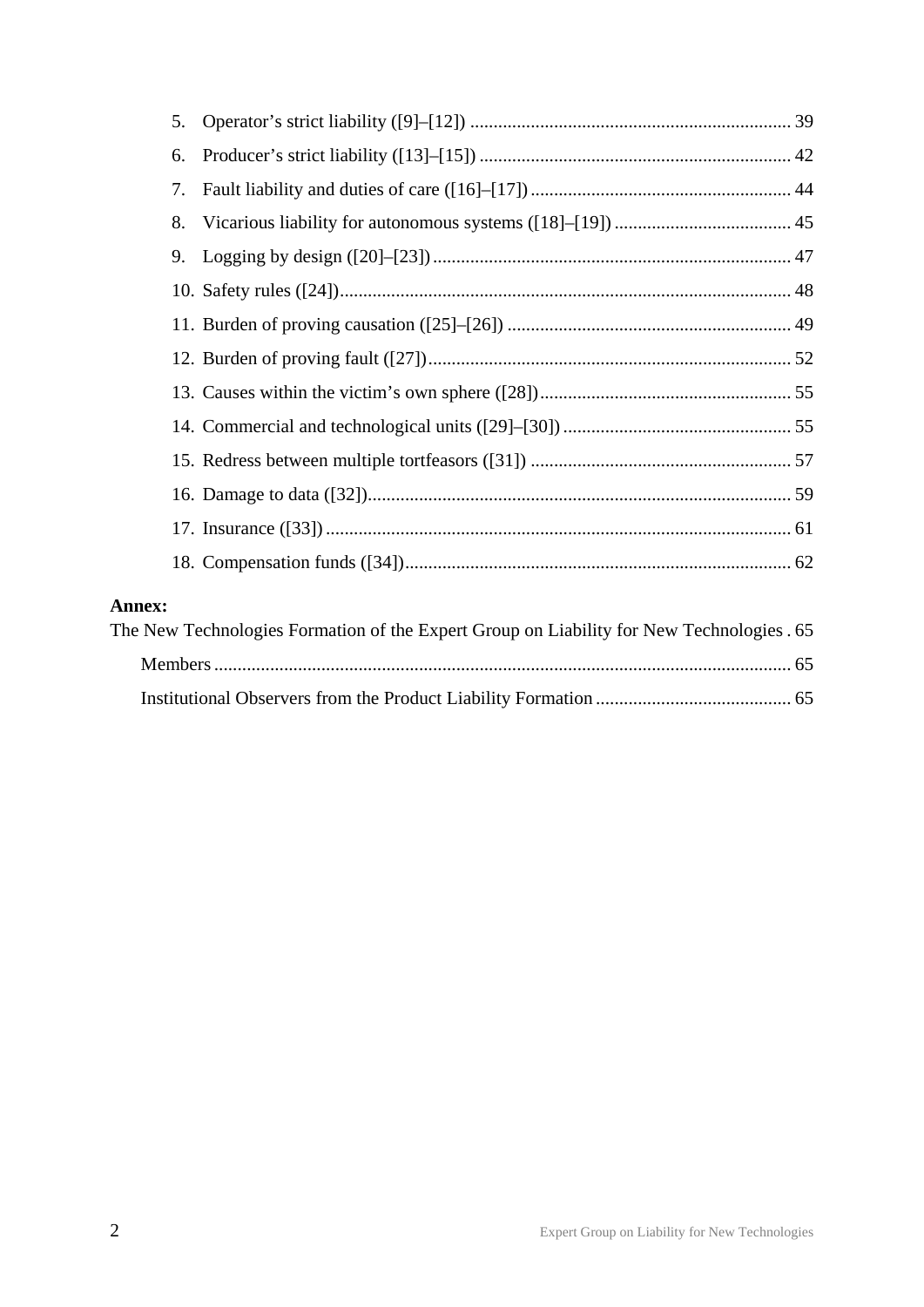5. Operator's strict liability ([9]–[12]) ..................................................................... 39
6. Producer's strict liability ([13]–[15]) ................................................................... 42
7. Fault liability and duties of care ([16]–[17]) ........................................................ 44
8. Vicarious liability for autonomous systems ([18]–[19]) ...................................... 45
9. Logging by design ([20]–[23]) ............................................................................. 47
10. Safety rules ([24]).................................................................................................. 48
11. Burden of proving causation ([25]–[26]) ............................................................. 49
12. Burden of proving fault ([27]).............................................................................. 52
13. Causes within the victim's own sphere ([28])...................................................... 55
14. Commercial and technological units ([29]–[30]) ................................................. 55
15. Redress between multiple tortfeasors ([31]) ........................................................ 57
16. Damage to data ([32])........................................................................................... 59
17. Insurance ([33]) .................................................................................................... 61
18. Compensation funds ([34]).................................................................................. 62

**Annex:**

The New Technologies Formation of the Expert Group on Liability for New Technologies . 65

- Members ........................................................................................................... 65
- Institutional Observers from the Product Liability Formation .......................................... 65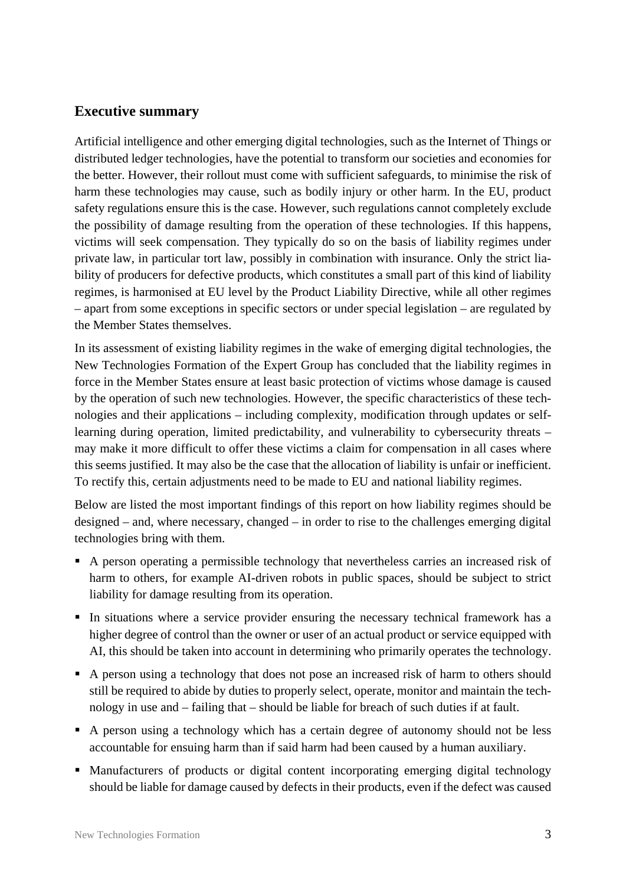## Executive summary

Artificial intelligence and other emerging digital technologies, such as the Internet of Things or distributed ledger technologies, have the potential to transform our societies and economies for the better. However, their rollout must come with sufficient safeguards, to minimise the risk of harm these technologies may cause, such as bodily injury or other harm. In the EU, product safety regulations ensure this is the case. However, such regulations cannot completely exclude the possibility of damage resulting from the operation of these technologies. If this happens, victims will seek compensation. They typically do so on the basis of liability regimes under private law, in particular tort law, possibly in combination with insurance. Only the strict liability of producers for defective products, which constitutes a small part of this kind of liability regimes, is harmonised at EU level by the Product Liability Directive, while all other regimes – apart from some exceptions in specific sectors or under special legislation – are regulated by the Member States themselves.

In its assessment of existing liability regimes in the wake of emerging digital technologies, the New Technologies Formation of the Expert Group has concluded that the liability regimes in force in the Member States ensure at least basic protection of victims whose damage is caused by the operation of such new technologies. However, the specific characteristics of these technologies and their applications – including complexity, modification through updates or self-learning during operation, limited predictability, and vulnerability to cybersecurity threats – may make it more difficult to offer these victims a claim for compensation in all cases where this seems justified. It may also be the case that the allocation of liability is unfair or inefficient. To rectify this, certain adjustments need to be made to EU and national liability regimes.

Below are listed the most important findings of this report on how liability regimes should be designed – and, where necessary, changed – in order to rise to the challenges emerging digital technologies bring with them.

- A person operating a permissible technology that nevertheless carries an increased risk of harm to others, for example AI-driven robots in public spaces, should be subject to strict liability for damage resulting from its operation.
- In situations where a service provider ensuring the necessary technical framework has a higher degree of control than the owner or user of an actual product or service equipped with AI, this should be taken into account in determining who primarily operates the technology.
- A person using a technology that does not pose an increased risk of harm to others should still be required to abide by duties to properly select, operate, monitor and maintain the technology in use and – failing that – should be liable for breach of such duties if at fault.
- A person using a technology which has a certain degree of autonomy should not be less accountable for ensuing harm than if said harm had been caused by a human auxiliary.
- Manufacturers of products or digital content incorporating emerging digital technology should be liable for damage caused by defects in their products, even if the defect was caused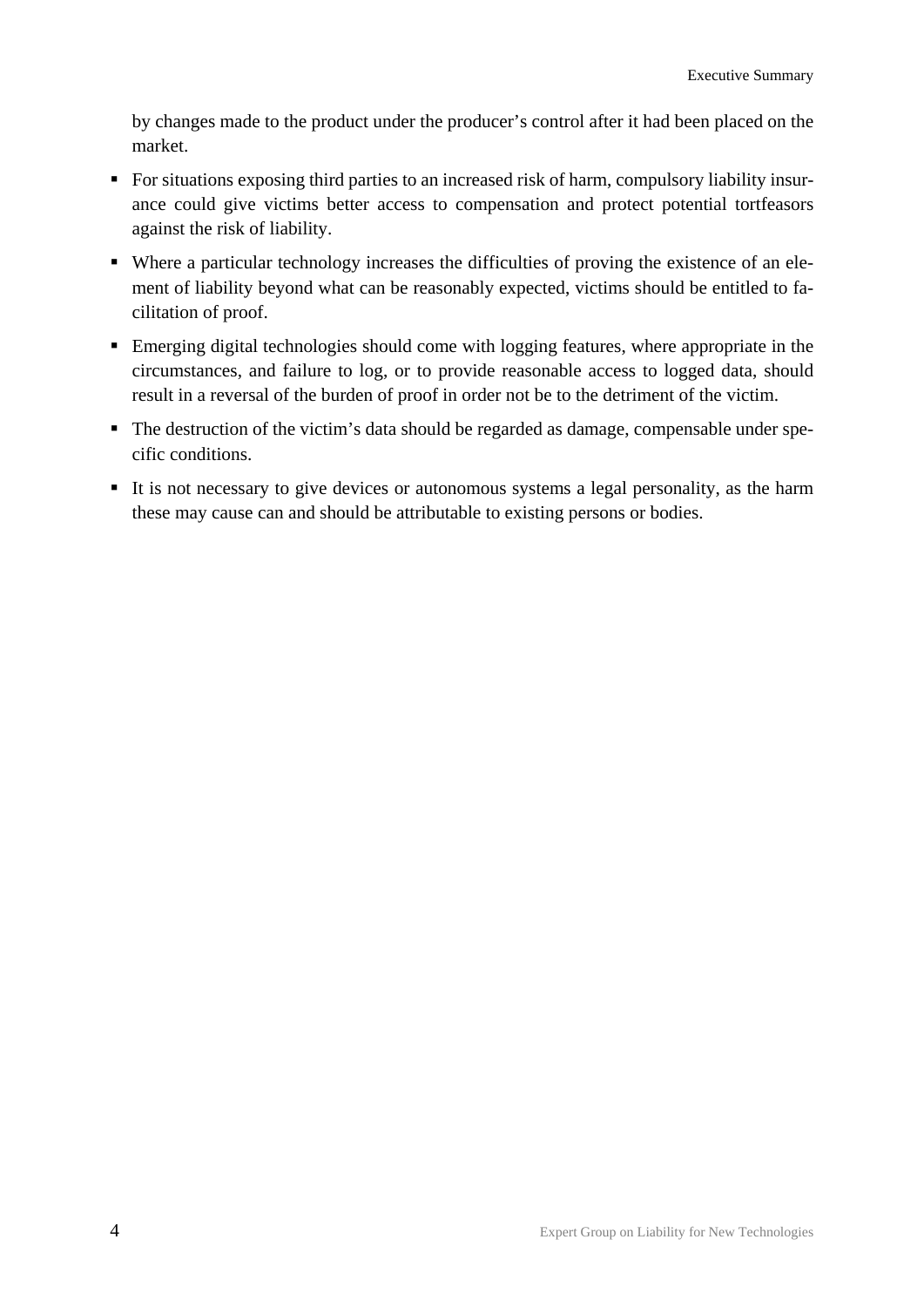by changes made to the product under the producer's control after it had been placed on the market.

- For situations exposing third parties to an increased risk of harm, compulsory liability insurance could give victims better access to compensation and protect potential tortfeasors against the risk of liability.
- Where a particular technology increases the difficulties of proving the existence of an element of liability beyond what can be reasonably expected, victims should be entitled to facilitation of proof.
- Emerging digital technologies should come with logging features, where appropriate in the circumstances, and failure to log, or to provide reasonable access to logged data, should result in a reversal of the burden of proof in order not be to the detriment of the victim.
- The destruction of the victim's data should be regarded as damage, compensable under specific conditions.
- It is not necessary to give devices or autonomous systems a legal personality, as the harm these may cause can and should be attributable to existing persons or bodies.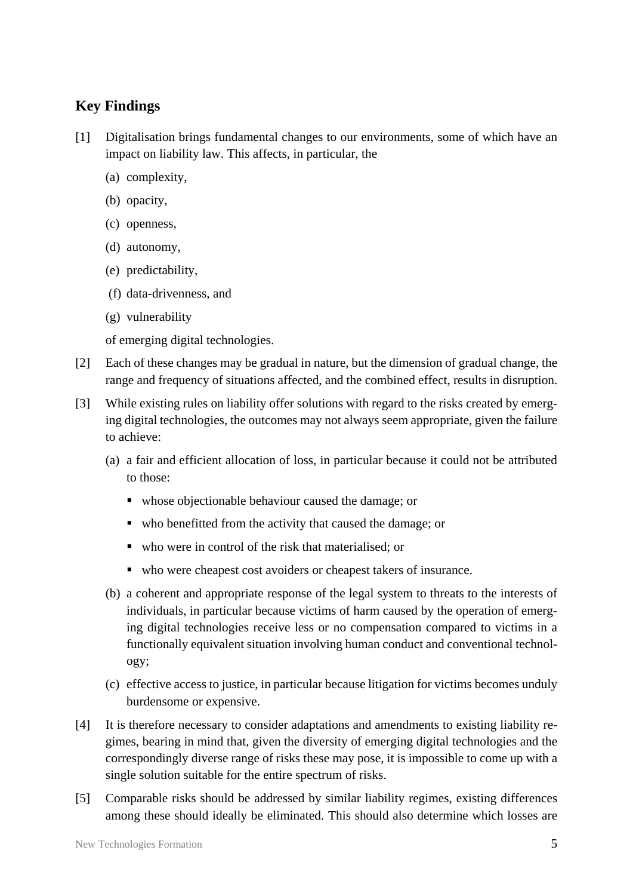## Key Findings

[1] Digitalisation brings fundamental changes to our environments, some of which have an impact on liability law. This affects, in particular, the

(a) complexity,

(b) opacity,

(c) openness,

(d) autonomy,

(e) predictability,

(f) data-drivenness, and

(g) vulnerability

of emerging digital technologies.

[2] Each of these changes may be gradual in nature, but the dimension of gradual change, the range and frequency of situations affected, and the combined effect, results in disruption.

[3] While existing rules on liability offer solutions with regard to the risks created by emerging digital technologies, the outcomes may not always seem appropriate, given the failure to achieve:

(a) a fair and efficient allocation of loss, in particular because it could not be attributed to those:

- whose objectionable behaviour caused the damage; or
- who benefitted from the activity that caused the damage; or
- who were in control of the risk that materialised; or
- who were cheapest cost avoiders or cheapest takers of insurance.

(b) a coherent and appropriate response of the legal system to threats to the interests of individuals, in particular because victims of harm caused by the operation of emerging digital technologies receive less or no compensation compared to victims in a functionally equivalent situation involving human conduct and conventional technology;

(c) effective access to justice, in particular because litigation for victims becomes unduly burdensome or expensive.

[4] It is therefore necessary to consider adaptations and amendments to existing liability regimes, bearing in mind that, given the diversity of emerging digital technologies and the correspondingly diverse range of risks these may pose, it is impossible to come up with a single solution suitable for the entire spectrum of risks.

[5] Comparable risks should be addressed by similar liability regimes, existing differences among these should ideally be eliminated. This should also determine which losses are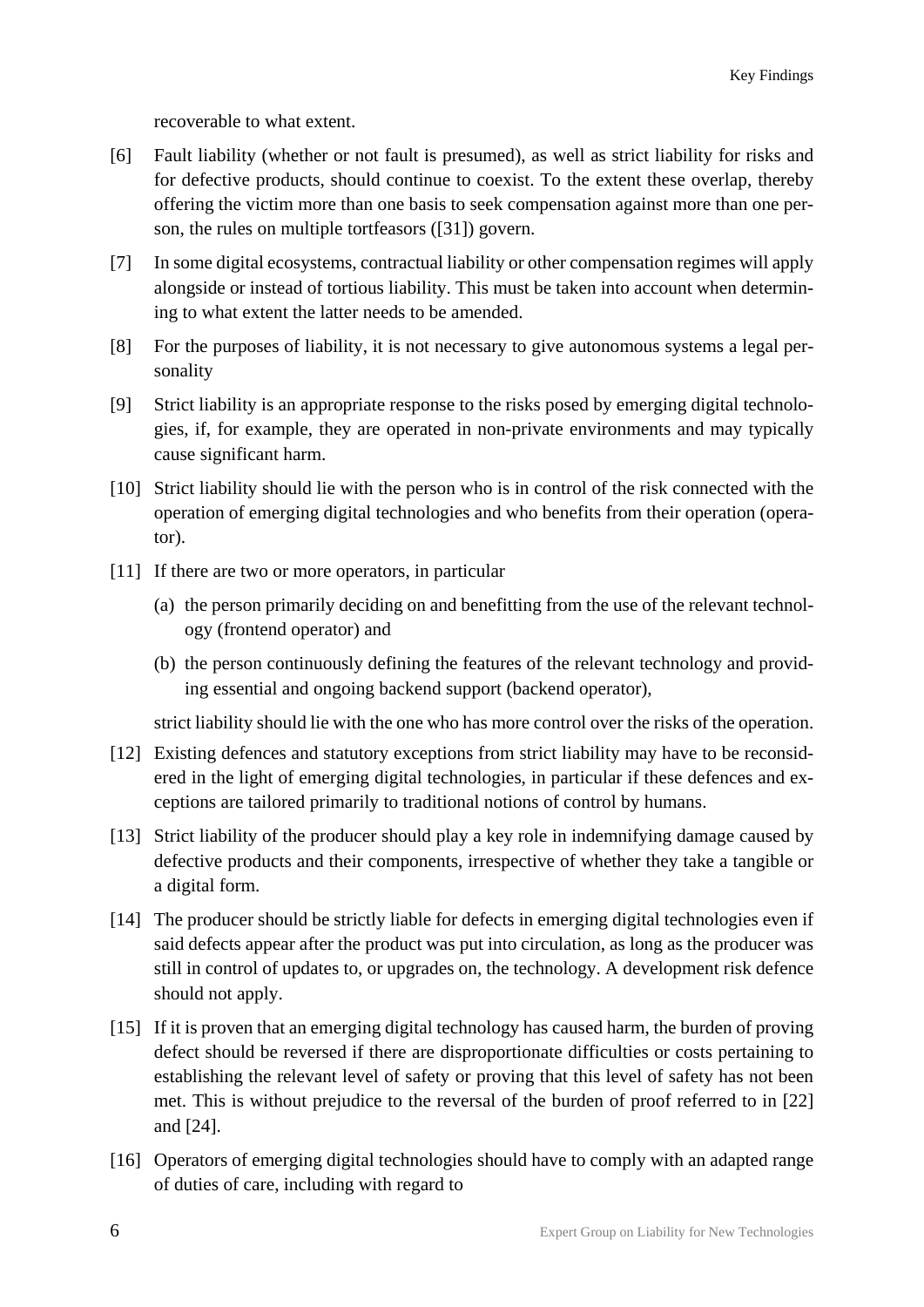recoverable to what extent.

[6] Fault liability (whether or not fault is presumed), as well as strict liability for risks and for defective products, should continue to coexist. To the extent these overlap, thereby offering the victim more than one basis to seek compensation against more than one person, the rules on multiple tortfeasors ([31]) govern.

[7] In some digital ecosystems, contractual liability or other compensation regimes will apply alongside or instead of tortious liability. This must be taken into account when determining to what extent the latter needs to be amended.

[8] For the purposes of liability, it is not necessary to give autonomous systems a legal personality

[9] Strict liability is an appropriate response to the risks posed by emerging digital technologies, if, for example, they are operated in non-private environments and may typically cause significant harm.

[10] Strict liability should lie with the person who is in control of the risk connected with the operation of emerging digital technologies and who benefits from their operation (operator).

[11] If there are two or more operators, in particular

(a) the person primarily deciding on and benefitting from the use of the relevant technology (frontend operator) and

(b) the person continuously defining the features of the relevant technology and providing essential and ongoing backend support (backend operator),

strict liability should lie with the one who has more control over the risks of the operation.

[12] Existing defences and statutory exceptions from strict liability may have to be reconsidered in the light of emerging digital technologies, in particular if these defences and exceptions are tailored primarily to traditional notions of control by humans.

[13] Strict liability of the producer should play a key role in indemnifying damage caused by defective products and their components, irrespective of whether they take a tangible or a digital form.

[14] The producer should be strictly liable for defects in emerging digital technologies even if said defects appear after the product was put into circulation, as long as the producer was still in control of updates to, or upgrades on, the technology. A development risk defence should not apply.

[15] If it is proven that an emerging digital technology has caused harm, the burden of proving defect should be reversed if there are disproportionate difficulties or costs pertaining to establishing the relevant level of safety or proving that this level of safety has not been met. This is without prejudice to the reversal of the burden of proof referred to in [22] and [24].

[16] Operators of emerging digital technologies should have to comply with an adapted range of duties of care, including with regard to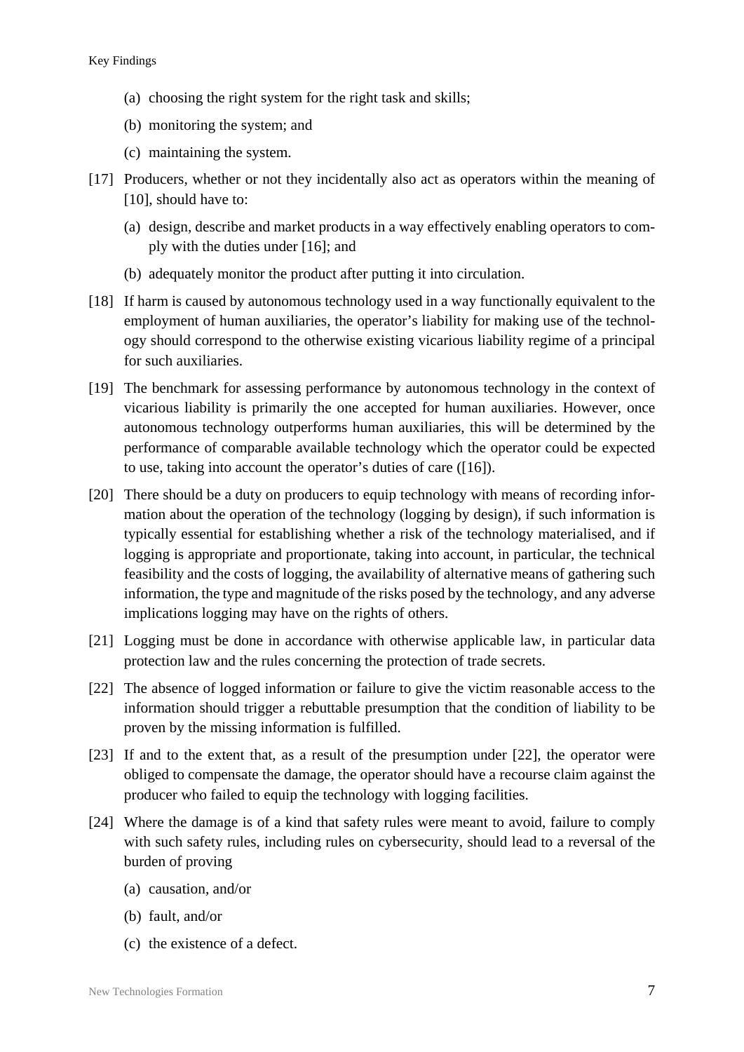(a) choosing the right system for the right task and skills;

(b) monitoring the system; and

(c) maintaining the system.

[17] Producers, whether or not they incidentally also act as operators within the meaning of [10], should have to:

(a) design, describe and market products in a way effectively enabling operators to comply with the duties under [16]; and

(b) adequately monitor the product after putting it into circulation.

[18] If harm is caused by autonomous technology used in a way functionally equivalent to the employment of human auxiliaries, the operator's liability for making use of the technology should correspond to the otherwise existing vicarious liability regime of a principal for such auxiliaries.

[19] The benchmark for assessing performance by autonomous technology in the context of vicarious liability is primarily the one accepted for human auxiliaries. However, once autonomous technology outperforms human auxiliaries, this will be determined by the performance of comparable available technology which the operator could be expected to use, taking into account the operator's duties of care ([16]).

[20] There should be a duty on producers to equip technology with means of recording information about the operation of the technology (logging by design), if such information is typically essential for establishing whether a risk of the technology materialised, and if logging is appropriate and proportionate, taking into account, in particular, the technical feasibility and the costs of logging, the availability of alternative means of gathering such information, the type and magnitude of the risks posed by the technology, and any adverse implications logging may have on the rights of others.

[21] Logging must be done in accordance with otherwise applicable law, in particular data protection law and the rules concerning the protection of trade secrets.

[22] The absence of logged information or failure to give the victim reasonable access to the information should trigger a rebuttable presumption that the condition of liability to be proven by the missing information is fulfilled.

[23] If and to the extent that, as a result of the presumption under [22], the operator were obliged to compensate the damage, the operator should have a recourse claim against the producer who failed to equip the technology with logging facilities.

[24] Where the damage is of a kind that safety rules were meant to avoid, failure to comply with such safety rules, including rules on cybersecurity, should lead to a reversal of the burden of proving

(a) causation, and/or

(b) fault, and/or

(c) the existence of a defect.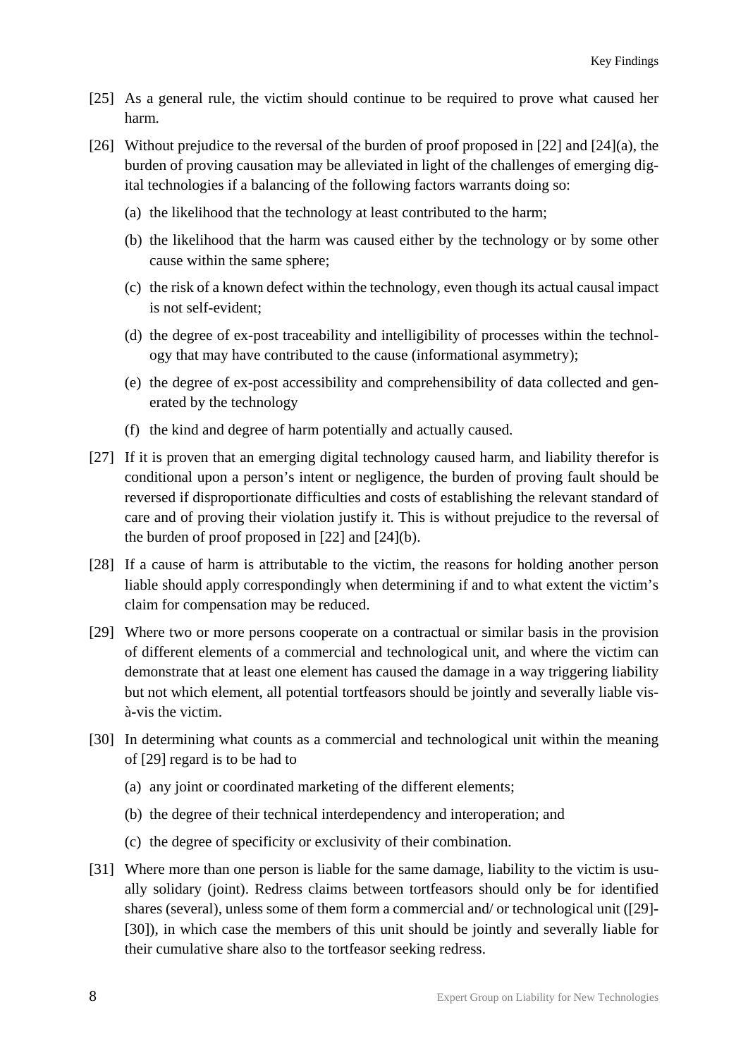[25] As a general rule, the victim should continue to be required to prove what caused her harm.

[26] Without prejudice to the reversal of the burden of proof proposed in [22] and [24](a), the burden of proving causation may be alleviated in light of the challenges of emerging digital technologies if a balancing of the following factors warrants doing so:

(a) the likelihood that the technology at least contributed to the harm;

(b) the likelihood that the harm was caused either by the technology or by some other cause within the same sphere;

(c) the risk of a known defect within the technology, even though its actual causal impact is not self-evident;

(d) the degree of ex-post traceability and intelligibility of processes within the technology that may have contributed to the cause (informational asymmetry);

(e) the degree of ex-post accessibility and comprehensibility of data collected and generated by the technology

(f) the kind and degree of harm potentially and actually caused.

[27] If it is proven that an emerging digital technology caused harm, and liability therefor is conditional upon a person's intent or negligence, the burden of proving fault should be reversed if disproportionate difficulties and costs of establishing the relevant standard of care and of proving their violation justify it. This is without prejudice to the reversal of the burden of proof proposed in [22] and [24](b).

[28] If a cause of harm is attributable to the victim, the reasons for holding another person liable should apply correspondingly when determining if and to what extent the victim's claim for compensation may be reduced.

[29] Where two or more persons cooperate on a contractual or similar basis in the provision of different elements of a commercial and technological unit, and where the victim can demonstrate that at least one element has caused the damage in a way triggering liability but not which element, all potential tortfeasors should be jointly and severally liable vis-à-vis the victim.

[30] In determining what counts as a commercial and technological unit within the meaning of [29] regard is to be had to

(a) any joint or coordinated marketing of the different elements;

(b) the degree of their technical interdependency and interoperation; and

(c) the degree of specificity or exclusivity of their combination.

[31] Where more than one person is liable for the same damage, liability to the victim is usually solidary (joint). Redress claims between tortfeasors should only be for identified shares (several), unless some of them form a commercial and/ or technological unit ([29]-[30]), in which case the members of this unit should be jointly and severally liable for their cumulative share also to the tortfeasor seeking redress.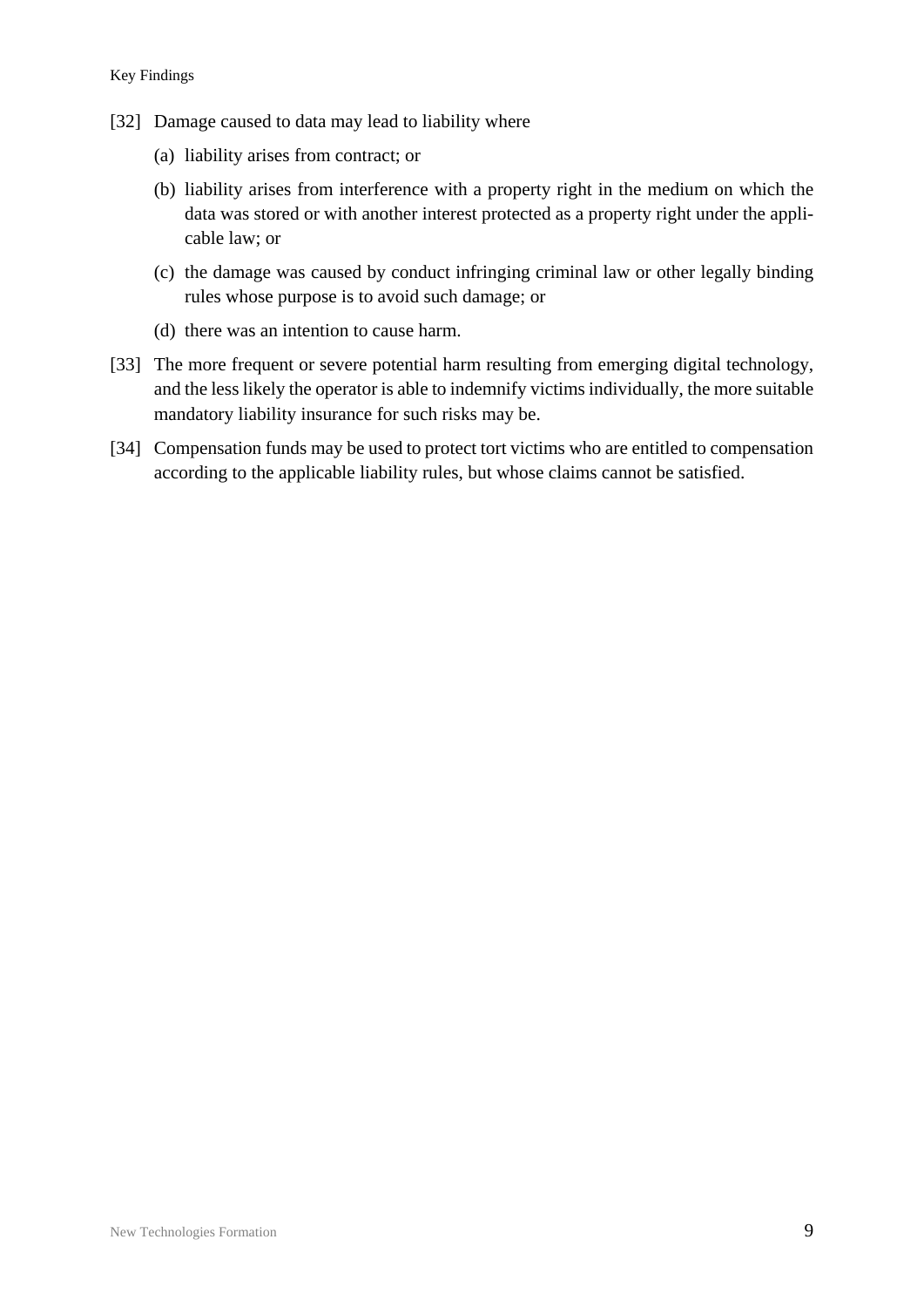[32] Damage caused to data may lead to liability where

(a) liability arises from contract; or

(b) liability arises from interference with a property right in the medium on which the data was stored or with another interest protected as a property right under the applicable law; or

(c) the damage was caused by conduct infringing criminal law or other legally binding rules whose purpose is to avoid such damage; or

(d) there was an intention to cause harm.

[33] The more frequent or severe potential harm resulting from emerging digital technology, and the less likely the operator is able to indemnify victims individually, the more suitable mandatory liability insurance for such risks may be.

[34] Compensation funds may be used to protect tort victims who are entitled to compensation according to the applicable liability rules, but whose claims cannot be satisfied.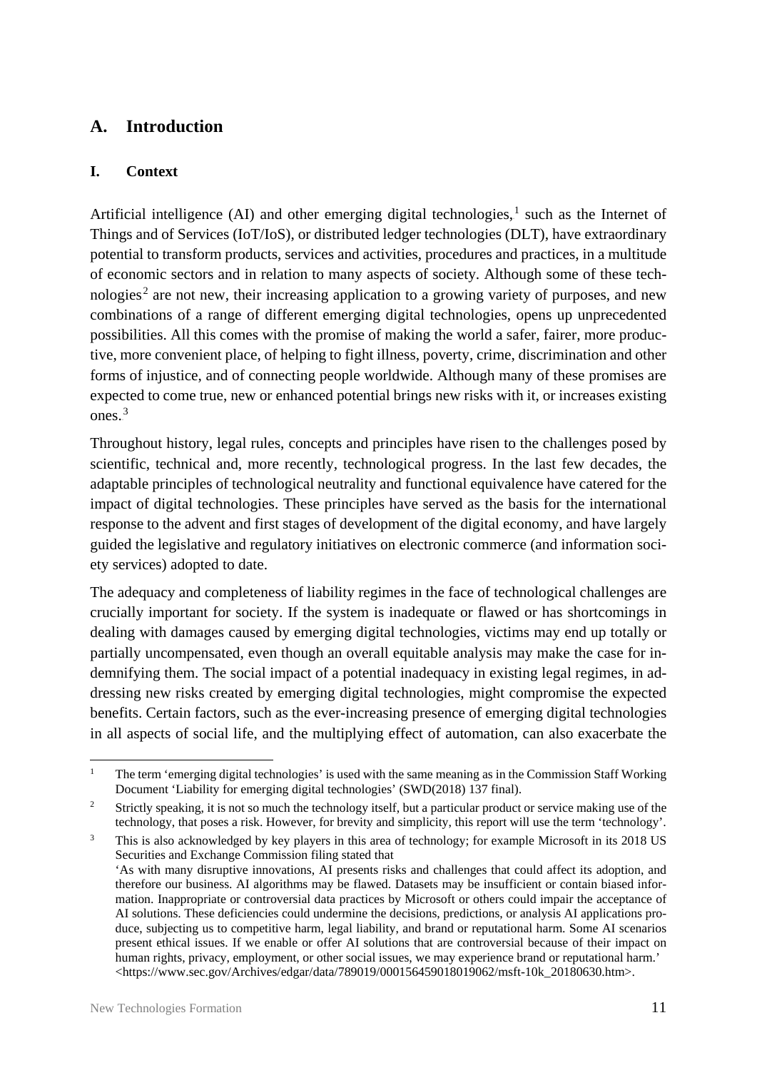# A. Introduction

## I. Context

Artificial intelligence (AI) and other emerging digital technologies,[1] such as the Internet of Things and of Services (IoT/IoS), or distributed ledger technologies (DLT), have extraordinary potential to transform products, services and activities, procedures and practices, in a multitude of economic sectors and in relation to many aspects of society. Although some of these technologies[2] are not new, their increasing application to a growing variety of purposes, and new combinations of a range of different emerging digital technologies, opens up unprecedented possibilities. All this comes with the promise of making the world a safer, fairer, more productive, more convenient place, of helping to fight illness, poverty, crime, discrimination and other forms of injustice, and of connecting people worldwide. Although many of these promises are expected to come true, new or enhanced potential brings new risks with it, or increases existing ones.[3]

Throughout history, legal rules, concepts and principles have risen to the challenges posed by scientific, technical and, more recently, technological progress. In the last few decades, the adaptable principles of technological neutrality and functional equivalence have catered for the impact of digital technologies. These principles have served as the basis for the international response to the advent and first stages of development of the digital economy, and have largely guided the legislative and regulatory initiatives on electronic commerce (and information society services) adopted to date.

The adequacy and completeness of liability regimes in the face of technological challenges are crucially important for society. If the system is inadequate or flawed or has shortcomings in dealing with damages caused by emerging digital technologies, victims may end up totally or partially uncompensated, even though an overall equitable analysis may make the case for indemnifying them. The social impact of a potential inadequacy in existing legal regimes, in addressing new risks created by emerging digital technologies, might compromise the expected benefits. Certain factors, such as the ever-increasing presence of emerging digital technologies in all aspects of social life, and the multiplying effect of automation, can also exacerbate the

---

[1] The term 'emerging digital technologies' is used with the same meaning as in the Commission Staff Working Document 'Liability for emerging digital technologies' (SWD(2018) 137 final).

[2] Strictly speaking, it is not so much the technology itself, but a particular product or service making use of the technology, that poses a risk. However, for brevity and simplicity, this report will use the term 'technology'.

[3] This is also acknowledged by key players in this area of technology; for example Microsoft in its 2018 US Securities and Exchange Commission filing stated that
'As with many disruptive innovations, AI presents risks and challenges that could affect its adoption, and therefore our business. AI algorithms may be flawed. Datasets may be insufficient or contain biased information. Inappropriate or controversial data practices by Microsoft or others could impair the acceptance of AI solutions. These deficiencies could undermine the decisions, predictions, or analysis AI applications produce, subjecting us to competitive harm, legal liability, and brand or reputational harm. Some AI scenarios present ethical issues. If we enable or offer AI solutions that are controversial because of their impact on human rights, privacy, employment, or other social issues, we may experience brand or reputational harm.'
<https://www.sec.gov/Archives/edgar/data/789019/000156459018019062/msft-10k_20180630.htm>.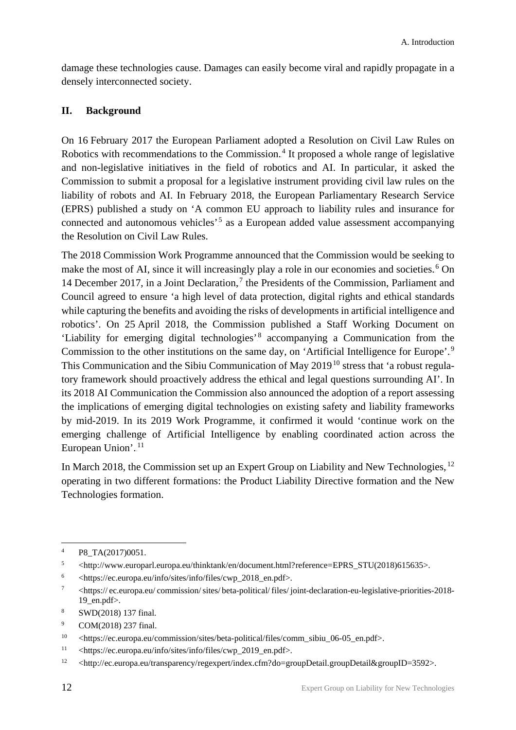damage these technologies cause. Damages can easily become viral and rapidly propagate in a densely interconnected society.

## II. Background

On 16 February 2017 the European Parliament adopted a Resolution on Civil Law Rules on Robotics with recommendations to the Commission.[4] It proposed a whole range of legislative and non-legislative initiatives in the field of robotics and AI. In particular, it asked the Commission to submit a proposal for a legislative instrument providing civil law rules on the liability of robots and AI. In February 2018, the European Parliamentary Research Service (EPRS) published a study on 'A common EU approach to liability rules and insurance for connected and autonomous vehicles'[5] as a European added value assessment accompanying the Resolution on Civil Law Rules.

The 2018 Commission Work Programme announced that the Commission would be seeking to make the most of AI, since it will increasingly play a role in our economies and societies.[6] On 14 December 2017, in a Joint Declaration,[7] the Presidents of the Commission, Parliament and Council agreed to ensure 'a high level of data protection, digital rights and ethical standards while capturing the benefits and avoiding the risks of developments in artificial intelligence and robotics'. On 25 April 2018, the Commission published a Staff Working Document on 'Liability for emerging digital technologies'[8] accompanying a Communication from the Commission to the other institutions on the same day, on 'Artificial Intelligence for Europe'.[9] This Communication and the Sibiu Communication of May 2019[10] stress that 'a robust regulatory framework should proactively address the ethical and legal questions surrounding AI'. In its 2018 AI Communication the Commission also announced the adoption of a report assessing the implications of emerging digital technologies on existing safety and liability frameworks by mid-2019. In its 2019 Work Programme, it confirmed it would 'continue work on the emerging challenge of Artificial Intelligence by enabling coordinated action across the European Union'.[11]

In March 2018, the Commission set up an Expert Group on Liability and New Technologies,[12] operating in two different formations: the Product Liability Directive formation and the New Technologies formation.

---

[4] P8_TA(2017)0051.

[5] <http://www.europarl.europa.eu/thinktank/en/document.html?reference=EPRS_STU(2018)615635>.

[6] <https://ec.europa.eu/info/sites/info/files/cwp_2018_en.pdf>.

[7] <https://ec.europa.eu/commission/sites/beta-political/files/joint-declaration-eu-legislative-priorities-2018-19_en.pdf>.

[8] SWD(2018) 137 final.

[9] COM(2018) 237 final.

[10] <https://ec.europa.eu/commission/sites/beta-political/files/comm_sibiu_06-05_en.pdf>.

[11] <https://ec.europa.eu/info/sites/info/files/cwp_2019_en.pdf>.

[12] <http://ec.europa.eu/transparency/regexpert/index.cfm?do=groupDetail.groupDetail&groupID=3592>.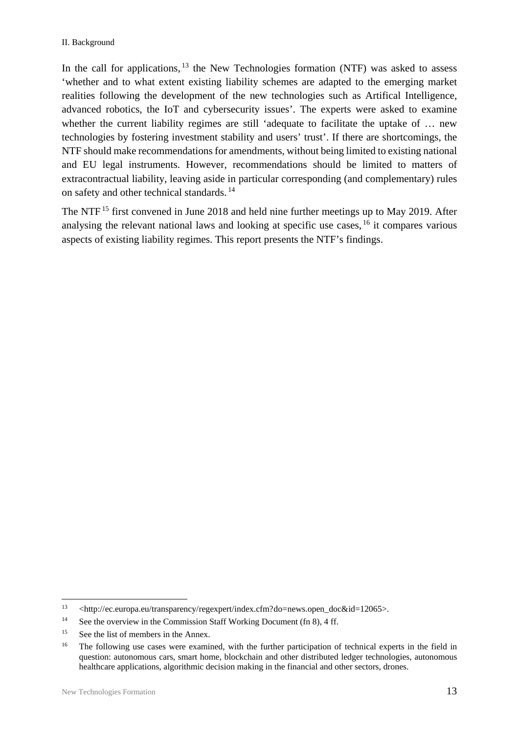In the call for applications,[13] the New Technologies formation (NTF) was asked to assess 'whether and to what extent existing liability schemes are adapted to the emerging market realities following the development of the new technologies such as Artifical Intelligence, advanced robotics, the IoT and cybersecurity issues'. The experts were asked to examine whether the current liability regimes are still 'adequate to facilitate the uptake of … new technologies by fostering investment stability and users' trust'. If there are shortcomings, the NTF should make recommendations for amendments, without being limited to existing national and EU legal instruments. However, recommendations should be limited to matters of extracontractual liability, leaving aside in particular corresponding (and complementary) rules on safety and other technical standards.[14]

The NTF[15] first convened in June 2018 and held nine further meetings up to May 2019. After analysing the relevant national laws and looking at specific use cases,[16] it compares various aspects of existing liability regimes. This report presents the NTF's findings.

---

[13] <http://ec.europa.eu/transparency/regexpert/index.cfm?do=news.open_doc&id=12065>.

[14] See the overview in the Commission Staff Working Document (fn 8), 4 ff.

[15] See the list of members in the Annex.

[16] The following use cases were examined, with the further participation of technical experts in the field in question: autonomous cars, smart home, blockchain and other distributed ledger technologies, autonomous healthcare applications, algorithmic decision making in the financial and other sectors, drones.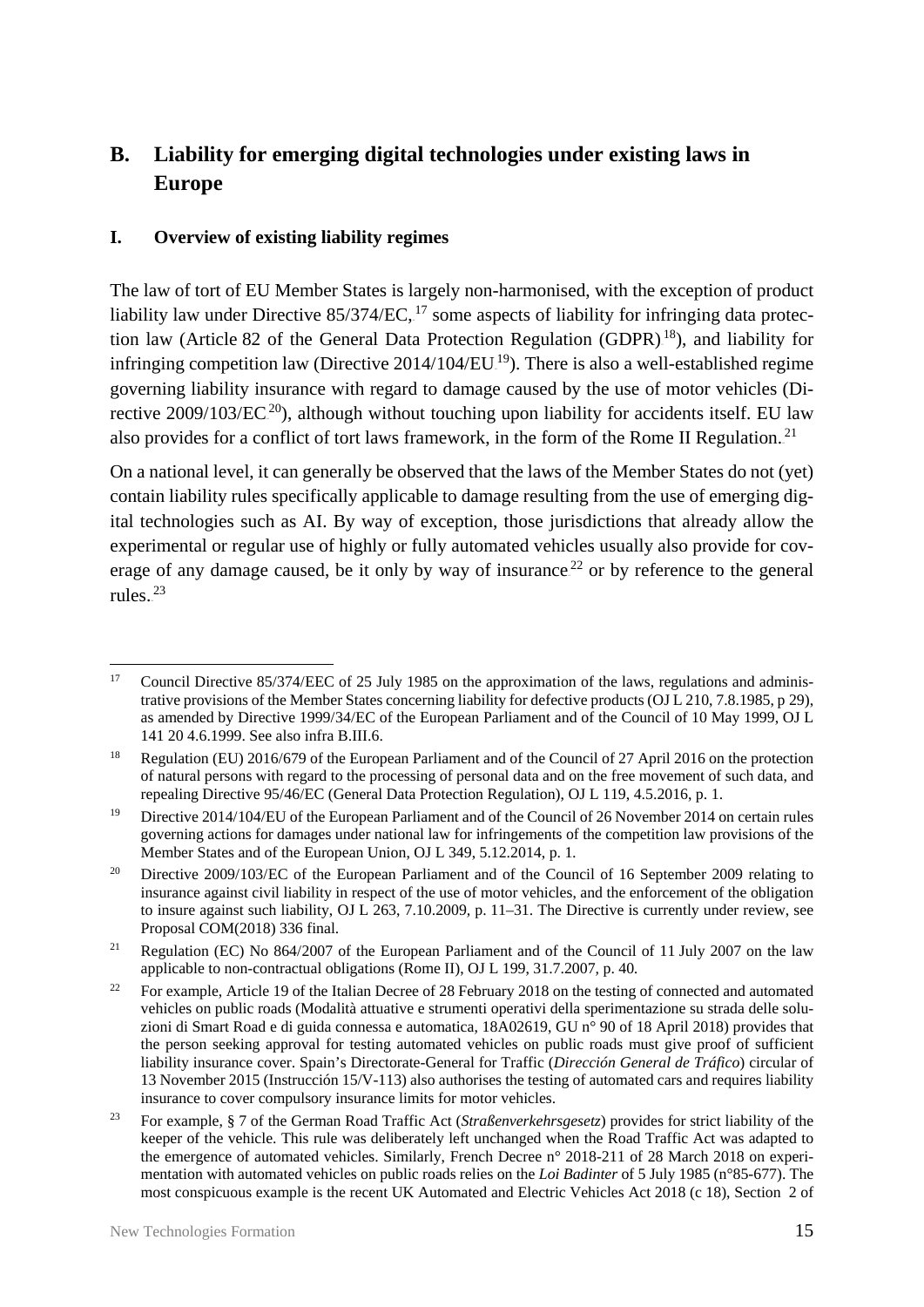## B. Liability for emerging digital technologies under existing laws in Europe

### I. Overview of existing liability regimes

The law of tort of EU Member States is largely non-harmonised, with the exception of product liability law under Directive 85/374/EC,[17] some aspects of liability for infringing data protection law (Article 82 of the General Data Protection Regulation (GDPR)[18]), and liability for infringing competition law (Directive 2014/104/EU[19]). There is also a well-established regime governing liability insurance with regard to damage caused by the use of motor vehicles (Directive 2009/103/EC[20]), although without touching upon liability for accidents itself. EU law also provides for a conflict of tort laws framework, in the form of the Rome II Regulation.[21]

On a national level, it can generally be observed that the laws of the Member States do not (yet) contain liability rules specifically applicable to damage resulting from the use of emerging digital technologies such as AI. By way of exception, those jurisdictions that already allow the experimental or regular use of highly or fully automated vehicles usually also provide for coverage of any damage caused, be it only by way of insurance[22] or by reference to the general rules.[23]

---

[17] Council Directive 85/374/EEC of 25 July 1985 on the approximation of the laws, regulations and administrative provisions of the Member States concerning liability for defective products (OJ L 210, 7.8.1985, p 29), as amended by Directive 1999/34/EC of the European Parliament and of the Council of 10 May 1999, OJ L 141 20 4.6.1999. See also infra B.III.6.

[18] Regulation (EU) 2016/679 of the European Parliament and of the Council of 27 April 2016 on the protection of natural persons with regard to the processing of personal data and on the free movement of such data, and repealing Directive 95/46/EC (General Data Protection Regulation), OJ L 119, 4.5.2016, p. 1.

[19] Directive 2014/104/EU of the European Parliament and of the Council of 26 November 2014 on certain rules governing actions for damages under national law for infringements of the competition law provisions of the Member States and of the European Union, OJ L 349, 5.12.2014, p. 1.

[20] Directive 2009/103/EC of the European Parliament and of the Council of 16 September 2009 relating to insurance against civil liability in respect of the use of motor vehicles, and the enforcement of the obligation to insure against such liability, OJ L 263, 7.10.2009, p. 11–31. The Directive is currently under review, see Proposal COM(2018) 336 final.

[21] Regulation (EC) No 864/2007 of the European Parliament and of the Council of 11 July 2007 on the law applicable to non-contractual obligations (Rome II), OJ L 199, 31.7.2007, p. 40.

[22] For example, Article 19 of the Italian Decree of 28 February 2018 on the testing of connected and automated vehicles on public roads (Modalità attuative e strumenti operativi della sperimentazione su strada delle soluzioni di Smart Road e di guida connessa e automatica, 18A02619, GU n° 90 of 18 April 2018) provides that the person seeking approval for testing automated vehicles on public roads must give proof of sufficient liability insurance cover. Spain's Directorate-General for Traffic (*Dirección General de Tráfico*) circular of 13 November 2015 (Instrucción 15/V-113) also authorises the testing of automated cars and requires liability insurance to cover compulsory insurance limits for motor vehicles.

[23] For example, § 7 of the German Road Traffic Act (*Straßenverkehrsgesetz*) provides for strict liability of the keeper of the vehicle. This rule was deliberately left unchanged when the Road Traffic Act was adapted to the emergence of automated vehicles. Similarly, French Decree n° 2018-211 of 28 March 2018 on experimentation with automated vehicles on public roads relies on the *Loi Badinter* of 5 July 1985 (n°85-677). The most conspicuous example is the recent UK Automated and Electric Vehicles Act 2018 (c 18), Section 2 of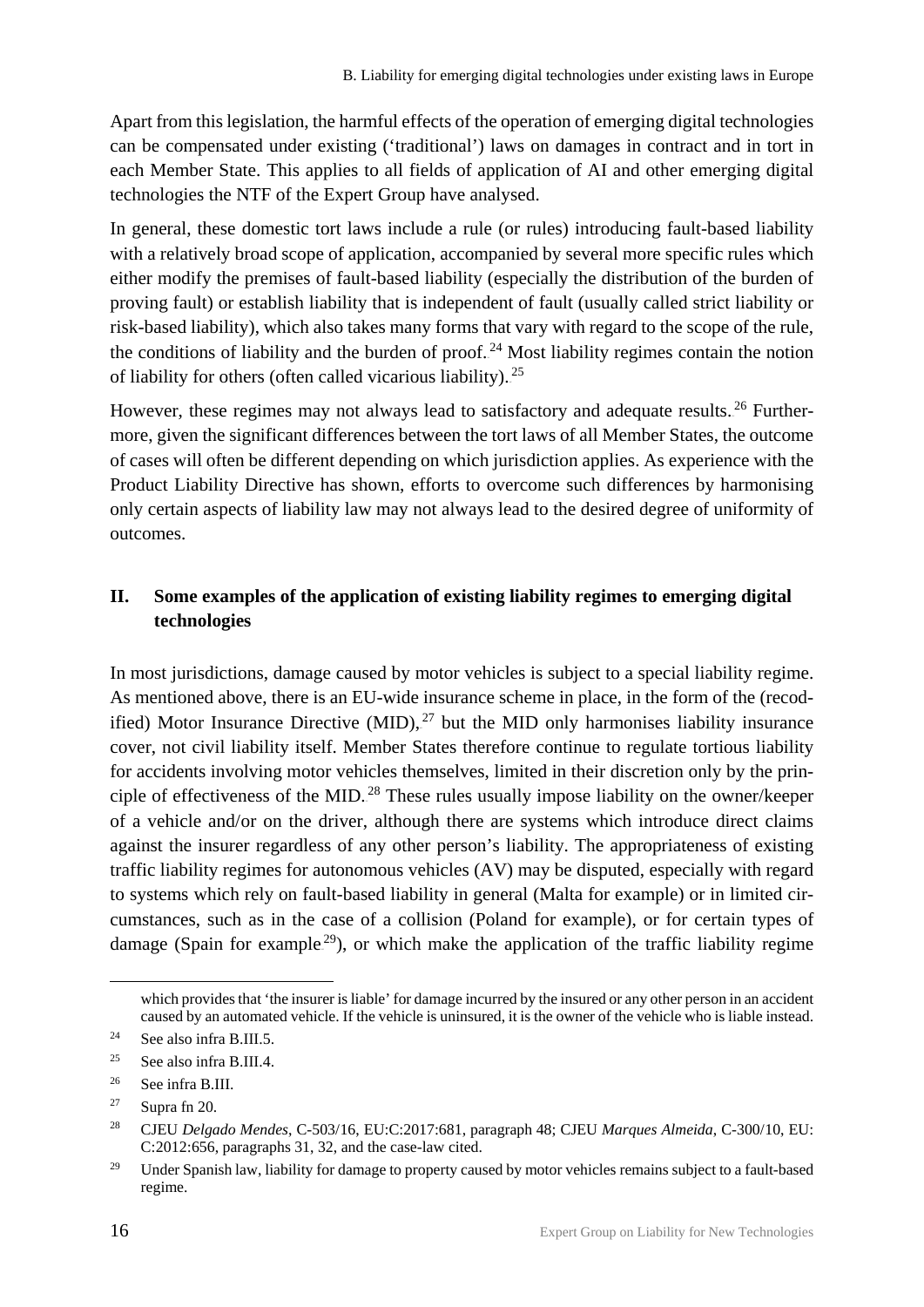Apart from this legislation, the harmful effects of the operation of emerging digital technologies can be compensated under existing ('traditional') laws on damages in contract and in tort in each Member State. This applies to all fields of application of AI and other emerging digital technologies the NTF of the Expert Group have analysed.

In general, these domestic tort laws include a rule (or rules) introducing fault-based liability with a relatively broad scope of application, accompanied by several more specific rules which either modify the premises of fault-based liability (especially the distribution of the burden of proving fault) or establish liability that is independent of fault (usually called strict liability or risk-based liability), which also takes many forms that vary with regard to the scope of the rule, the conditions of liability and the burden of proof.[24] Most liability regimes contain the notion of liability for others (often called vicarious liability).[25]

However, these regimes may not always lead to satisfactory and adequate results.[26] Furthermore, given the significant differences between the tort laws of all Member States, the outcome of cases will often be different depending on which jurisdiction applies. As experience with the Product Liability Directive has shown, efforts to overcome such differences by harmonising only certain aspects of liability law may not always lead to the desired degree of uniformity of outcomes.

## II. Some examples of the application of existing liability regimes to emerging digital technologies

In most jurisdictions, damage caused by motor vehicles is subject to a special liability regime. As mentioned above, there is an EU-wide insurance scheme in place, in the form of the (recodified) Motor Insurance Directive (MID),[27] but the MID only harmonises liability insurance cover, not civil liability itself. Member States therefore continue to regulate tortious liability for accidents involving motor vehicles themselves, limited in their discretion only by the principle of effectiveness of the MID.[28] These rules usually impose liability on the owner/keeper of a vehicle and/or on the driver, although there are systems which introduce direct claims against the insurer regardless of any other person's liability. The appropriateness of existing traffic liability regimes for autonomous vehicles (AV) may be disputed, especially with regard to systems which rely on fault-based liability in general (Malta for example) or in limited circumstances, such as in the case of a collision (Poland for example), or for certain types of damage (Spain for example[29]), or which make the application of the traffic liability regime

---

which provides that 'the insurer is liable' for damage incurred by the insured or any other person in an accident caused by an automated vehicle. If the vehicle is uninsured, it is the owner of the vehicle who is liable instead.

[24] See also infra B.III.5.

[25] See also infra B.III.4.

[26] See infra B.III.

[27] Supra fn 20.

[28] CJEU *Delgado Mendes*, C-503/16, EU:C:2017:681, paragraph 48; CJEU *Marques Almeida*, C-300/10, EU: C:2012:656, paragraphs 31, 32, and the case-law cited.

[29] Under Spanish law, liability for damage to property caused by motor vehicles remains subject to a fault-based regime.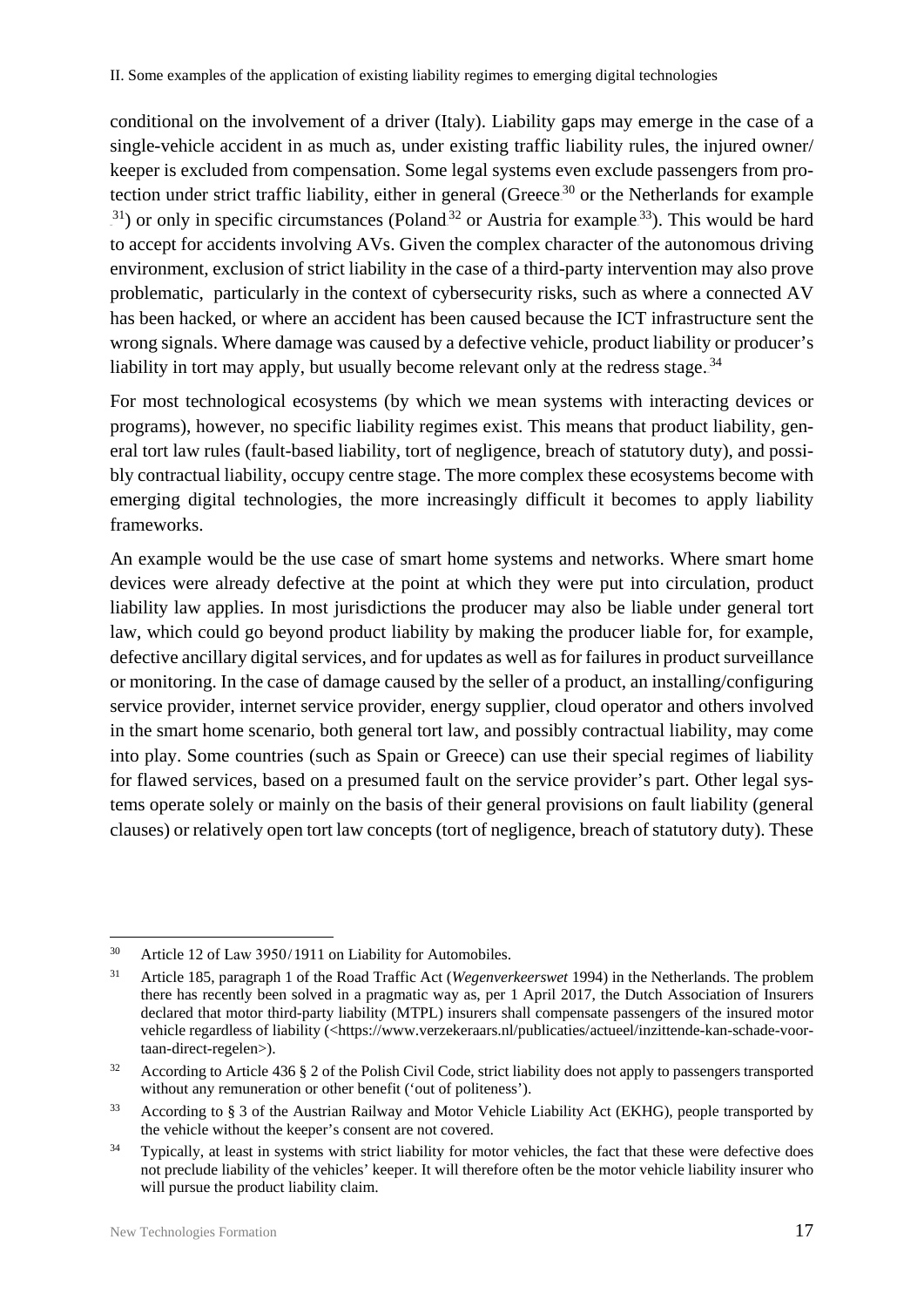conditional on the involvement of a driver (Italy). Liability gaps may emerge in the case of a single-vehicle accident in as much as, under existing traffic liability rules, the injured owner/ keeper is excluded from compensation. Some legal systems even exclude passengers from protection under strict traffic liability, either in general (Greece[30] or the Netherlands for example [31]) or only in specific circumstances (Poland[32] or Austria for example[33]). This would be hard to accept for accidents involving AVs. Given the complex character of the autonomous driving environment, exclusion of strict liability in the case of a third-party intervention may also prove problematic, particularly in the context of cybersecurity risks, such as where a connected AV has been hacked, or where an accident has been caused because the ICT infrastructure sent the wrong signals. Where damage was caused by a defective vehicle, product liability or producer's liability in tort may apply, but usually become relevant only at the redress stage.[34]

For most technological ecosystems (by which we mean systems with interacting devices or programs), however, no specific liability regimes exist. This means that product liability, general tort law rules (fault-based liability, tort of negligence, breach of statutory duty), and possibly contractual liability, occupy centre stage. The more complex these ecosystems become with emerging digital technologies, the more increasingly difficult it becomes to apply liability frameworks.

An example would be the use case of smart home systems and networks. Where smart home devices were already defective at the point at which they were put into circulation, product liability law applies. In most jurisdictions the producer may also be liable under general tort law, which could go beyond product liability by making the producer liable for, for example, defective ancillary digital services, and for updates as well as for failures in product surveillance or monitoring. In the case of damage caused by the seller of a product, an installing/configuring service provider, internet service provider, energy supplier, cloud operator and others involved in the smart home scenario, both general tort law, and possibly contractual liability, may come into play. Some countries (such as Spain or Greece) can use their special regimes of liability for flawed services, based on a presumed fault on the service provider's part. Other legal systems operate solely or mainly on the basis of their general provisions on fault liability (general clauses) or relatively open tort law concepts (tort of negligence, breach of statutory duty). These

---

[30] Article 12 of Law 3950/1911 on Liability for Automobiles.

[31] Article 185, paragraph 1 of the Road Traffic Act (*Wegenverkeerswet* 1994) in the Netherlands. The problem there has recently been solved in a pragmatic way as, per 1 April 2017, the Dutch Association of Insurers declared that motor third-party liability (MTPL) insurers shall compensate passengers of the insured motor vehicle regardless of liability (<https://www.verzekeraars.nl/publicaties/actueel/inzittende-kan-schade-voortaan-direct-regelen>).

[32] According to Article 436 § 2 of the Polish Civil Code, strict liability does not apply to passengers transported without any remuneration or other benefit ('out of politeness').

[33] According to § 3 of the Austrian Railway and Motor Vehicle Liability Act (EKHG), people transported by the vehicle without the keeper's consent are not covered.

[34] Typically, at least in systems with strict liability for motor vehicles, the fact that these were defective does not preclude liability of the vehicles' keeper. It will therefore often be the motor vehicle liability insurer who will pursue the product liability claim.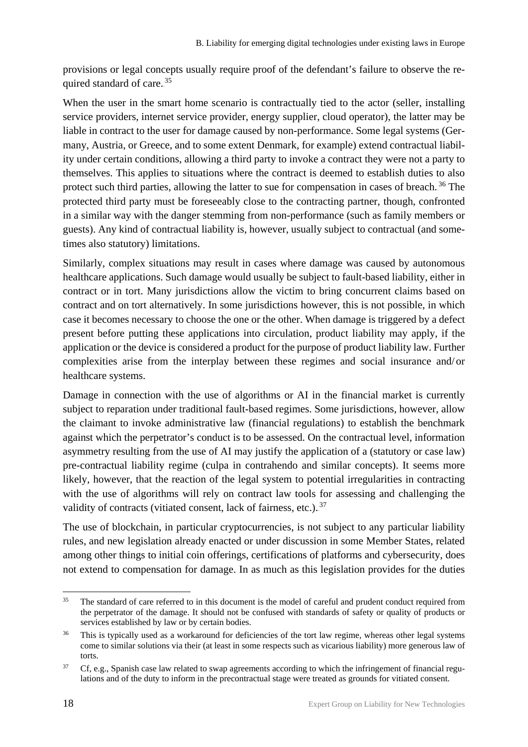provisions or legal concepts usually require proof of the defendant's failure to observe the required standard of care.[35]

When the user in the smart home scenario is contractually tied to the actor (seller, installing service providers, internet service provider, energy supplier, cloud operator), the latter may be liable in contract to the user for damage caused by non-performance. Some legal systems (Germany, Austria, or Greece, and to some extent Denmark, for example) extend contractual liability under certain conditions, allowing a third party to invoke a contract they were not a party to themselves. This applies to situations where the contract is deemed to establish duties to also protect such third parties, allowing the latter to sue for compensation in cases of breach.[36] The protected third party must be foreseeably close to the contracting partner, though, confronted in a similar way with the danger stemming from non-performance (such as family members or guests). Any kind of contractual liability is, however, usually subject to contractual (and sometimes also statutory) limitations.

Similarly, complex situations may result in cases where damage was caused by autonomous healthcare applications. Such damage would usually be subject to fault-based liability, either in contract or in tort. Many jurisdictions allow the victim to bring concurrent claims based on contract and on tort alternatively. In some jurisdictions however, this is not possible, in which case it becomes necessary to choose the one or the other. When damage is triggered by a defect present before putting these applications into circulation, product liability may apply, if the application or the device is considered a product for the purpose of product liability law. Further complexities arise from the interplay between these regimes and social insurance and/or healthcare systems.

Damage in connection with the use of algorithms or AI in the financial market is currently subject to reparation under traditional fault-based regimes. Some jurisdictions, however, allow the claimant to invoke administrative law (financial regulations) to establish the benchmark against which the perpetrator's conduct is to be assessed. On the contractual level, information asymmetry resulting from the use of AI may justify the application of a (statutory or case law) pre-contractual liability regime (culpa in contrahendo and similar concepts). It seems more likely, however, that the reaction of the legal system to potential irregularities in contracting with the use of algorithms will rely on contract law tools for assessing and challenging the validity of contracts (vitiated consent, lack of fairness, etc.).[37]

The use of blockchain, in particular cryptocurrencies, is not subject to any particular liability rules, and new legislation already enacted or under discussion in some Member States, related among other things to initial coin offerings, certifications of platforms and cybersecurity, does not extend to compensation for damage. In as much as this legislation provides for the duties

---

[35] The standard of care referred to in this document is the model of careful and prudent conduct required from the perpetrator of the damage. It should not be confused with standards of safety or quality of products or services established by law or by certain bodies.

[36] This is typically used as a workaround for deficiencies of the tort law regime, whereas other legal systems come to similar solutions via their (at least in some respects such as vicarious liability) more generous law of torts.

[37] Cf, e.g., Spanish case law related to swap agreements according to which the infringement of financial regulations and of the duty to inform in the precontractual stage were treated as grounds for vitiated consent.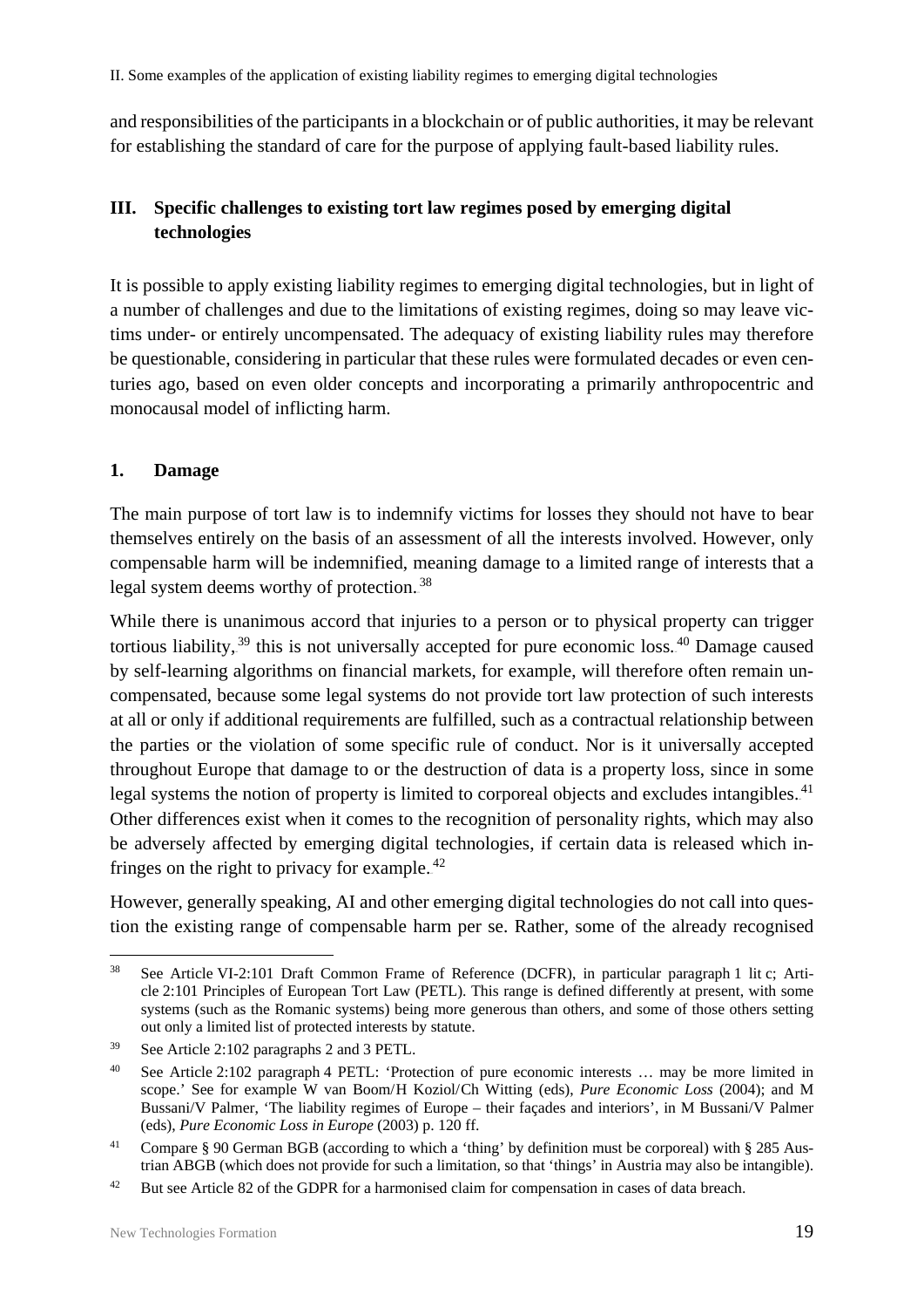and responsibilities of the participants in a blockchain or of public authorities, it may be relevant for establishing the standard of care for the purpose of applying fault-based liability rules.

## III. Specific challenges to existing tort law regimes posed by emerging digital technologies

It is possible to apply existing liability regimes to emerging digital technologies, but in light of a number of challenges and due to the limitations of existing regimes, doing so may leave victims under- or entirely uncompensated. The adequacy of existing liability rules may therefore be questionable, considering in particular that these rules were formulated decades or even centuries ago, based on even older concepts and incorporating a primarily anthropocentric and monocausal model of inflicting harm.

### 1. Damage

The main purpose of tort law is to indemnify victims for losses they should not have to bear themselves entirely on the basis of an assessment of all the interests involved. However, only compensable harm will be indemnified, meaning damage to a limited range of interests that a legal system deems worthy of protection.[38]

While there is unanimous accord that injuries to a person or to physical property can trigger tortious liability,[39] this is not universally accepted for pure economic loss.[40] Damage caused by self-learning algorithms on financial markets, for example, will therefore often remain uncompensated, because some legal systems do not provide tort law protection of such interests at all or only if additional requirements are fulfilled, such as a contractual relationship between the parties or the violation of some specific rule of conduct. Nor is it universally accepted throughout Europe that damage to or the destruction of data is a property loss, since in some legal systems the notion of property is limited to corporeal objects and excludes intangibles.[41] Other differences exist when it comes to the recognition of personality rights, which may also be adversely affected by emerging digital technologies, if certain data is released which infringes on the right to privacy for example.[42]

However, generally speaking, AI and other emerging digital technologies do not call into question the existing range of compensable harm per se. Rather, some of the already recognised

---

[38] See Article VI-2:101 Draft Common Frame of Reference (DCFR), in particular paragraph 1 lit c; Article 2:101 Principles of European Tort Law (PETL). This range is defined differently at present, with some systems (such as the Romanic systems) being more generous than others, and some of those others setting out only a limited list of protected interests by statute.

[39] See Article 2:102 paragraphs 2 and 3 PETL.

[40] See Article 2:102 paragraph 4 PETL: 'Protection of pure economic interests … may be more limited in scope.' See for example W van Boom/H Koziol/Ch Witting (eds), *Pure Economic Loss* (2004); and M Bussani/V Palmer, 'The liability regimes of Europe – their façades and interiors', in M Bussani/V Palmer (eds), *Pure Economic Loss in Europe* (2003) p. 120 ff.

[41] Compare § 90 German BGB (according to which a 'thing' by definition must be corporeal) with § 285 Austrian ABGB (which does not provide for such a limitation, so that 'things' in Austria may also be intangible).

[42] But see Article 82 of the GDPR for a harmonised claim for compensation in cases of data breach.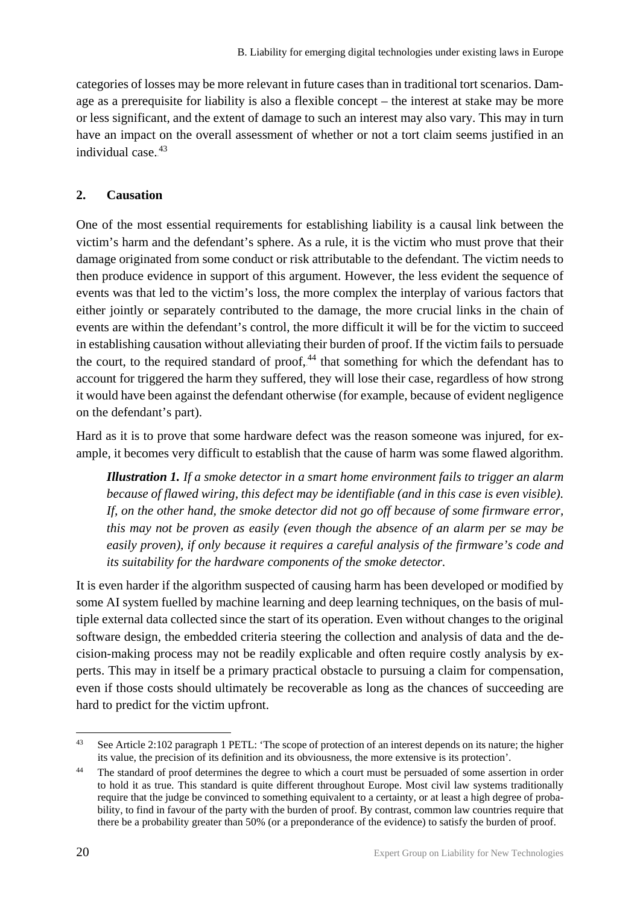categories of losses may be more relevant in future cases than in traditional tort scenarios. Damage as a prerequisite for liability is also a flexible concept – the interest at stake may be more or less significant, and the extent of damage to such an interest may also vary. This may in turn have an impact on the overall assessment of whether or not a tort claim seems justified in an individual case.[43]

## 2. Causation

One of the most essential requirements for establishing liability is a causal link between the victim's harm and the defendant's sphere. As a rule, it is the victim who must prove that their damage originated from some conduct or risk attributable to the defendant. The victim needs to then produce evidence in support of this argument. However, the less evident the sequence of events was that led to the victim's loss, the more complex the interplay of various factors that either jointly or separately contributed to the damage, the more crucial links in the chain of events are within the defendant's control, the more difficult it will be for the victim to succeed in establishing causation without alleviating their burden of proof. If the victim fails to persuade the court, to the required standard of proof,[44] that something for which the defendant has to account for triggered the harm they suffered, they will lose their case, regardless of how strong it would have been against the defendant otherwise (for example, because of evident negligence on the defendant's part).

Hard as it is to prove that some hardware defect was the reason someone was injured, for example, it becomes very difficult to establish that the cause of harm was some flawed algorithm.

> ***Illustration 1.*** *If a smoke detector in a smart home environment fails to trigger an alarm because of flawed wiring, this defect may be identifiable (and in this case is even visible). If, on the other hand, the smoke detector did not go off because of some firmware error, this may not be proven as easily (even though the absence of an alarm per se may be easily proven), if only because it requires a careful analysis of the firmware's code and its suitability for the hardware components of the smoke detector.*

It is even harder if the algorithm suspected of causing harm has been developed or modified by some AI system fuelled by machine learning and deep learning techniques, on the basis of multiple external data collected since the start of its operation. Even without changes to the original software design, the embedded criteria steering the collection and analysis of data and the decision-making process may not be readily explicable and often require costly analysis by experts. This may in itself be a primary practical obstacle to pursuing a claim for compensation, even if those costs should ultimately be recoverable as long as the chances of succeeding are hard to predict for the victim upfront.

---

[43] See Article 2:102 paragraph 1 PETL: 'The scope of protection of an interest depends on its nature; the higher its value, the precision of its definition and its obviousness, the more extensive is its protection'.

[44] The standard of proof determines the degree to which a court must be persuaded of some assertion in order to hold it as true. This standard is quite different throughout Europe. Most civil law systems traditionally require that the judge be convinced to something equivalent to a certainty, or at least a high degree of probability, to find in favour of the party with the burden of proof. By contrast, common law countries require that there be a probability greater than 50% (or a preponderance of the evidence) to satisfy the burden of proof.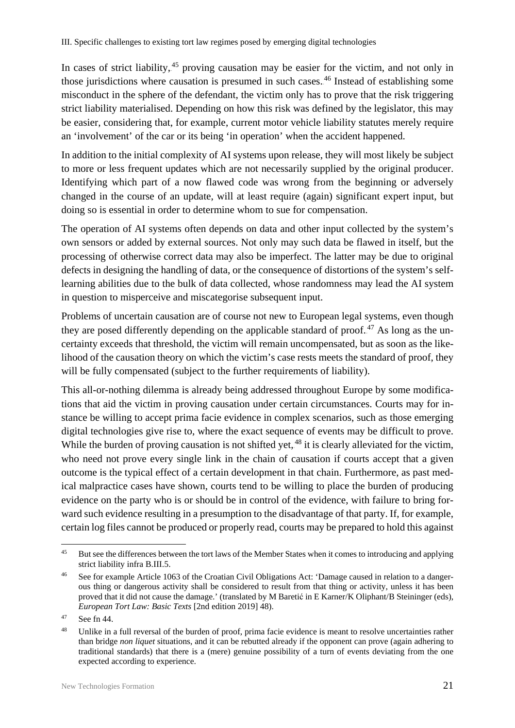In cases of strict liability,[45] proving causation may be easier for the victim, and not only in those jurisdictions where causation is presumed in such cases.[46] Instead of establishing some misconduct in the sphere of the defendant, the victim only has to prove that the risk triggering strict liability materialised. Depending on how this risk was defined by the legislator, this may be easier, considering that, for example, current motor vehicle liability statutes merely require an 'involvement' of the car or its being 'in operation' when the accident happened.

In addition to the initial complexity of AI systems upon release, they will most likely be subject to more or less frequent updates which are not necessarily supplied by the original producer. Identifying which part of a now flawed code was wrong from the beginning or adversely changed in the course of an update, will at least require (again) significant expert input, but doing so is essential in order to determine whom to sue for compensation.

The operation of AI systems often depends on data and other input collected by the system's own sensors or added by external sources. Not only may such data be flawed in itself, but the processing of otherwise correct data may also be imperfect. The latter may be due to original defects in designing the handling of data, or the consequence of distortions of the system's self-learning abilities due to the bulk of data collected, whose randomness may lead the AI system in question to misperceive and miscategorise subsequent input.

Problems of uncertain causation are of course not new to European legal systems, even though they are posed differently depending on the applicable standard of proof.[47] As long as the uncertainty exceeds that threshold, the victim will remain uncompensated, but as soon as the likelihood of the causation theory on which the victim's case rests meets the standard of proof, they will be fully compensated (subject to the further requirements of liability).

This all-or-nothing dilemma is already being addressed throughout Europe by some modifications that aid the victim in proving causation under certain circumstances. Courts may for instance be willing to accept prima facie evidence in complex scenarios, such as those emerging digital technologies give rise to, where the exact sequence of events may be difficult to prove. While the burden of proving causation is not shifted yet,[48] it is clearly alleviated for the victim, who need not prove every single link in the chain of causation if courts accept that a given outcome is the typical effect of a certain development in that chain. Furthermore, as past medical malpractice cases have shown, courts tend to be willing to place the burden of producing evidence on the party who is or should be in control of the evidence, with failure to bring forward such evidence resulting in a presumption to the disadvantage of that party. If, for example, certain log files cannot be produced or properly read, courts may be prepared to hold this against

---

[45] But see the differences between the tort laws of the Member States when it comes to introducing and applying strict liability infra B.III.5.

[46] See for example Article 1063 of the Croatian Civil Obligations Act: 'Damage caused in relation to a dangerous thing or dangerous activity shall be considered to result from that thing or activity, unless it has been proved that it did not cause the damage.' (translated by M Baretić in E Karner/K Oliphant/B Steininger (eds), *European Tort Law: Basic Texts* [2nd edition 2019] 48).

[47] See fn 44.

[48] Unlike in a full reversal of the burden of proof, prima facie evidence is meant to resolve uncertainties rather than bridge *non liquet* situations, and it can be rebutted already if the opponent can prove (again adhering to traditional standards) that there is a (mere) genuine possibility of a turn of events deviating from the one expected according to experience.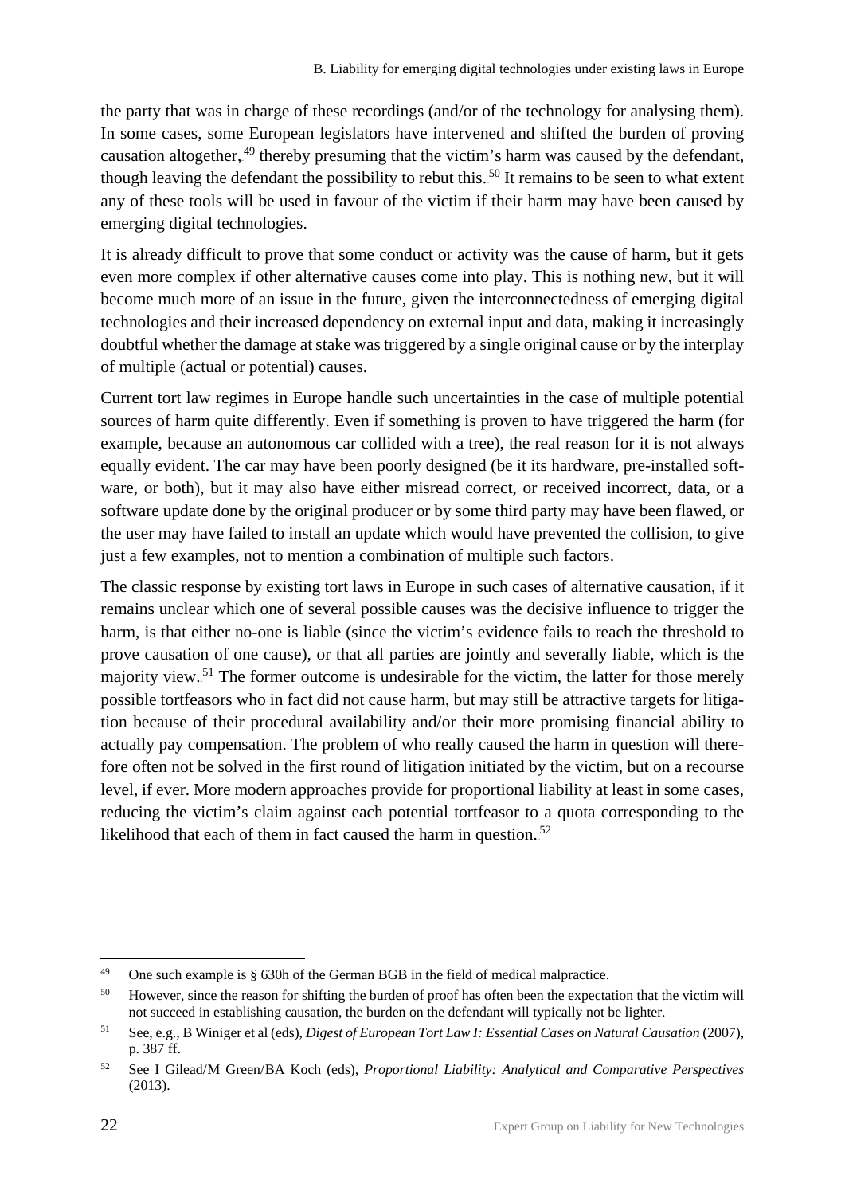the party that was in charge of these recordings (and/or of the technology for analysing them). In some cases, some European legislators have intervened and shifted the burden of proving causation altogether,[49] thereby presuming that the victim's harm was caused by the defendant, though leaving the defendant the possibility to rebut this.[50] It remains to be seen to what extent any of these tools will be used in favour of the victim if their harm may have been caused by emerging digital technologies.

It is already difficult to prove that some conduct or activity was the cause of harm, but it gets even more complex if other alternative causes come into play. This is nothing new, but it will become much more of an issue in the future, given the interconnectedness of emerging digital technologies and their increased dependency on external input and data, making it increasingly doubtful whether the damage at stake was triggered by a single original cause or by the interplay of multiple (actual or potential) causes.

Current tort law regimes in Europe handle such uncertainties in the case of multiple potential sources of harm quite differently. Even if something is proven to have triggered the harm (for example, because an autonomous car collided with a tree), the real reason for it is not always equally evident. The car may have been poorly designed (be it its hardware, pre-installed software, or both), but it may also have either misread correct, or received incorrect, data, or a software update done by the original producer or by some third party may have been flawed, or the user may have failed to install an update which would have prevented the collision, to give just a few examples, not to mention a combination of multiple such factors.

The classic response by existing tort laws in Europe in such cases of alternative causation, if it remains unclear which one of several possible causes was the decisive influence to trigger the harm, is that either no-one is liable (since the victim's evidence fails to reach the threshold to prove causation of one cause), or that all parties are jointly and severally liable, which is the majority view.[51] The former outcome is undesirable for the victim, the latter for those merely possible tortfeasors who in fact did not cause harm, but may still be attractive targets for litigation because of their procedural availability and/or their more promising financial ability to actually pay compensation. The problem of who really caused the harm in question will therefore often not be solved in the first round of litigation initiated by the victim, but on a recourse level, if ever. More modern approaches provide for proportional liability at least in some cases, reducing the victim's claim against each potential tortfeasor to a quota corresponding to the likelihood that each of them in fact caused the harm in question.[52]

---

[49] One such example is § 630h of the German BGB in the field of medical malpractice.

[50] However, since the reason for shifting the burden of proof has often been the expectation that the victim will not succeed in establishing causation, the burden on the defendant will typically not be lighter.

[51] See, e.g., B Winiger et al (eds), *Digest of European Tort Law I: Essential Cases on Natural Causation* (2007), p. 387 ff.

[52] See I Gilead/M Green/BA Koch (eds), *Proportional Liability: Analytical and Comparative Perspectives* (2013).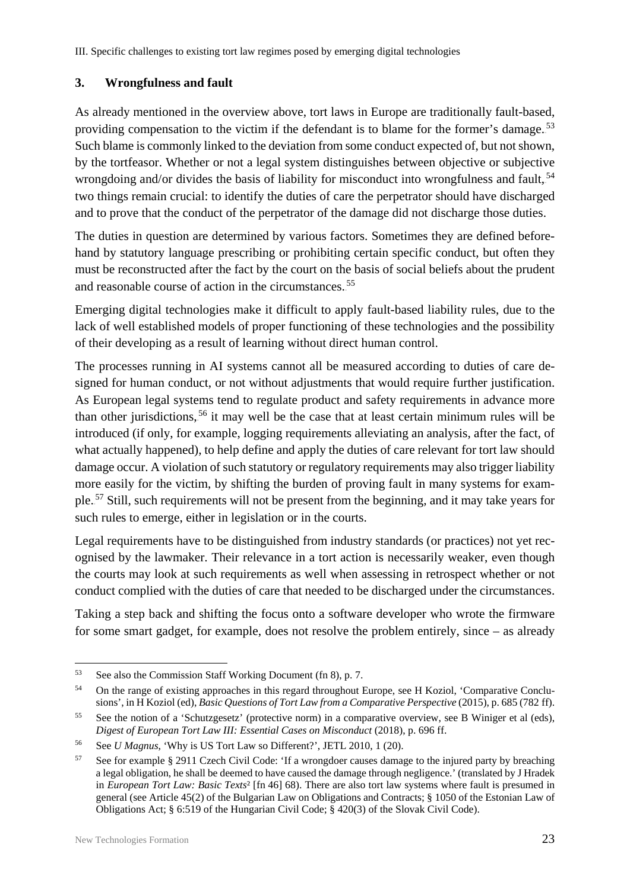### 3. Wrongfulness and fault

As already mentioned in the overview above, tort laws in Europe are traditionally fault-based, providing compensation to the victim if the defendant is to blame for the former's damage.[53] Such blame is commonly linked to the deviation from some conduct expected of, but not shown, by the tortfeasor. Whether or not a legal system distinguishes between objective or subjective wrongdoing and/or divides the basis of liability for misconduct into wrongfulness and fault,[54] two things remain crucial: to identify the duties of care the perpetrator should have discharged and to prove that the conduct of the perpetrator of the damage did not discharge those duties.

The duties in question are determined by various factors. Sometimes they are defined beforehand by statutory language prescribing or prohibiting certain specific conduct, but often they must be reconstructed after the fact by the court on the basis of social beliefs about the prudent and reasonable course of action in the circumstances.[55]

Emerging digital technologies make it difficult to apply fault-based liability rules, due to the lack of well established models of proper functioning of these technologies and the possibility of their developing as a result of learning without direct human control.

The processes running in AI systems cannot all be measured according to duties of care designed for human conduct, or not without adjustments that would require further justification. As European legal systems tend to regulate product and safety requirements in advance more than other jurisdictions,[56] it may well be the case that at least certain minimum rules will be introduced (if only, for example, logging requirements alleviating an analysis, after the fact, of what actually happened), to help define and apply the duties of care relevant for tort law should damage occur. A violation of such statutory or regulatory requirements may also trigger liability more easily for the victim, by shifting the burden of proving fault in many systems for example.[57] Still, such requirements will not be present from the beginning, and it may take years for such rules to emerge, either in legislation or in the courts.

Legal requirements have to be distinguished from industry standards (or practices) not yet recognised by the lawmaker. Their relevance in a tort action is necessarily weaker, even though the courts may look at such requirements as well when assessing in retrospect whether or not conduct complied with the duties of care that needed to be discharged under the circumstances.

Taking a step back and shifting the focus onto a software developer who wrote the firmware for some smart gadget, for example, does not resolve the problem entirely, since – as already

---

[53] See also the Commission Staff Working Document (fn 8), p. 7.

[54] On the range of existing approaches in this regard throughout Europe, see H Koziol, 'Comparative Conclusions', in H Koziol (ed), *Basic Questions of Tort Law from a Comparative Perspective* (2015), p. 685 (782 ff).

[55] See the notion of a 'Schutzgesetz' (protective norm) in a comparative overview, see B Winiger et al (eds), *Digest of European Tort Law III: Essential Cases on Misconduct* (2018), p. 696 ff.

[56] See *U Magnus*, 'Why is US Tort Law so Different?', JETL 2010, 1 (20).

[57] See for example § 2911 Czech Civil Code: 'If a wrongdoer causes damage to the injured party by breaching a legal obligation, he shall be deemed to have caused the damage through negligence.' (translated by J Hradek in *European Tort Law: Basic Texts*² [fn 46] 68). There are also tort law systems where fault is presumed in general (see Article 45(2) of the Bulgarian Law on Obligations and Contracts; § 1050 of the Estonian Law of Obligations Act; § 6:519 of the Hungarian Civil Code; § 420(3) of the Slovak Civil Code).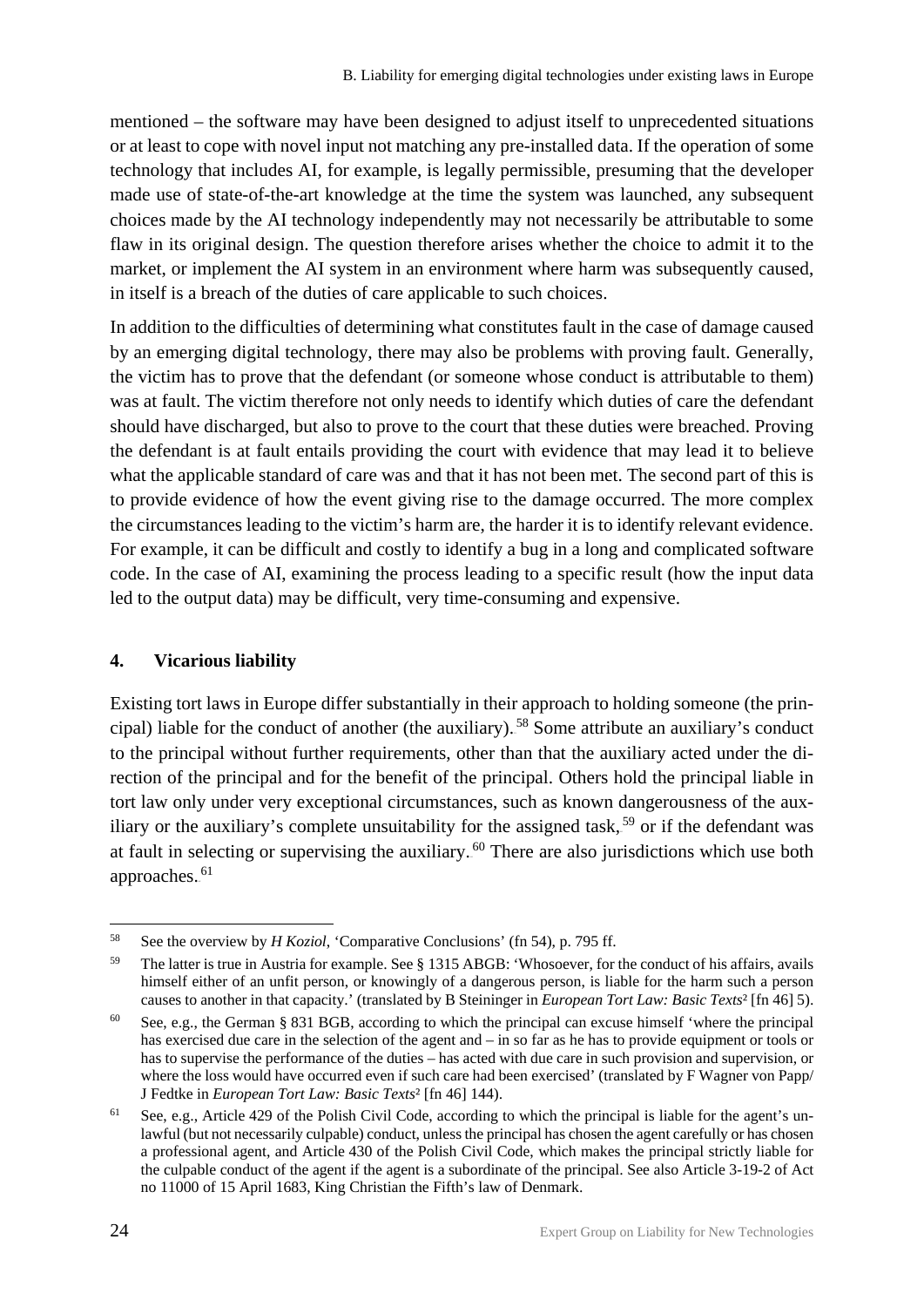mentioned – the software may have been designed to adjust itself to unprecedented situations or at least to cope with novel input not matching any pre-installed data. If the operation of some technology that includes AI, for example, is legally permissible, presuming that the developer made use of state-of-the-art knowledge at the time the system was launched, any subsequent choices made by the AI technology independently may not necessarily be attributable to some flaw in its original design. The question therefore arises whether the choice to admit it to the market, or implement the AI system in an environment where harm was subsequently caused, in itself is a breach of the duties of care applicable to such choices.

In addition to the difficulties of determining what constitutes fault in the case of damage caused by an emerging digital technology, there may also be problems with proving fault. Generally, the victim has to prove that the defendant (or someone whose conduct is attributable to them) was at fault. The victim therefore not only needs to identify which duties of care the defendant should have discharged, but also to prove to the court that these duties were breached. Proving the defendant is at fault entails providing the court with evidence that may lead it to believe what the applicable standard of care was and that it has not been met. The second part of this is to provide evidence of how the event giving rise to the damage occurred. The more complex the circumstances leading to the victim's harm are, the harder it is to identify relevant evidence. For example, it can be difficult and costly to identify a bug in a long and complicated software code. In the case of AI, examining the process leading to a specific result (how the input data led to the output data) may be difficult, very time-consuming and expensive.

#### 4. Vicarious liability

Existing tort laws in Europe differ substantially in their approach to holding someone (the principal) liable for the conduct of another (the auxiliary).[58] Some attribute an auxiliary's conduct to the principal without further requirements, other than that the auxiliary acted under the direction of the principal and for the benefit of the principal. Others hold the principal liable in tort law only under very exceptional circumstances, such as known dangerousness of the auxiliary or the auxiliary's complete unsuitability for the assigned task,[59] or if the defendant was at fault in selecting or supervising the auxiliary.[60] There are also jurisdictions which use both approaches.[61]

---

[58] See the overview by *H Koziol*, 'Comparative Conclusions' (fn 54), p. 795 ff.

[59] The latter is true in Austria for example. See § 1315 ABGB: 'Whosoever, for the conduct of his affairs, avails himself either of an unfit person, or knowingly of a dangerous person, is liable for the harm such a person causes to another in that capacity.' (translated by B Steininger in *European Tort Law: Basic Texts*² [fn 46] 5).

[60] See, e.g., the German § 831 BGB, according to which the principal can excuse himself 'where the principal has exercised due care in the selection of the agent and – in so far as he has to provide equipment or tools or has to supervise the performance of the duties – has acted with due care in such provision and supervision, or where the loss would have occurred even if such care had been exercised' (translated by F Wagner von Papp/ J Fedtke in *European Tort Law: Basic Texts*² [fn 46] 144).

[61] See, e.g., Article 429 of the Polish Civil Code, according to which the principal is liable for the agent's unlawful (but not necessarily culpable) conduct, unless the principal has chosen the agent carefully or has chosen a professional agent, and Article 430 of the Polish Civil Code, which makes the principal strictly liable for the culpable conduct of the agent if the agent is a subordinate of the principal. See also Article 3-19-2 of Act no 11000 of 15 April 1683, King Christian the Fifth's law of Denmark.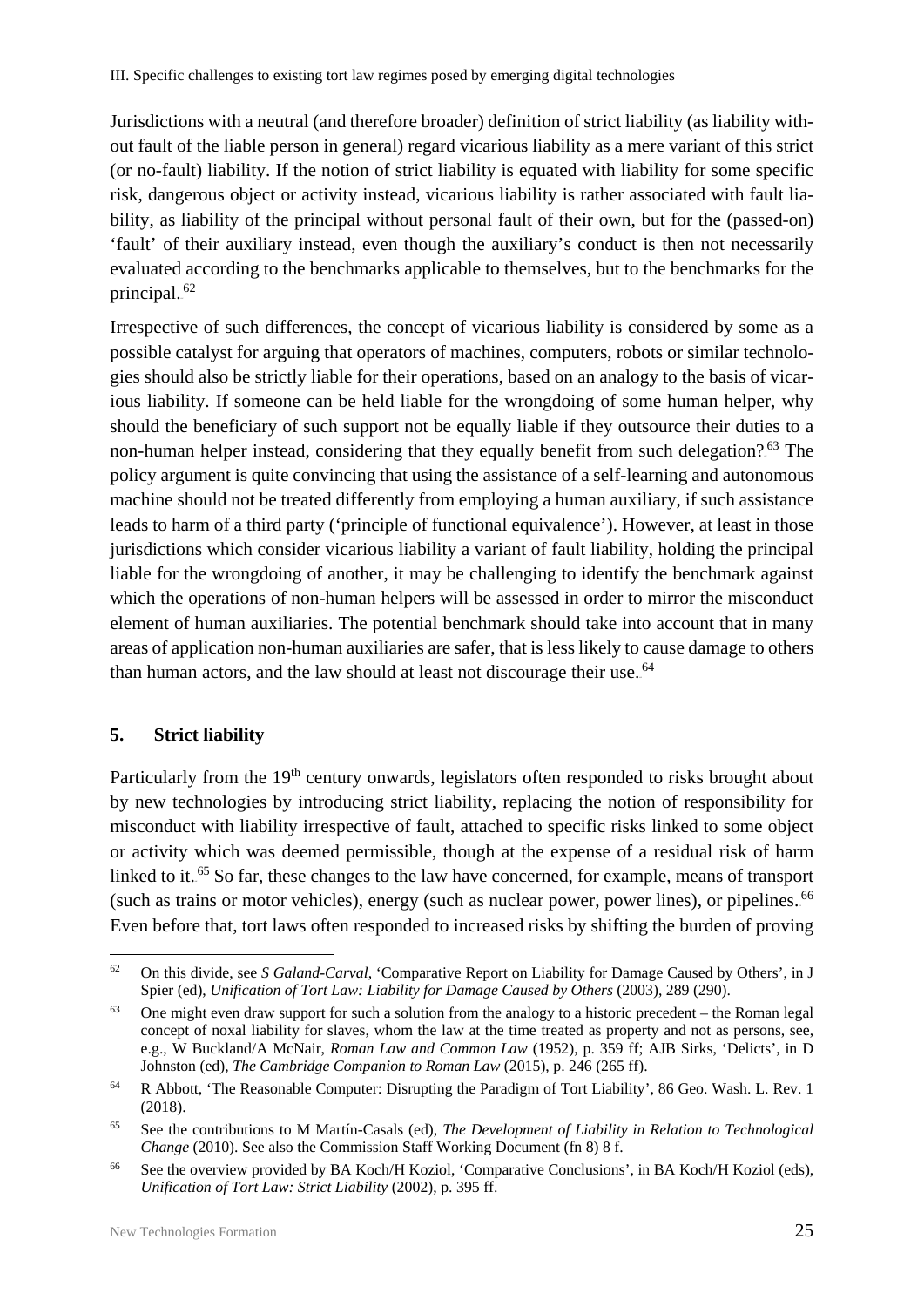Jurisdictions with a neutral (and therefore broader) definition of strict liability (as liability without fault of the liable person in general) regard vicarious liability as a mere variant of this strict (or no-fault) liability. If the notion of strict liability is equated with liability for some specific risk, dangerous object or activity instead, vicarious liability is rather associated with fault liability, as liability of the principal without personal fault of their own, but for the (passed-on) 'fault' of their auxiliary instead, even though the auxiliary's conduct is then not necessarily evaluated according to the benchmarks applicable to themselves, but to the benchmarks for the principal.[62]

Irrespective of such differences, the concept of vicarious liability is considered by some as a possible catalyst for arguing that operators of machines, computers, robots or similar technologies should also be strictly liable for their operations, based on an analogy to the basis of vicarious liability. If someone can be held liable for the wrongdoing of some human helper, why should the beneficiary of such support not be equally liable if they outsource their duties to a non-human helper instead, considering that they equally benefit from such delegation?[63] The policy argument is quite convincing that using the assistance of a self-learning and autonomous machine should not be treated differently from employing a human auxiliary, if such assistance leads to harm of a third party ('principle of functional equivalence'). However, at least in those jurisdictions which consider vicarious liability a variant of fault liability, holding the principal liable for the wrongdoing of another, it may be challenging to identify the benchmark against which the operations of non-human helpers will be assessed in order to mirror the misconduct element of human auxiliaries. The potential benchmark should take into account that in many areas of application non-human auxiliaries are safer, that is less likely to cause damage to others than human actors, and the law should at least not discourage their use.[64]

## 5. Strict liability

Particularly from the 19th century onwards, legislators often responded to risks brought about by new technologies by introducing strict liability, replacing the notion of responsibility for misconduct with liability irrespective of fault, attached to specific risks linked to some object or activity which was deemed permissible, though at the expense of a residual risk of harm linked to it.[65] So far, these changes to the law have concerned, for example, means of transport (such as trains or motor vehicles), energy (such as nuclear power, power lines), or pipelines.[66] Even before that, tort laws often responded to increased risks by shifting the burden of proving

---

[62] On this divide, see *S Galand-Carval*, 'Comparative Report on Liability for Damage Caused by Others', in J Spier (ed), *Unification of Tort Law: Liability for Damage Caused by Others* (2003), 289 (290).

[63] One might even draw support for such a solution from the analogy to a historic precedent – the Roman legal concept of noxal liability for slaves, whom the law at the time treated as property and not as persons, see, e.g., W Buckland/A McNair, *Roman Law and Common Law* (1952), p. 359 ff; AJB Sirks, 'Delicts', in D Johnston (ed), *The Cambridge Companion to Roman Law* (2015), p. 246 (265 ff).

[64] R Abbott, 'The Reasonable Computer: Disrupting the Paradigm of Tort Liability', 86 Geo. Wash. L. Rev. 1 (2018).

[65] See the contributions to M Martín-Casals (ed), *The Development of Liability in Relation to Technological Change* (2010). See also the Commission Staff Working Document (fn 8) 8 f.

[66] See the overview provided by BA Koch/H Koziol, 'Comparative Conclusions', in BA Koch/H Koziol (eds), *Unification of Tort Law: Strict Liability* (2002), p. 395 ff.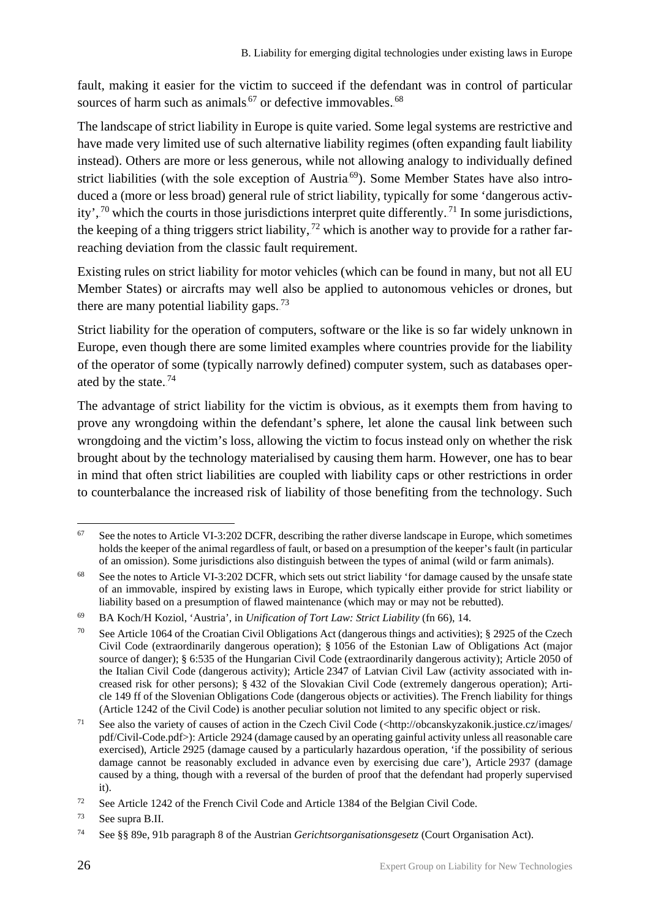fault, making it easier for the victim to succeed if the defendant was in control of particular sources of harm such as animals[67] or defective immovables.[68]

The landscape of strict liability in Europe is quite varied. Some legal systems are restrictive and have made very limited use of such alternative liability regimes (often expanding fault liability instead). Others are more or less generous, while not allowing analogy to individually defined strict liabilities (with the sole exception of Austria[69]). Some Member States have also introduced a (more or less broad) general rule of strict liability, typically for some 'dangerous activity',[70] which the courts in those jurisdictions interpret quite differently.[71] In some jurisdictions, the keeping of a thing triggers strict liability,[72] which is another way to provide for a rather far-reaching deviation from the classic fault requirement.

Existing rules on strict liability for motor vehicles (which can be found in many, but not all EU Member States) or aircrafts may well also be applied to autonomous vehicles or drones, but there are many potential liability gaps.[73]

Strict liability for the operation of computers, software or the like is so far widely unknown in Europe, even though there are some limited examples where countries provide for the liability of the operator of some (typically narrowly defined) computer system, such as databases operated by the state.[74]

The advantage of strict liability for the victim is obvious, as it exempts them from having to prove any wrongdoing within the defendant's sphere, let alone the causal link between such wrongdoing and the victim's loss, allowing the victim to focus instead only on whether the risk brought about by the technology materialised by causing them harm. However, one has to bear in mind that often strict liabilities are coupled with liability caps or other restrictions in order to counterbalance the increased risk of liability of those benefiting from the technology. Such

---

[67] See the notes to Article VI-3:202 DCFR, describing the rather diverse landscape in Europe, which sometimes holds the keeper of the animal regardless of fault, or based on a presumption of the keeper's fault (in particular of an omission). Some jurisdictions also distinguish between the types of animal (wild or farm animals).

[68] See the notes to Article VI-3:202 DCFR, which sets out strict liability 'for damage caused by the unsafe state of an immovable, inspired by existing laws in Europe, which typically either provide for strict liability or liability based on a presumption of flawed maintenance (which may or may not be rebutted).

[69] BA Koch/H Koziol, 'Austria', in *Unification of Tort Law: Strict Liability* (fn 66), 14.

[70] See Article 1064 of the Croatian Civil Obligations Act (dangerous things and activities); § 2925 of the Czech Civil Code (extraordinarily dangerous operation); § 1056 of the Estonian Law of Obligations Act (major source of danger); § 6:535 of the Hungarian Civil Code (extraordinarily dangerous activity); Article 2050 of the Italian Civil Code (dangerous activity); Article 2347 of Latvian Civil Law (activity associated with increased risk for other persons); § 432 of the Slovakian Civil Code (extremely dangerous operation); Article 149 ff of the Slovenian Obligations Code (dangerous objects or activities). The French liability for things (Article 1242 of the Civil Code) is another peculiar solution not limited to any specific object or risk.

[71] See also the variety of causes of action in the Czech Civil Code (<http://obcanskyzakonik.justice.cz/images/pdf/Civil-Code.pdf>): Article 2924 (damage caused by an operating gainful activity unless all reasonable care exercised), Article 2925 (damage caused by a particularly hazardous operation, 'if the possibility of serious damage cannot be reasonably excluded in advance even by exercising due care'), Article 2937 (damage caused by a thing, though with a reversal of the burden of proof that the defendant had properly supervised it).

[72] See Article 1242 of the French Civil Code and Article 1384 of the Belgian Civil Code.

[73] See supra B.II.

[74] See §§ 89e, 91b paragraph 8 of the Austrian *Gerichtsorganisationsgesetz* (Court Organisation Act).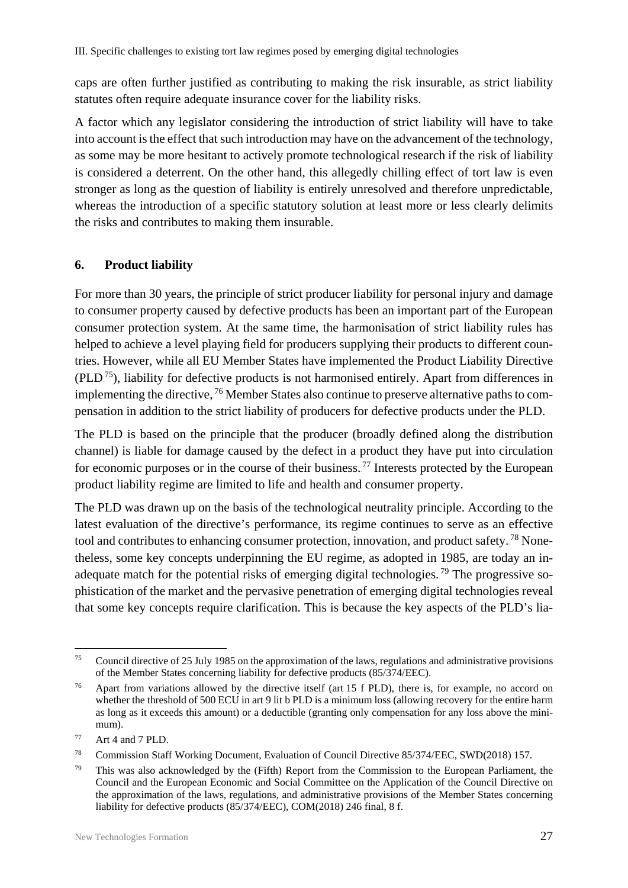caps are often further justified as contributing to making the risk insurable, as strict liability statutes often require adequate insurance cover for the liability risks.

A factor which any legislator considering the introduction of strict liability will have to take into account is the effect that such introduction may have on the advancement of the technology, as some may be more hesitant to actively promote technological research if the risk of liability is considered a deterrent. On the other hand, this allegedly chilling effect of tort law is even stronger as long as the question of liability is entirely unresolved and therefore unpredictable, whereas the introduction of a specific statutory solution at least more or less clearly delimits the risks and contributes to making them insurable.

## 6. Product liability

For more than 30 years, the principle of strict producer liability for personal injury and damage to consumer property caused by defective products has been an important part of the European consumer protection system. At the same time, the harmonisation of strict liability rules has helped to achieve a level playing field for producers supplying their products to different countries. However, while all EU Member States have implemented the Product Liability Directive (PLD[75]), liability for defective products is not harmonised entirely. Apart from differences in implementing the directive,[76] Member States also continue to preserve alternative paths to compensation in addition to the strict liability of producers for defective products under the PLD.

The PLD is based on the principle that the producer (broadly defined along the distribution channel) is liable for damage caused by the defect in a product they have put into circulation for economic purposes or in the course of their business.[77] Interests protected by the European product liability regime are limited to life and health and consumer property.

The PLD was drawn up on the basis of the technological neutrality principle. According to the latest evaluation of the directive's performance, its regime continues to serve as an effective tool and contributes to enhancing consumer protection, innovation, and product safety.[78] Nonetheless, some key concepts underpinning the EU regime, as adopted in 1985, are today an inadequate match for the potential risks of emerging digital technologies.[79] The progressive sophistication of the market and the pervasive penetration of emerging digital technologies reveal that some key concepts require clarification. This is because the key aspects of the PLD's lia-

---

[75] Council directive of 25 July 1985 on the approximation of the laws, regulations and administrative provisions of the Member States concerning liability for defective products (85/374/EEC).

[76] Apart from variations allowed by the directive itself (art 15 f PLD), there is, for example, no accord on whether the threshold of 500 ECU in art 9 lit b PLD is a minimum loss (allowing recovery for the entire harm as long as it exceeds this amount) or a deductible (granting only compensation for any loss above the minimum).

[77] Art 4 and 7 PLD.

[78] Commission Staff Working Document, Evaluation of Council Directive 85/374/EEC, SWD(2018) 157.

[79] This was also acknowledged by the (Fifth) Report from the Commission to the European Parliament, the Council and the European Economic and Social Committee on the Application of the Council Directive on the approximation of the laws, regulations, and administrative provisions of the Member States concerning liability for defective products (85/374/EEC), COM(2018) 246 final, 8 f.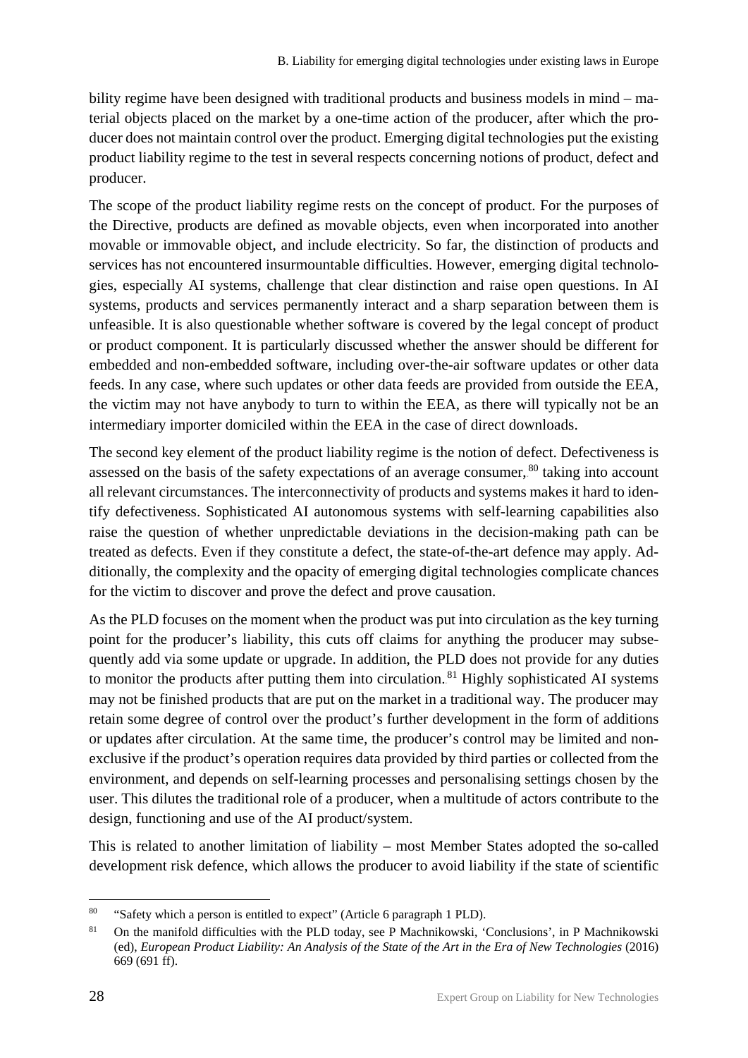bility regime have been designed with traditional products and business models in mind – material objects placed on the market by a one-time action of the producer, after which the producer does not maintain control over the product. Emerging digital technologies put the existing product liability regime to the test in several respects concerning notions of product, defect and producer.

The scope of the product liability regime rests on the concept of product. For the purposes of the Directive, products are defined as movable objects, even when incorporated into another movable or immovable object, and include electricity. So far, the distinction of products and services has not encountered insurmountable difficulties. However, emerging digital technologies, especially AI systems, challenge that clear distinction and raise open questions. In AI systems, products and services permanently interact and a sharp separation between them is unfeasible. It is also questionable whether software is covered by the legal concept of product or product component. It is particularly discussed whether the answer should be different for embedded and non-embedded software, including over-the-air software updates or other data feeds. In any case, where such updates or other data feeds are provided from outside the EEA, the victim may not have anybody to turn to within the EEA, as there will typically not be an intermediary importer domiciled within the EEA in the case of direct downloads.

The second key element of the product liability regime is the notion of defect. Defectiveness is assessed on the basis of the safety expectations of an average consumer,[80] taking into account all relevant circumstances. The interconnectivity of products and systems makes it hard to identify defectiveness. Sophisticated AI autonomous systems with self-learning capabilities also raise the question of whether unpredictable deviations in the decision-making path can be treated as defects. Even if they constitute a defect, the state-of-the-art defence may apply. Additionally, the complexity and the opacity of emerging digital technologies complicate chances for the victim to discover and prove the defect and prove causation.

As the PLD focuses on the moment when the product was put into circulation as the key turning point for the producer's liability, this cuts off claims for anything the producer may subsequently add via some update or upgrade. In addition, the PLD does not provide for any duties to monitor the products after putting them into circulation.[81] Highly sophisticated AI systems may not be finished products that are put on the market in a traditional way. The producer may retain some degree of control over the product's further development in the form of additions or updates after circulation. At the same time, the producer's control may be limited and non-exclusive if the product's operation requires data provided by third parties or collected from the environment, and depends on self-learning processes and personalising settings chosen by the user. This dilutes the traditional role of a producer, when a multitude of actors contribute to the design, functioning and use of the AI product/system.

This is related to another limitation of liability – most Member States adopted the so-called development risk defence, which allows the producer to avoid liability if the state of scientific

---

[80] "Safety which a person is entitled to expect" (Article 6 paragraph 1 PLD).

[81] On the manifold difficulties with the PLD today, see P Machnikowski, 'Conclusions', in P Machnikowski (ed), *European Product Liability: An Analysis of the State of the Art in the Era of New Technologies* (2016) 669 (691 ff).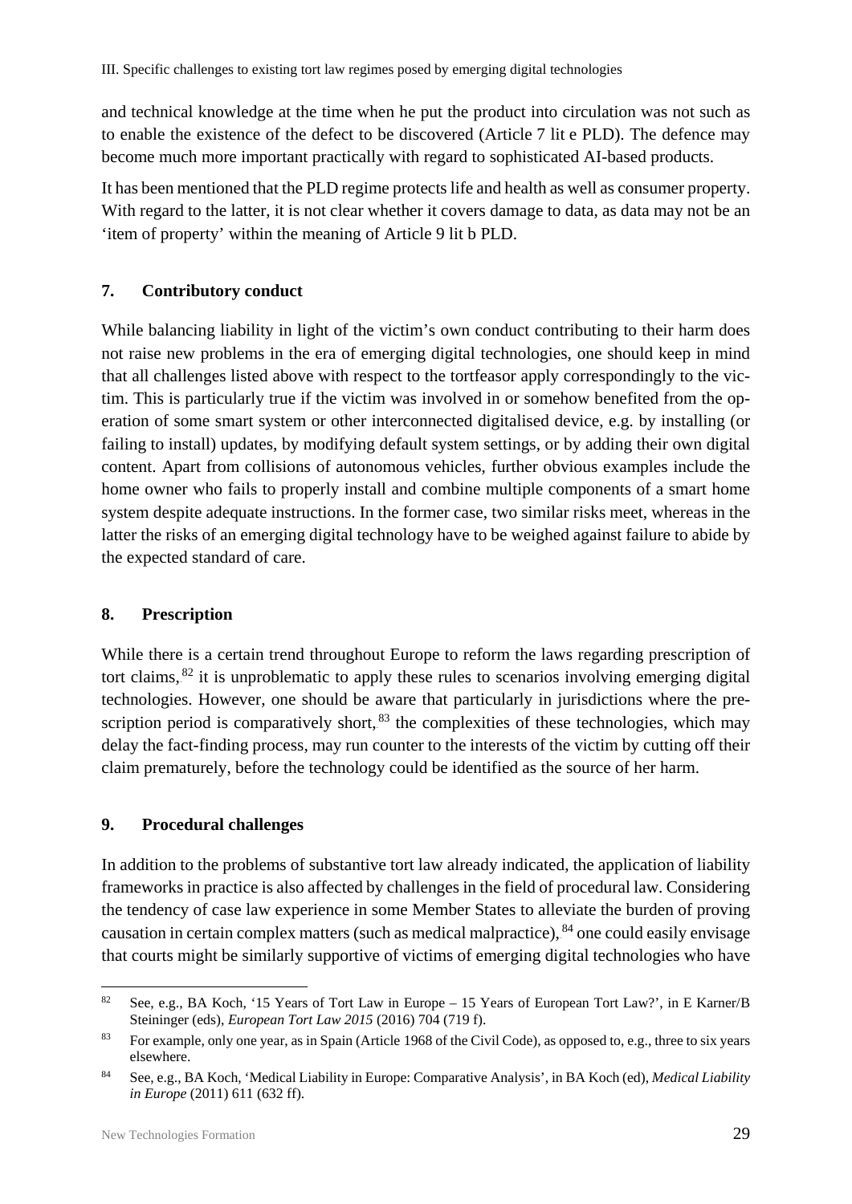and technical knowledge at the time when he put the product into circulation was not such as to enable the existence of the defect to be discovered (Article 7 lit e PLD). The defence may become much more important practically with regard to sophisticated AI-based products.

It has been mentioned that the PLD regime protects life and health as well as consumer property. With regard to the latter, it is not clear whether it covers damage to data, as data may not be an 'item of property' within the meaning of Article 9 lit b PLD.

### 7. Contributory conduct

While balancing liability in light of the victim's own conduct contributing to their harm does not raise new problems in the era of emerging digital technologies, one should keep in mind that all challenges listed above with respect to the tortfeasor apply correspondingly to the victim. This is particularly true if the victim was involved in or somehow benefited from the operation of some smart system or other interconnected digitalised device, e.g. by installing (or failing to install) updates, by modifying default system settings, or by adding their own digital content. Apart from collisions of autonomous vehicles, further obvious examples include the home owner who fails to properly install and combine multiple components of a smart home system despite adequate instructions. In the former case, two similar risks meet, whereas in the latter the risks of an emerging digital technology have to be weighed against failure to abide by the expected standard of care.

### 8. Prescription

While there is a certain trend throughout Europe to reform the laws regarding prescription of tort claims,[82] it is unproblematic to apply these rules to scenarios involving emerging digital technologies. However, one should be aware that particularly in jurisdictions where the prescription period is comparatively short,[83] the complexities of these technologies, which may delay the fact-finding process, may run counter to the interests of the victim by cutting off their claim prematurely, before the technology could be identified as the source of her harm.

### 9. Procedural challenges

In addition to the problems of substantive tort law already indicated, the application of liability frameworks in practice is also affected by challenges in the field of procedural law. Considering the tendency of case law experience in some Member States to alleviate the burden of proving causation in certain complex matters (such as medical malpractice),[84] one could easily envisage that courts might be similarly supportive of victims of emerging digital technologies who have

---

[82] See, e.g., BA Koch, '15 Years of Tort Law in Europe – 15 Years of European Tort Law?', in E Karner/B Steininger (eds), *European Tort Law 2015* (2016) 704 (719 f).

[83] For example, only one year, as in Spain (Article 1968 of the Civil Code), as opposed to, e.g., three to six years elsewhere.

[84] See, e.g., BA Koch, 'Medical Liability in Europe: Comparative Analysis', in BA Koch (ed), *Medical Liability in Europe* (2011) 611 (632 ff).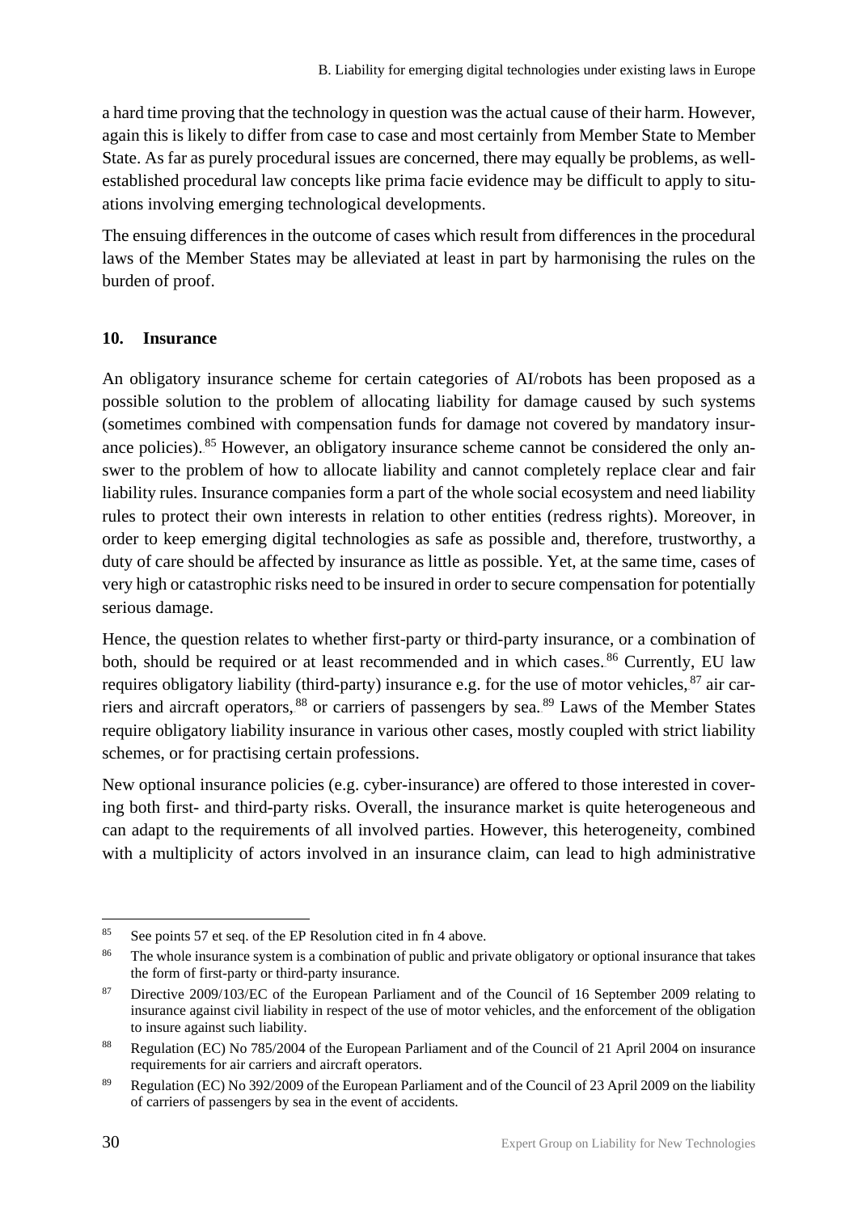a hard time proving that the technology in question was the actual cause of their harm. However, again this is likely to differ from case to case and most certainly from Member State to Member State. As far as purely procedural issues are concerned, there may equally be problems, as well-established procedural law concepts like prima facie evidence may be difficult to apply to situations involving emerging technological developments.

The ensuing differences in the outcome of cases which result from differences in the procedural laws of the Member States may be alleviated at least in part by harmonising the rules on the burden of proof.

### 10. Insurance

An obligatory insurance scheme for certain categories of AI/robots has been proposed as a possible solution to the problem of allocating liability for damage caused by such systems (sometimes combined with compensation funds for damage not covered by mandatory insurance policies).[85] However, an obligatory insurance scheme cannot be considered the only answer to the problem of how to allocate liability and cannot completely replace clear and fair liability rules. Insurance companies form a part of the whole social ecosystem and need liability rules to protect their own interests in relation to other entities (redress rights). Moreover, in order to keep emerging digital technologies as safe as possible and, therefore, trustworthy, a duty of care should be affected by insurance as little as possible. Yet, at the same time, cases of very high or catastrophic risks need to be insured in order to secure compensation for potentially serious damage.

Hence, the question relates to whether first-party or third-party insurance, or a combination of both, should be required or at least recommended and in which cases.[86] Currently, EU law requires obligatory liability (third-party) insurance e.g. for the use of motor vehicles,[87] air carriers and aircraft operators,[88] or carriers of passengers by sea.[89] Laws of the Member States require obligatory liability insurance in various other cases, mostly coupled with strict liability schemes, or for practising certain professions.

New optional insurance policies (e.g. cyber-insurance) are offered to those interested in covering both first- and third-party risks. Overall, the insurance market is quite heterogeneous and can adapt to the requirements of all involved parties. However, this heterogeneity, combined with a multiplicity of actors involved in an insurance claim, can lead to high administrative

---

[85] See points 57 et seq. of the EP Resolution cited in fn 4 above.

[86] The whole insurance system is a combination of public and private obligatory or optional insurance that takes the form of first-party or third-party insurance.

[87] Directive 2009/103/EC of the European Parliament and of the Council of 16 September 2009 relating to insurance against civil liability in respect of the use of motor vehicles, and the enforcement of the obligation to insure against such liability.

[88] Regulation (EC) No 785/2004 of the European Parliament and of the Council of 21 April 2004 on insurance requirements for air carriers and aircraft operators.

[89] Regulation (EC) No 392/2009 of the European Parliament and of the Council of 23 April 2009 on the liability of carriers of passengers by sea in the event of accidents.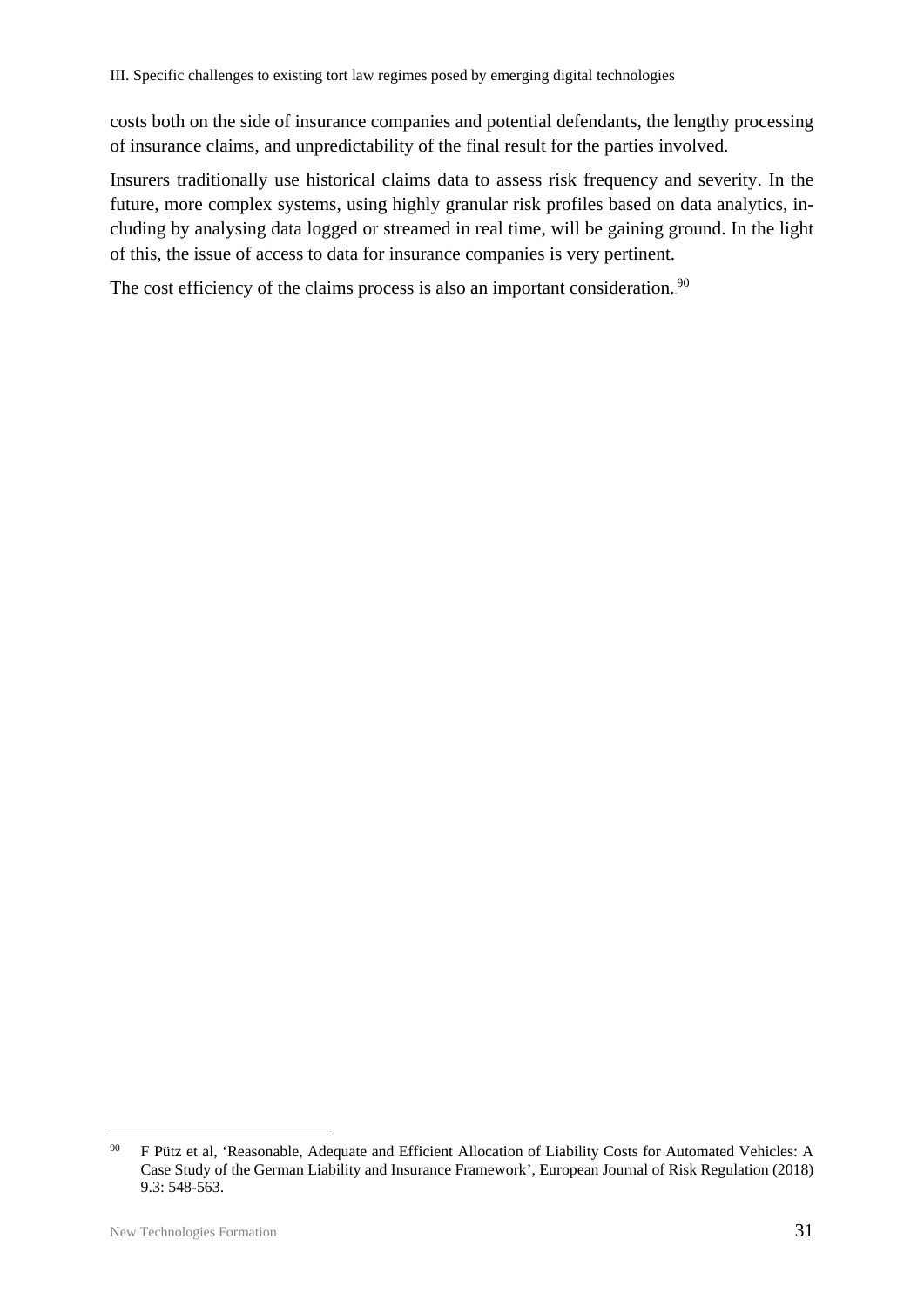costs both on the side of insurance companies and potential defendants, the lengthy processing of insurance claims, and unpredictability of the final result for the parties involved.

Insurers traditionally use historical claims data to assess risk frequency and severity. In the future, more complex systems, using highly granular risk profiles based on data analytics, including by analysing data logged or streamed in real time, will be gaining ground. In the light of this, the issue of access to data for insurance companies is very pertinent.

The cost efficiency of the claims process is also an important consideration.[90]

---

[90] F Pütz et al, 'Reasonable, Adequate and Efficient Allocation of Liability Costs for Automated Vehicles: A Case Study of the German Liability and Insurance Framework', European Journal of Risk Regulation (2018) 9.3: 548-563.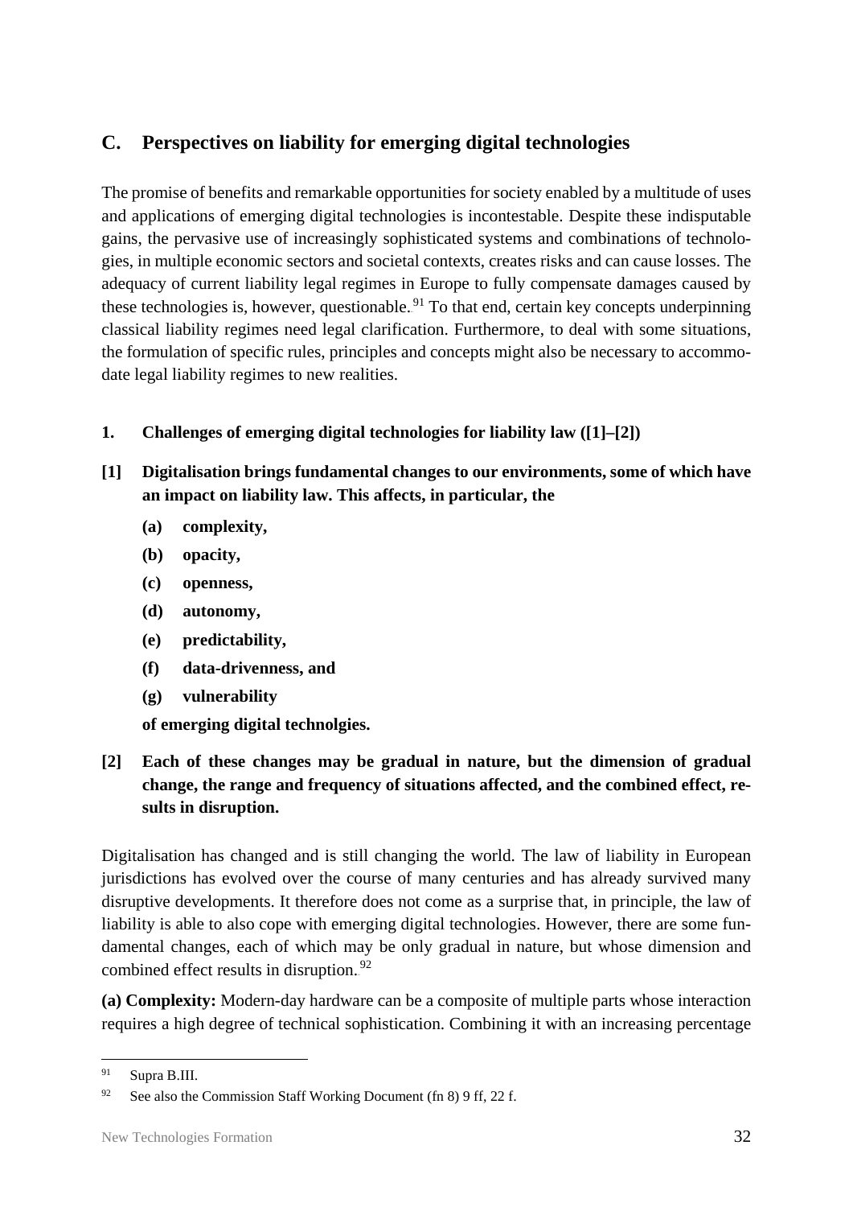## C. Perspectives on liability for emerging digital technologies

The promise of benefits and remarkable opportunities for society enabled by a multitude of uses and applications of emerging digital technologies is incontestable. Despite these indisputable gains, the pervasive use of increasingly sophisticated systems and combinations of technologies, in multiple economic sectors and societal contexts, creates risks and can cause losses. The adequacy of current liability legal regimes in Europe to fully compensate damages caused by these technologies is, however, questionable.[91] To that end, certain key concepts underpinning classical liability regimes need legal clarification. Furthermore, to deal with some situations, the formulation of specific rules, principles and concepts might also be necessary to accommodate legal liability regimes to new realities.

### 1. Challenges of emerging digital technologies for liability law ([1]–[2])

**[1] Digitalisation brings fundamental changes to our environments, some of which have an impact on liability law. This affects, in particular, the**

- **(a) complexity,**
- **(b) opacity,**
- **(c) openness,**
- **(d) autonomy,**
- **(e) predictability,**
- **(f) data-drivenness, and**
- **(g) vulnerability**

**of emerging digital technolgies.**

**[2] Each of these changes may be gradual in nature, but the dimension of gradual change, the range and frequency of situations affected, and the combined effect, results in disruption.**

Digitalisation has changed and is still changing the world. The law of liability in European jurisdictions has evolved over the course of many centuries and has already survived many disruptive developments. It therefore does not come as a surprise that, in principle, the law of liability is able to also cope with emerging digital technologies. However, there are some fundamental changes, each of which may be only gradual in nature, but whose dimension and combined effect results in disruption.[92]

**(a) Complexity:** Modern-day hardware can be a composite of multiple parts whose interaction requires a high degree of technical sophistication. Combining it with an increasing percentage

---

[91] Supra B.III.

[92] See also the Commission Staff Working Document (fn 8) 9 ff, 22 f.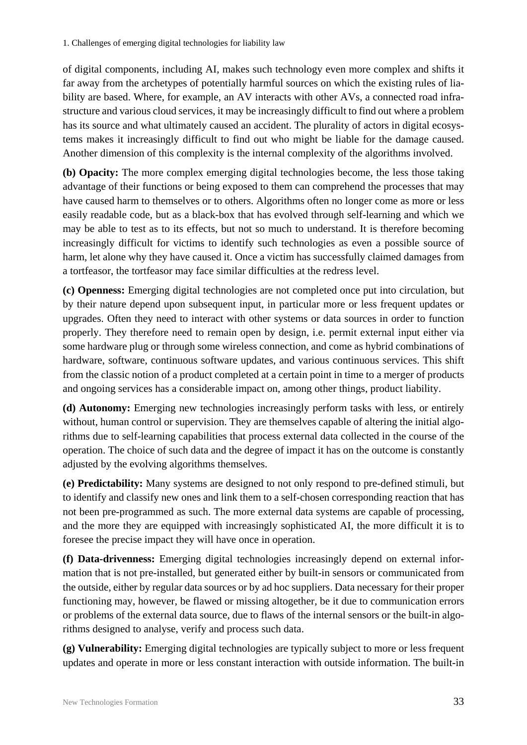of digital components, including AI, makes such technology even more complex and shifts it far away from the archetypes of potentially harmful sources on which the existing rules of liability are based. Where, for example, an AV interacts with other AVs, a connected road infrastructure and various cloud services, it may be increasingly difficult to find out where a problem has its source and what ultimately caused an accident. The plurality of actors in digital ecosystems makes it increasingly difficult to find out who might be liable for the damage caused. Another dimension of this complexity is the internal complexity of the algorithms involved.

**(b) Opacity:** The more complex emerging digital technologies become, the less those taking advantage of their functions or being exposed to them can comprehend the processes that may have caused harm to themselves or to others. Algorithms often no longer come as more or less easily readable code, but as a black-box that has evolved through self-learning and which we may be able to test as to its effects, but not so much to understand. It is therefore becoming increasingly difficult for victims to identify such technologies as even a possible source of harm, let alone why they have caused it. Once a victim has successfully claimed damages from a tortfeasor, the tortfeasor may face similar difficulties at the redress level.

**(c) Openness:** Emerging digital technologies are not completed once put into circulation, but by their nature depend upon subsequent input, in particular more or less frequent updates or upgrades. Often they need to interact with other systems or data sources in order to function properly. They therefore need to remain open by design, i.e. permit external input either via some hardware plug or through some wireless connection, and come as hybrid combinations of hardware, software, continuous software updates, and various continuous services. This shift from the classic notion of a product completed at a certain point in time to a merger of products and ongoing services has a considerable impact on, among other things, product liability.

**(d) Autonomy:** Emerging new technologies increasingly perform tasks with less, or entirely without, human control or supervision. They are themselves capable of altering the initial algorithms due to self-learning capabilities that process external data collected in the course of the operation. The choice of such data and the degree of impact it has on the outcome is constantly adjusted by the evolving algorithms themselves.

**(e) Predictability:** Many systems are designed to not only respond to pre-defined stimuli, but to identify and classify new ones and link them to a self-chosen corresponding reaction that has not been pre-programmed as such. The more external data systems are capable of processing, and the more they are equipped with increasingly sophisticated AI, the more difficult it is to foresee the precise impact they will have once in operation.

**(f) Data-drivenness:** Emerging digital technologies increasingly depend on external information that is not pre-installed, but generated either by built-in sensors or communicated from the outside, either by regular data sources or by ad hoc suppliers. Data necessary for their proper functioning may, however, be flawed or missing altogether, be it due to communication errors or problems of the external data source, due to flaws of the internal sensors or the built-in algorithms designed to analyse, verify and process such data.

**(g) Vulnerability:** Emerging digital technologies are typically subject to more or less frequent updates and operate in more or less constant interaction with outside information. The built-in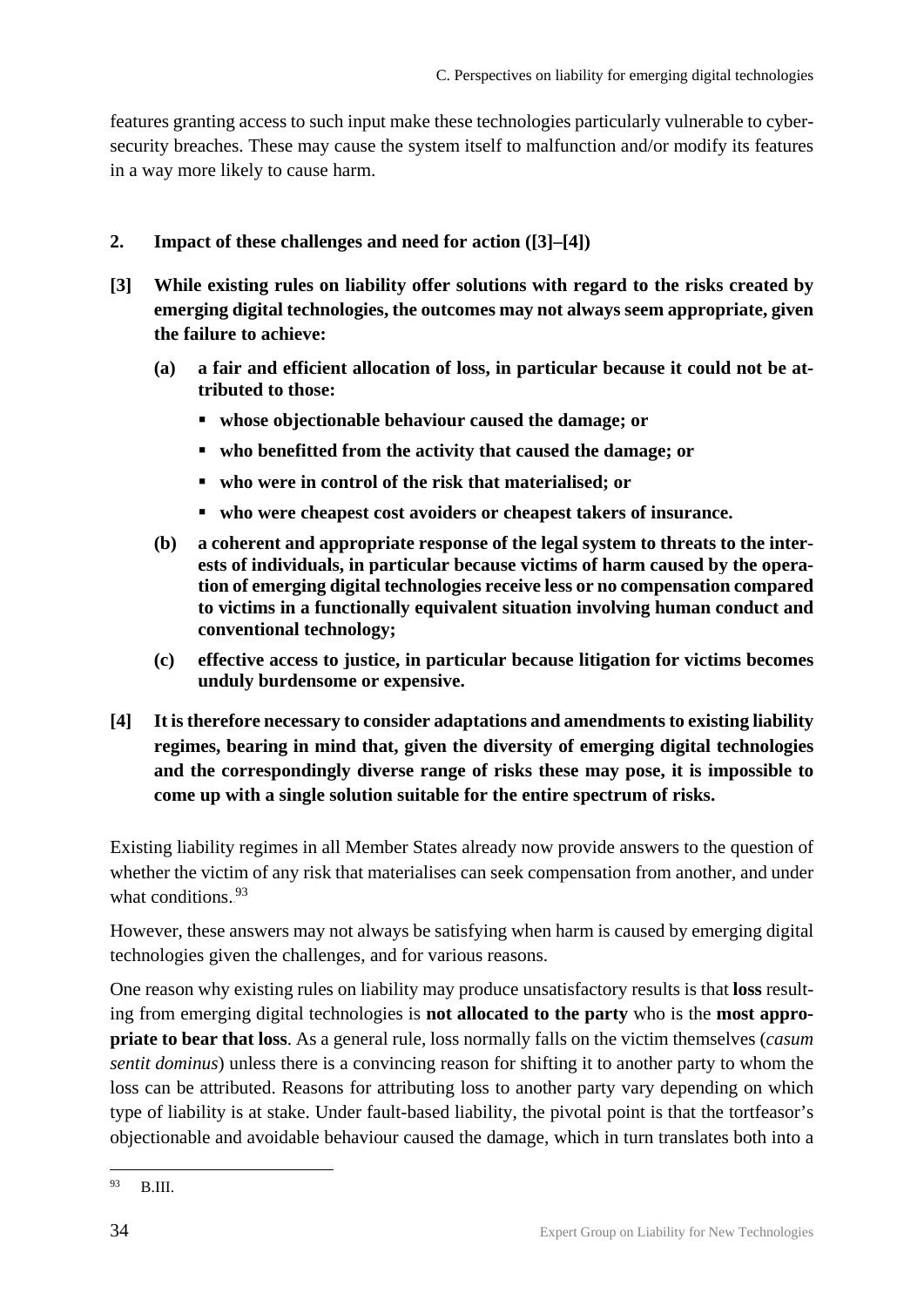features granting access to such input make these technologies particularly vulnerable to cyber-security breaches. These may cause the system itself to malfunction and/or modify its features in a way more likely to cause harm.

## 2. Impact of these challenges and need for action ([3]–[4])

**[3] While existing rules on liability offer solutions with regard to the risks created by emerging digital technologies, the outcomes may not always seem appropriate, given the failure to achieve:**

**(a) a fair and efficient allocation of loss, in particular because it could not be attributed to those:**

- **whose objectionable behaviour caused the damage; or**
- **who benefitted from the activity that caused the damage; or**
- **who were in control of the risk that materialised; or**
- **who were cheapest cost avoiders or cheapest takers of insurance.**

**(b) a coherent and appropriate response of the legal system to threats to the interests of individuals, in particular because victims of harm caused by the operation of emerging digital technologies receive less or no compensation compared to victims in a functionally equivalent situation involving human conduct and conventional technology;**

**(c) effective access to justice, in particular because litigation for victims becomes unduly burdensome or expensive.**

**[4] It is therefore necessary to consider adaptations and amendments to existing liability regimes, bearing in mind that, given the diversity of emerging digital technologies and the correspondingly diverse range of risks these may pose, it is impossible to come up with a single solution suitable for the entire spectrum of risks.**

Existing liability regimes in all Member States already now provide answers to the question of whether the victim of any risk that materialises can seek compensation from another, and under what conditions.[93]

However, these answers may not always be satisfying when harm is caused by emerging digital technologies given the challenges, and for various reasons.

One reason why existing rules on liability may produce unsatisfactory results is that **loss** resulting from emerging digital technologies is **not allocated to the party** who is the **most appropriate to bear that loss**. As a general rule, loss normally falls on the victim themselves (*casum sentit dominus*) unless there is a convincing reason for shifting it to another party to whom the loss can be attributed. Reasons for attributing loss to another party vary depending on which type of liability is at stake. Under fault-based liability, the pivotal point is that the tortfeasor's objectionable and avoidable behaviour caused the damage, which in turn translates both into a

[93] B.III.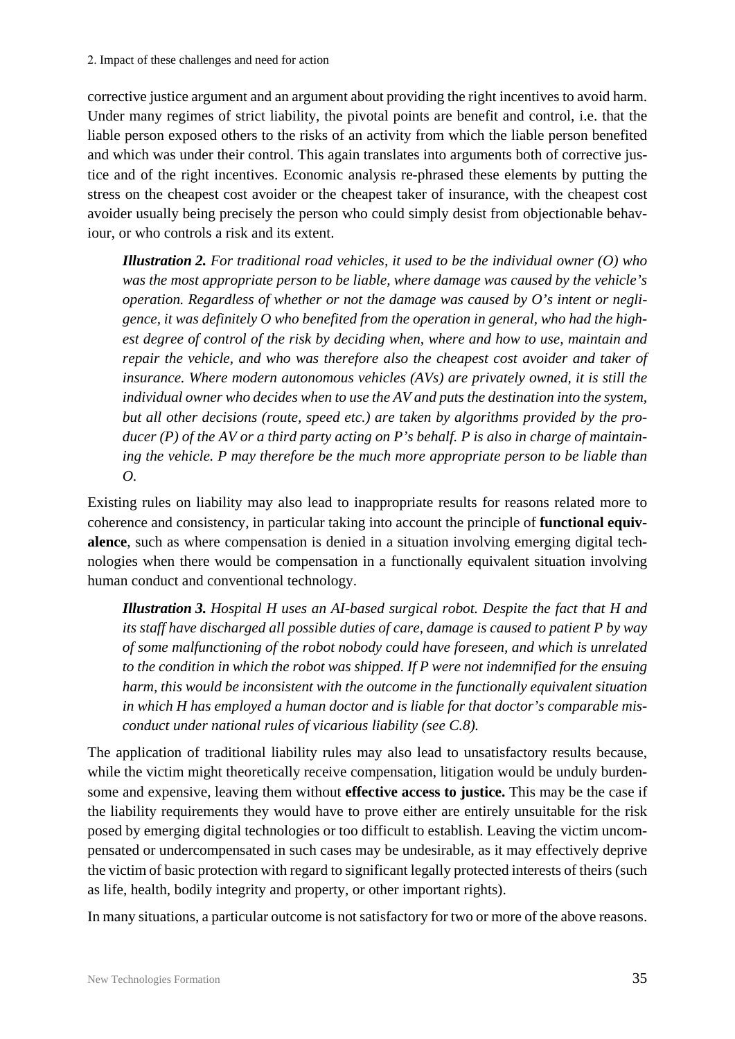corrective justice argument and an argument about providing the right incentives to avoid harm. Under many regimes of strict liability, the pivotal points are benefit and control, i.e. that the liable person exposed others to the risks of an activity from which the liable person benefited and which was under their control. This again translates into arguments both of corrective justice and of the right incentives. Economic analysis re-phrased these elements by putting the stress on the cheapest cost avoider or the cheapest taker of insurance, with the cheapest cost avoider usually being precisely the person who could simply desist from objectionable behaviour, or who controls a risk and its extent.

> ***Illustration 2.*** *For traditional road vehicles, it used to be the individual owner (O) who was the most appropriate person to be liable, where damage was caused by the vehicle's operation. Regardless of whether or not the damage was caused by O's intent or negligence, it was definitely O who benefited from the operation in general, who had the highest degree of control of the risk by deciding when, where and how to use, maintain and repair the vehicle, and who was therefore also the cheapest cost avoider and taker of insurance. Where modern autonomous vehicles (AVs) are privately owned, it is still the individual owner who decides when to use the AV and puts the destination into the system, but all other decisions (route, speed etc.) are taken by algorithms provided by the producer (P) of the AV or a third party acting on P's behalf. P is also in charge of maintaining the vehicle. P may therefore be the much more appropriate person to be liable than O.*

Existing rules on liability may also lead to inappropriate results for reasons related more to coherence and consistency, in particular taking into account the principle of **functional equivalence**, such as where compensation is denied in a situation involving emerging digital technologies when there would be compensation in a functionally equivalent situation involving human conduct and conventional technology.

> ***Illustration 3.*** *Hospital H uses an AI-based surgical robot. Despite the fact that H and its staff have discharged all possible duties of care, damage is caused to patient P by way of some malfunctioning of the robot nobody could have foreseen, and which is unrelated to the condition in which the robot was shipped. If P were not indemnified for the ensuing harm, this would be inconsistent with the outcome in the functionally equivalent situation in which H has employed a human doctor and is liable for that doctor's comparable misconduct under national rules of vicarious liability (see C.8).*

The application of traditional liability rules may also lead to unsatisfactory results because, while the victim might theoretically receive compensation, litigation would be unduly burdensome and expensive, leaving them without **effective access to justice.** This may be the case if the liability requirements they would have to prove either are entirely unsuitable for the risk posed by emerging digital technologies or too difficult to establish. Leaving the victim uncompensated or undercompensated in such cases may be undesirable, as it may effectively deprive the victim of basic protection with regard to significant legally protected interests of theirs (such as life, health, bodily integrity and property, or other important rights).

In many situations, a particular outcome is not satisfactory for two or more of the above reasons.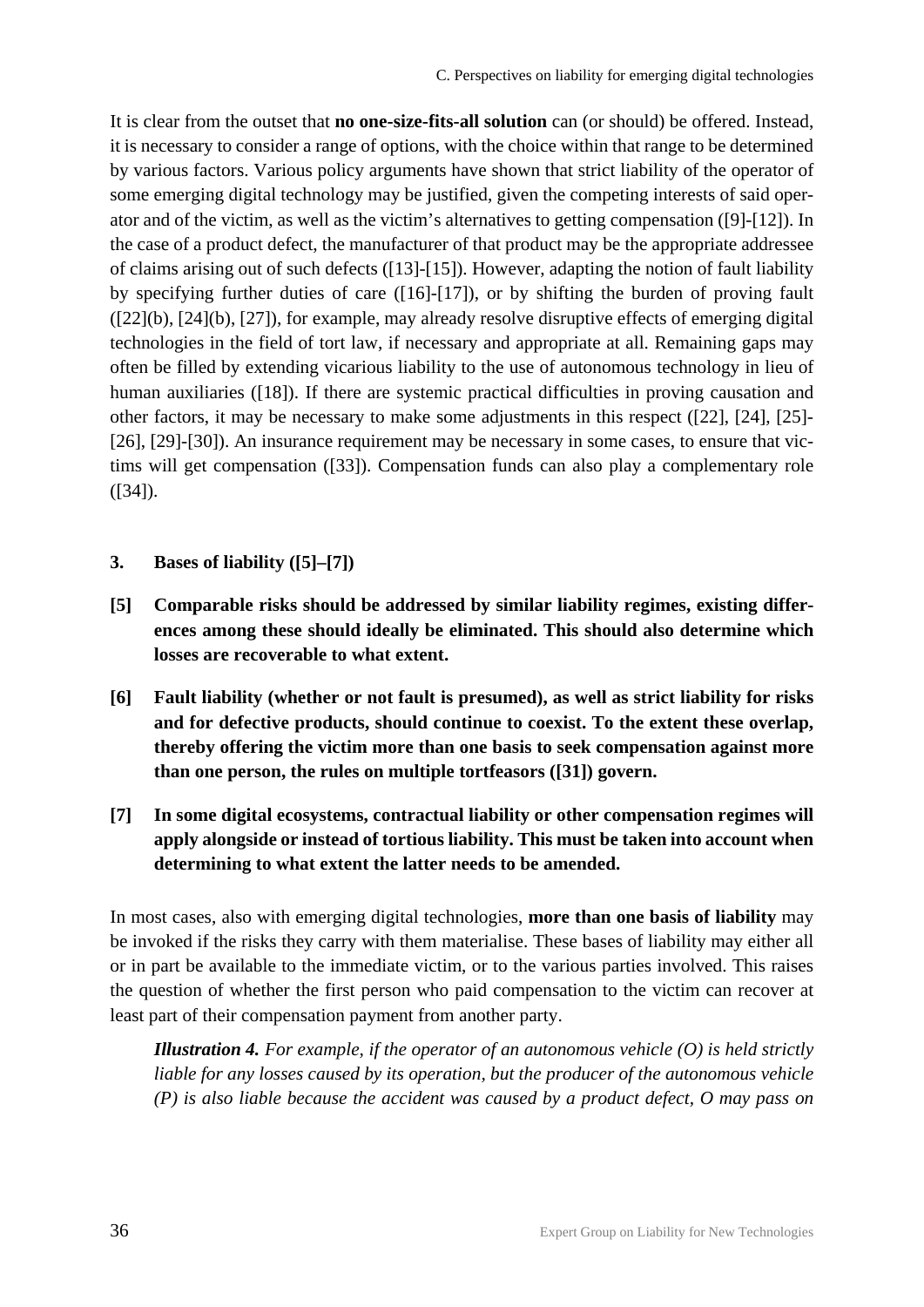It is clear from the outset that **no one-size-fits-all solution** can (or should) be offered. Instead, it is necessary to consider a range of options, with the choice within that range to be determined by various factors. Various policy arguments have shown that strict liability of the operator of some emerging digital technology may be justified, given the competing interests of said operator and of the victim, as well as the victim's alternatives to getting compensation ([9]-[12]). In the case of a product defect, the manufacturer of that product may be the appropriate addressee of claims arising out of such defects ([13]-[15]). However, adapting the notion of fault liability by specifying further duties of care ([16]-[17]), or by shifting the burden of proving fault ([22](b), [24](b), [27]), for example, may already resolve disruptive effects of emerging digital technologies in the field of tort law, if necessary and appropriate at all. Remaining gaps may often be filled by extending vicarious liability to the use of autonomous technology in lieu of human auxiliaries ([18]). If there are systemic practical difficulties in proving causation and other factors, it may be necessary to make some adjustments in this respect ([22], [24], [25]-[26], [29]-[30]). An insurance requirement may be necessary in some cases, to ensure that victims will get compensation ([33]). Compensation funds can also play a complementary role ([34]).

### 3. Bases of liability ([5]–[7])

**[5] Comparable risks should be addressed by similar liability regimes, existing differences among these should ideally be eliminated. This should also determine which losses are recoverable to what extent.**

**[6] Fault liability (whether or not fault is presumed), as well as strict liability for risks and for defective products, should continue to coexist. To the extent these overlap, thereby offering the victim more than one basis to seek compensation against more than one person, the rules on multiple tortfeasors ([31]) govern.**

**[7] In some digital ecosystems, contractual liability or other compensation regimes will apply alongside or instead of tortious liability. This must be taken into account when determining to what extent the latter needs to be amended.**

In most cases, also with emerging digital technologies, **more than one basis of liability** may be invoked if the risks they carry with them materialise. These bases of liability may either all or in part be available to the immediate victim, or to the various parties involved. This raises the question of whether the first person who paid compensation to the victim can recover at least part of their compensation payment from another party.

> ***Illustration 4.*** *For example, if the operator of an autonomous vehicle (O) is held strictly liable for any losses caused by its operation, but the producer of the autonomous vehicle (P) is also liable because the accident was caused by a product defect, O may pass on*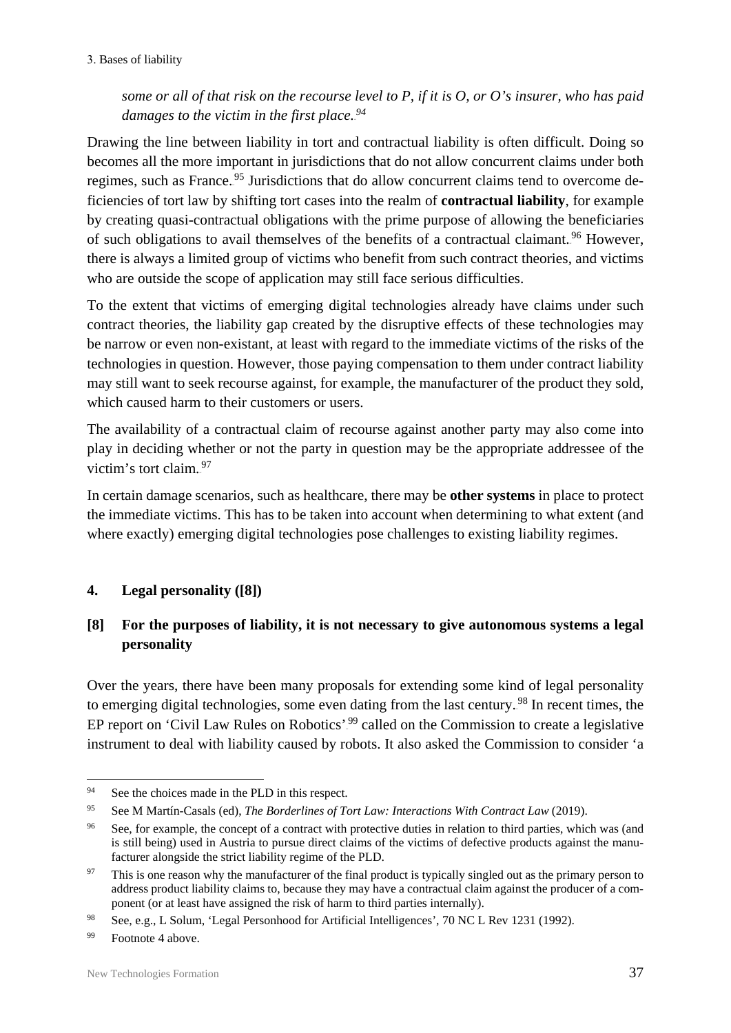*some or all of that risk on the recourse level to P, if it is O, or O's insurer, who has paid damages to the victim in the first place.*[94]

Drawing the line between liability in tort and contractual liability is often difficult. Doing so becomes all the more important in jurisdictions that do not allow concurrent claims under both regimes, such as France.[95] Jurisdictions that do allow concurrent claims tend to overcome deficiencies of tort law by shifting tort cases into the realm of **contractual liability**, for example by creating quasi-contractual obligations with the prime purpose of allowing the beneficiaries of such obligations to avail themselves of the benefits of a contractual claimant.[96] However, there is always a limited group of victims who benefit from such contract theories, and victims who are outside the scope of application may still face serious difficulties.

To the extent that victims of emerging digital technologies already have claims under such contract theories, the liability gap created by the disruptive effects of these technologies may be narrow or even non-existant, at least with regard to the immediate victims of the risks of the technologies in question. However, those paying compensation to them under contract liability may still want to seek recourse against, for example, the manufacturer of the product they sold, which caused harm to their customers or users.

The availability of a contractual claim of recourse against another party may also come into play in deciding whether or not the party in question may be the appropriate addressee of the victim's tort claim.[97]

In certain damage scenarios, such as healthcare, there may be **other systems** in place to protect the immediate victims. This has to be taken into account when determining to what extent (and where exactly) emerging digital technologies pose challenges to existing liability regimes.

## 4. Legal personality ([8])

### [8] For the purposes of liability, it is not necessary to give autonomous systems a legal personality

Over the years, there have been many proposals for extending some kind of legal personality to emerging digital technologies, some even dating from the last century.[98] In recent times, the EP report on 'Civil Law Rules on Robotics'[99] called on the Commission to create a legislative instrument to deal with liability caused by robots. It also asked the Commission to consider 'a

---

[94] See the choices made in the PLD in this respect.

[95] See M Martín-Casals (ed), *The Borderlines of Tort Law: Interactions With Contract Law* (2019).

[96] See, for example, the concept of a contract with protective duties in relation to third parties, which was (and is still being) used in Austria to pursue direct claims of the victims of defective products against the manufacturer alongside the strict liability regime of the PLD.

[97] This is one reason why the manufacturer of the final product is typically singled out as the primary person to address product liability claims to, because they may have a contractual claim against the producer of a component (or at least have assigned the risk of harm to third parties internally).

[98] See, e.g., L Solum, 'Legal Personhood for Artificial Intelligences', 70 NC L Rev 1231 (1992).

[99] Footnote 4 above.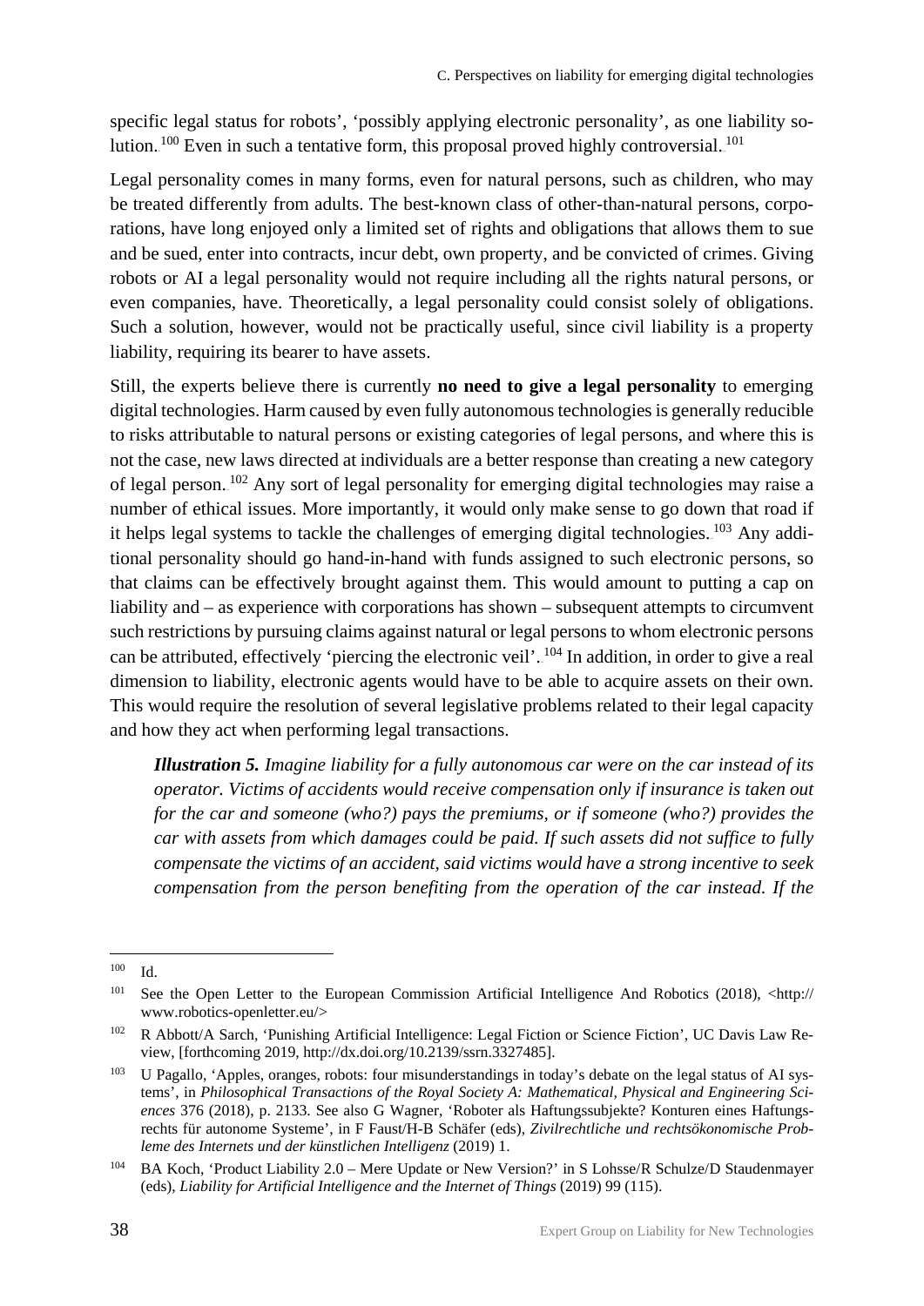specific legal status for robots', 'possibly applying electronic personality', as one liability solution.[100] Even in such a tentative form, this proposal proved highly controversial.[101]

Legal personality comes in many forms, even for natural persons, such as children, who may be treated differently from adults. The best-known class of other-than-natural persons, corporations, have long enjoyed only a limited set of rights and obligations that allows them to sue and be sued, enter into contracts, incur debt, own property, and be convicted of crimes. Giving robots or AI a legal personality would not require including all the rights natural persons, or even companies, have. Theoretically, a legal personality could consist solely of obligations. Such a solution, however, would not be practically useful, since civil liability is a property liability, requiring its bearer to have assets.

Still, the experts believe there is currently **no need to give a legal personality** to emerging digital technologies. Harm caused by even fully autonomous technologies is generally reducible to risks attributable to natural persons or existing categories of legal persons, and where this is not the case, new laws directed at individuals are a better response than creating a new category of legal person.[102] Any sort of legal personality for emerging digital technologies may raise a number of ethical issues. More importantly, it would only make sense to go down that road if it helps legal systems to tackle the challenges of emerging digital technologies.[103] Any additional personality should go hand-in-hand with funds assigned to such electronic persons, so that claims can be effectively brought against them. This would amount to putting a cap on liability and – as experience with corporations has shown – subsequent attempts to circumvent such restrictions by pursuing claims against natural or legal persons to whom electronic persons can be attributed, effectively 'piercing the electronic veil'.[104] In addition, in order to give a real dimension to liability, electronic agents would have to be able to acquire assets on their own. This would require the resolution of several legislative problems related to their legal capacity and how they act when performing legal transactions.

> ***Illustration 5.*** *Imagine liability for a fully autonomous car were on the car instead of its operator. Victims of accidents would receive compensation only if insurance is taken out for the car and someone (who?) pays the premiums, or if someone (who?) provides the car with assets from which damages could be paid. If such assets did not suffice to fully compensate the victims of an accident, said victims would have a strong incentive to seek compensation from the person benefiting from the operation of the car instead. If the*

---

[100] Id.

[101] See the Open Letter to the European Commission Artificial Intelligence And Robotics (2018), <http://www.robotics-openletter.eu/>

[102] R Abbott/A Sarch, 'Punishing Artificial Intelligence: Legal Fiction or Science Fiction', UC Davis Law Review, [forthcoming 2019, http://dx.doi.org/10.2139/ssrn.3327485].

[103] U Pagallo, 'Apples, oranges, robots: four misunderstandings in today's debate on the legal status of AI systems', in *Philosophical Transactions of the Royal Society A: Mathematical, Physical and Engineering Sciences* 376 (2018), p. 2133. See also G Wagner, 'Roboter als Haftungssubjekte? Konturen eines Haftungsrechts für autonome Systeme', in F Faust/H-B Schäfer (eds), *Zivilrechtliche und rechtsökonomische Probleme des Internets und der künstlichen Intelligenz* (2019) 1.

[104] BA Koch, 'Product Liability 2.0 – Mere Update or New Version?' in S Lohsse/R Schulze/D Staudenmayer (eds), *Liability for Artificial Intelligence and the Internet of Things* (2019) 99 (115).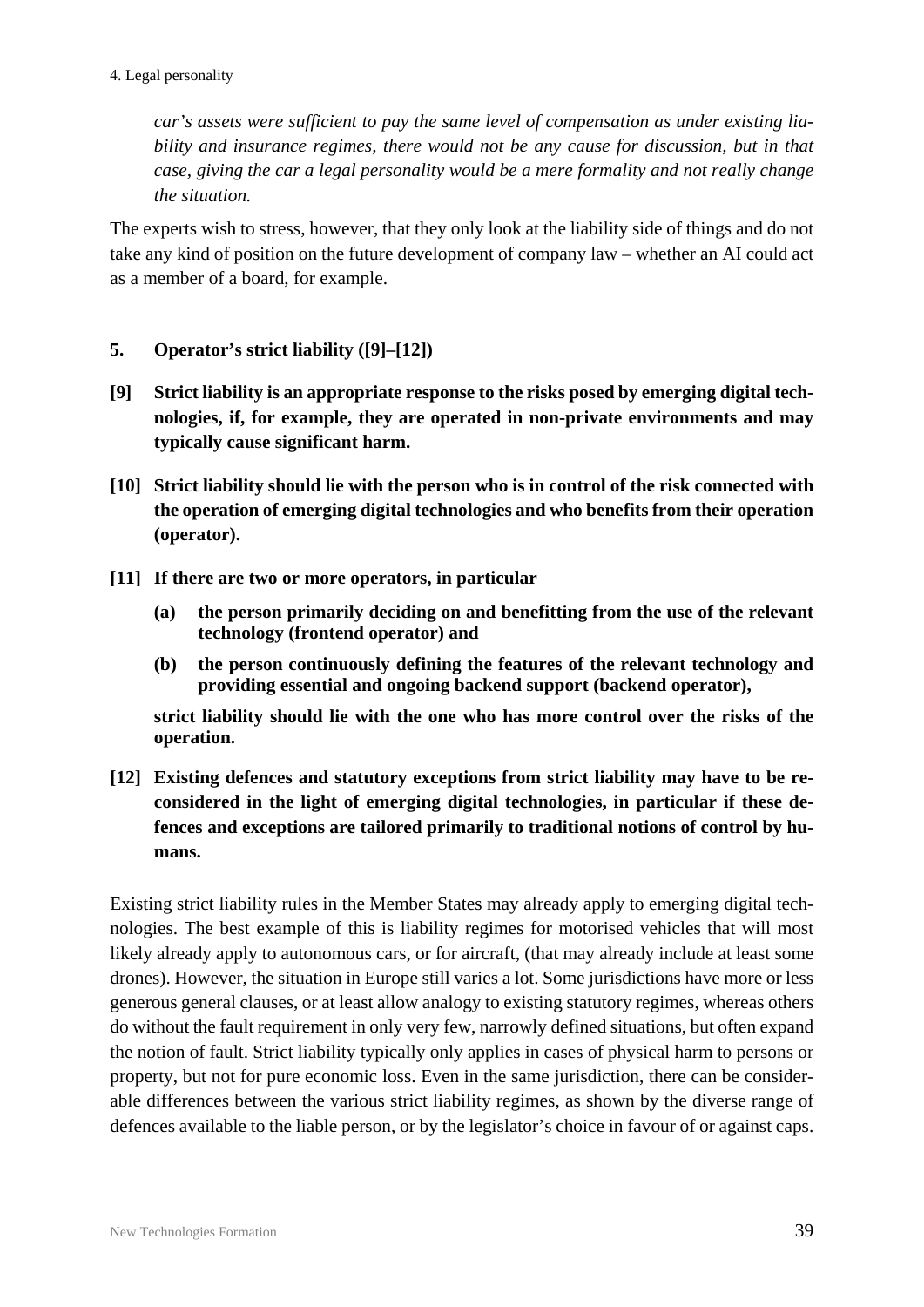*car's assets were sufficient to pay the same level of compensation as under existing liability and insurance regimes, there would not be any cause for discussion, but in that case, giving the car a legal personality would be a mere formality and not really change the situation.*

The experts wish to stress, however, that they only look at the liability side of things and do not take any kind of position on the future development of company law – whether an AI could act as a member of a board, for example.

## 5. Operator's strict liability ([9]–[12])

**[9] Strict liability is an appropriate response to the risks posed by emerging digital technologies, if, for example, they are operated in non-private environments and may typically cause significant harm.**

**[10] Strict liability should lie with the person who is in control of the risk connected with the operation of emerging digital technologies and who benefits from their operation (operator).**

**[11] If there are two or more operators, in particular**

**(a) the person primarily deciding on and benefitting from the use of the relevant technology (frontend operator) and**

**(b) the person continuously defining the features of the relevant technology and providing essential and ongoing backend support (backend operator),**

**strict liability should lie with the one who has more control over the risks of the operation.**

**[12] Existing defences and statutory exceptions from strict liability may have to be reconsidered in the light of emerging digital technologies, in particular if these defences and exceptions are tailored primarily to traditional notions of control by humans.**

Existing strict liability rules in the Member States may already apply to emerging digital technologies. The best example of this is liability regimes for motorised vehicles that will most likely already apply to autonomous cars, or for aircraft, (that may already include at least some drones). However, the situation in Europe still varies a lot. Some jurisdictions have more or less generous general clauses, or at least allow analogy to existing statutory regimes, whereas others do without the fault requirement in only very few, narrowly defined situations, but often expand the notion of fault. Strict liability typically only applies in cases of physical harm to persons or property, but not for pure economic loss. Even in the same jurisdiction, there can be considerable differences between the various strict liability regimes, as shown by the diverse range of defences available to the liable person, or by the legislator's choice in favour of or against caps.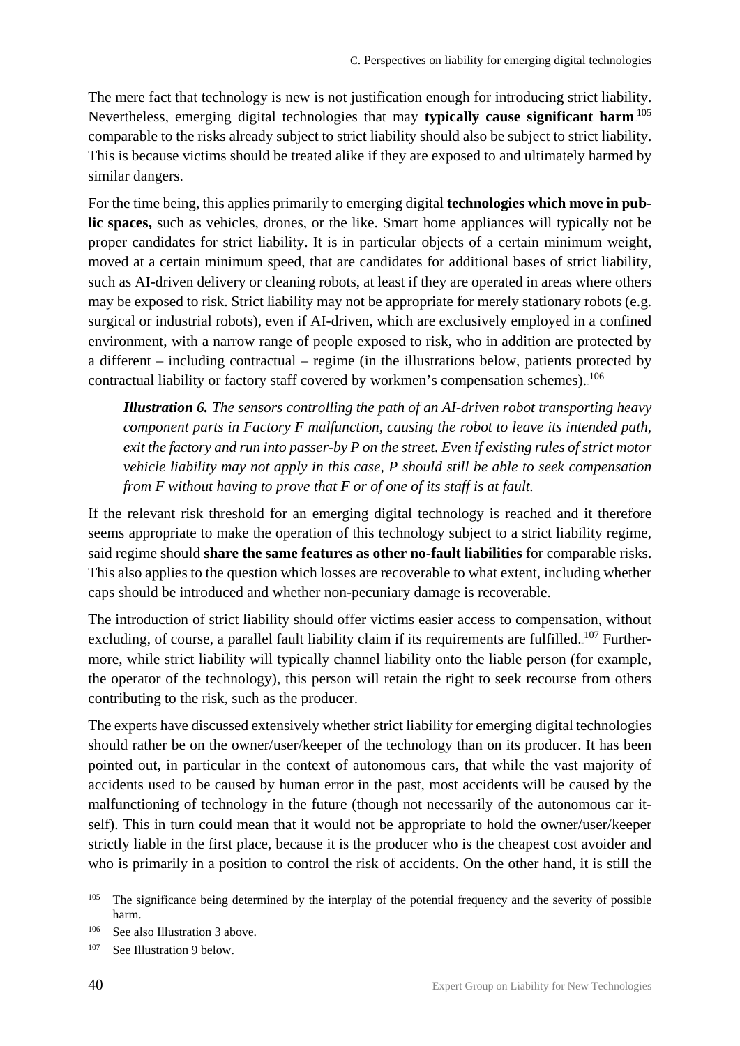The mere fact that technology is new is not justification enough for introducing strict liability. Nevertheless, emerging digital technologies that may **typically cause significant harm**[105] comparable to the risks already subject to strict liability should also be subject to strict liability. This is because victims should be treated alike if they are exposed to and ultimately harmed by similar dangers.

For the time being, this applies primarily to emerging digital **technologies which move in public spaces,** such as vehicles, drones, or the like. Smart home appliances will typically not be proper candidates for strict liability. It is in particular objects of a certain minimum weight, moved at a certain minimum speed, that are candidates for additional bases of strict liability, such as AI-driven delivery or cleaning robots, at least if they are operated in areas where others may be exposed to risk. Strict liability may not be appropriate for merely stationary robots (e.g. surgical or industrial robots), even if AI-driven, which are exclusively employed in a confined environment, with a narrow range of people exposed to risk, who in addition are protected by a different – including contractual – regime (in the illustrations below, patients protected by contractual liability or factory staff covered by workmen's compensation schemes).[106]

> ***Illustration 6.*** *The sensors controlling the path of an AI-driven robot transporting heavy component parts in Factory F malfunction, causing the robot to leave its intended path, exit the factory and run into passer-by P on the street. Even if existing rules of strict motor vehicle liability may not apply in this case, P should still be able to seek compensation from F without having to prove that F or of one of its staff is at fault.*

If the relevant risk threshold for an emerging digital technology is reached and it therefore seems appropriate to make the operation of this technology subject to a strict liability regime, said regime should **share the same features as other no-fault liabilities** for comparable risks. This also applies to the question which losses are recoverable to what extent, including whether caps should be introduced and whether non-pecuniary damage is recoverable.

The introduction of strict liability should offer victims easier access to compensation, without excluding, of course, a parallel fault liability claim if its requirements are fulfilled.[107] Furthermore, while strict liability will typically channel liability onto the liable person (for example, the operator of the technology), this person will retain the right to seek recourse from others contributing to the risk, such as the producer.

The experts have discussed extensively whether strict liability for emerging digital technologies should rather be on the owner/user/keeper of the technology than on its producer. It has been pointed out, in particular in the context of autonomous cars, that while the vast majority of accidents used to be caused by human error in the past, most accidents will be caused by the malfunctioning of technology in the future (though not necessarily of the autonomous car itself). This in turn could mean that it would not be appropriate to hold the owner/user/keeper strictly liable in the first place, because it is the producer who is the cheapest cost avoider and who is primarily in a position to control the risk of accidents. On the other hand, it is still the

---

[105] The significance being determined by the interplay of the potential frequency and the severity of possible harm.

[106] See also Illustration 3 above.

[107] See Illustration 9 below.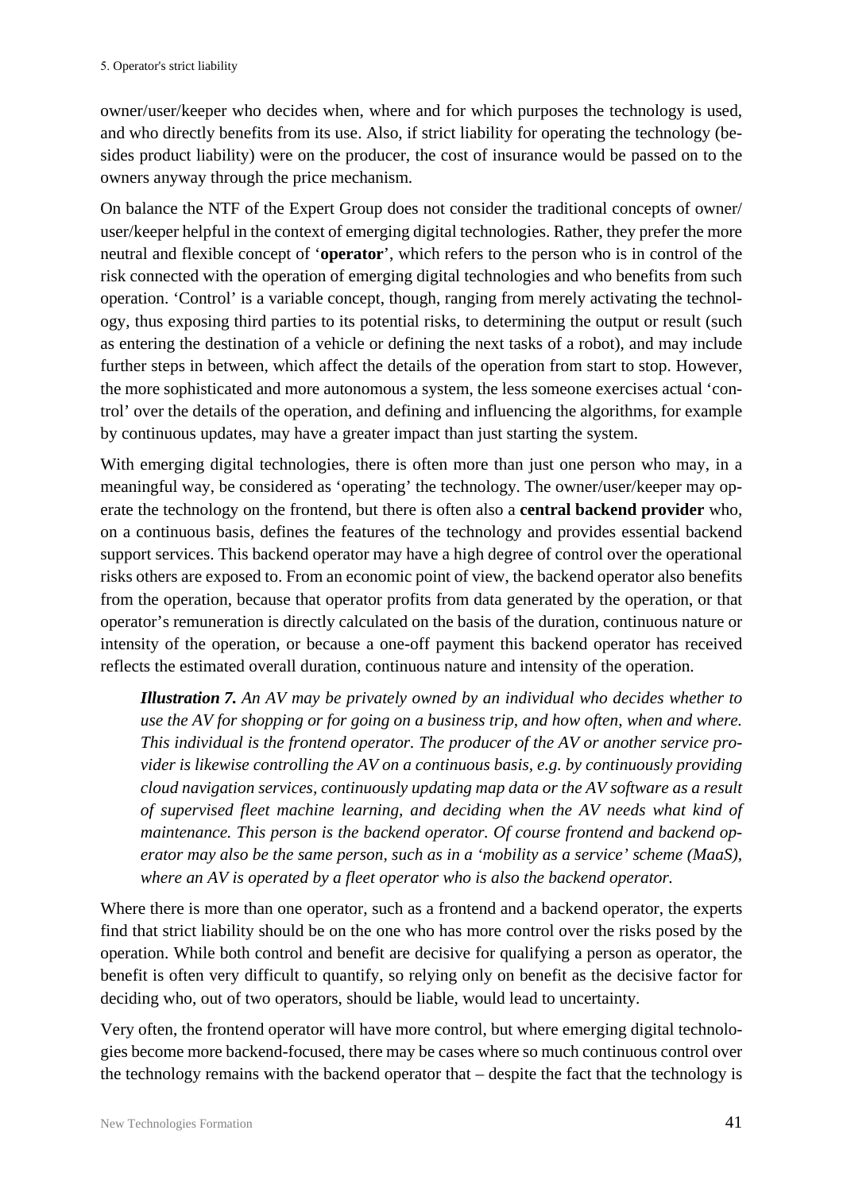owner/user/keeper who decides when, where and for which purposes the technology is used, and who directly benefits from its use. Also, if strict liability for operating the technology (besides product liability) were on the producer, the cost of insurance would be passed on to the owners anyway through the price mechanism.

On balance the NTF of the Expert Group does not consider the traditional concepts of owner/ user/keeper helpful in the context of emerging digital technologies. Rather, they prefer the more neutral and flexible concept of '**operator**', which refers to the person who is in control of the risk connected with the operation of emerging digital technologies and who benefits from such operation. 'Control' is a variable concept, though, ranging from merely activating the technology, thus exposing third parties to its potential risks, to determining the output or result (such as entering the destination of a vehicle or defining the next tasks of a robot), and may include further steps in between, which affect the details of the operation from start to stop. However, the more sophisticated and more autonomous a system, the less someone exercises actual 'control' over the details of the operation, and defining and influencing the algorithms, for example by continuous updates, may have a greater impact than just starting the system.

With emerging digital technologies, there is often more than just one person who may, in a meaningful way, be considered as 'operating' the technology. The owner/user/keeper may operate the technology on the frontend, but there is often also a **central backend provider** who, on a continuous basis, defines the features of the technology and provides essential backend support services. This backend operator may have a high degree of control over the operational risks others are exposed to. From an economic point of view, the backend operator also benefits from the operation, because that operator profits from data generated by the operation, or that operator's remuneration is directly calculated on the basis of the duration, continuous nature or intensity of the operation, or because a one-off payment this backend operator has received reflects the estimated overall duration, continuous nature and intensity of the operation.

> ***Illustration 7.*** *An AV may be privately owned by an individual who decides whether to use the AV for shopping or for going on a business trip, and how often, when and where. This individual is the frontend operator. The producer of the AV or another service provider is likewise controlling the AV on a continuous basis, e.g. by continuously providing cloud navigation services, continuously updating map data or the AV software as a result of supervised fleet machine learning, and deciding when the AV needs what kind of maintenance. This person is the backend operator. Of course frontend and backend operator may also be the same person, such as in a 'mobility as a service' scheme (MaaS), where an AV is operated by a fleet operator who is also the backend operator.*

Where there is more than one operator, such as a frontend and a backend operator, the experts find that strict liability should be on the one who has more control over the risks posed by the operation. While both control and benefit are decisive for qualifying a person as operator, the benefit is often very difficult to quantify, so relying only on benefit as the decisive factor for deciding who, out of two operators, should be liable, would lead to uncertainty.

Very often, the frontend operator will have more control, but where emerging digital technologies become more backend-focused, there may be cases where so much continuous control over the technology remains with the backend operator that – despite the fact that the technology is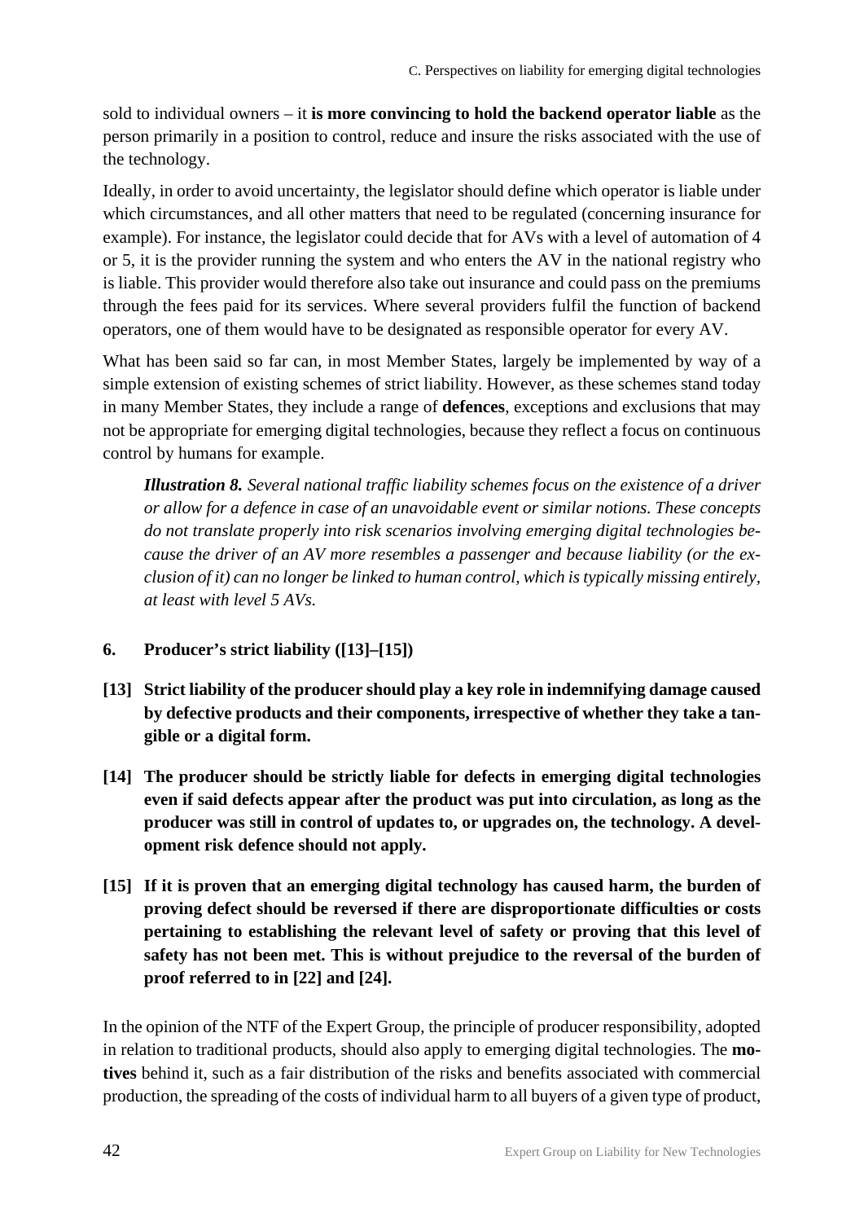sold to individual owners – it **is more convincing to hold the backend operator liable** as the person primarily in a position to control, reduce and insure the risks associated with the use of the technology.

Ideally, in order to avoid uncertainty, the legislator should define which operator is liable under which circumstances, and all other matters that need to be regulated (concerning insurance for example). For instance, the legislator could decide that for AVs with a level of automation of 4 or 5, it is the provider running the system and who enters the AV in the national registry who is liable. This provider would therefore also take out insurance and could pass on the premiums through the fees paid for its services. Where several providers fulfil the function of backend operators, one of them would have to be designated as responsible operator for every AV.

What has been said so far can, in most Member States, largely be implemented by way of a simple extension of existing schemes of strict liability. However, as these schemes stand today in many Member States, they include a range of **defences**, exceptions and exclusions that may not be appropriate for emerging digital technologies, because they reflect a focus on continuous control by humans for example.

> ***Illustration 8.*** *Several national traffic liability schemes focus on the existence of a driver or allow for a defence in case of an unavoidable event or similar notions. These concepts do not translate properly into risk scenarios involving emerging digital technologies because the driver of an AV more resembles a passenger and because liability (or the exclusion of it) can no longer be linked to human control, which is typically missing entirely, at least with level 5 AVs.*

### 6. Producer's strict liability ([13]–[15])

**[13] Strict liability of the producer should play a key role in indemnifying damage caused by defective products and their components, irrespective of whether they take a tangible or a digital form.**

**[14] The producer should be strictly liable for defects in emerging digital technologies even if said defects appear after the product was put into circulation, as long as the producer was still in control of updates to, or upgrades on, the technology. A development risk defence should not apply.**

**[15] If it is proven that an emerging digital technology has caused harm, the burden of proving defect should be reversed if there are disproportionate difficulties or costs pertaining to establishing the relevant level of safety or proving that this level of safety has not been met. This is without prejudice to the reversal of the burden of proof referred to in [22] and [24].**

In the opinion of the NTF of the Expert Group, the principle of producer responsibility, adopted in relation to traditional products, should also apply to emerging digital technologies. The **motives** behind it, such as a fair distribution of the risks and benefits associated with commercial production, the spreading of the costs of individual harm to all buyers of a given type of product,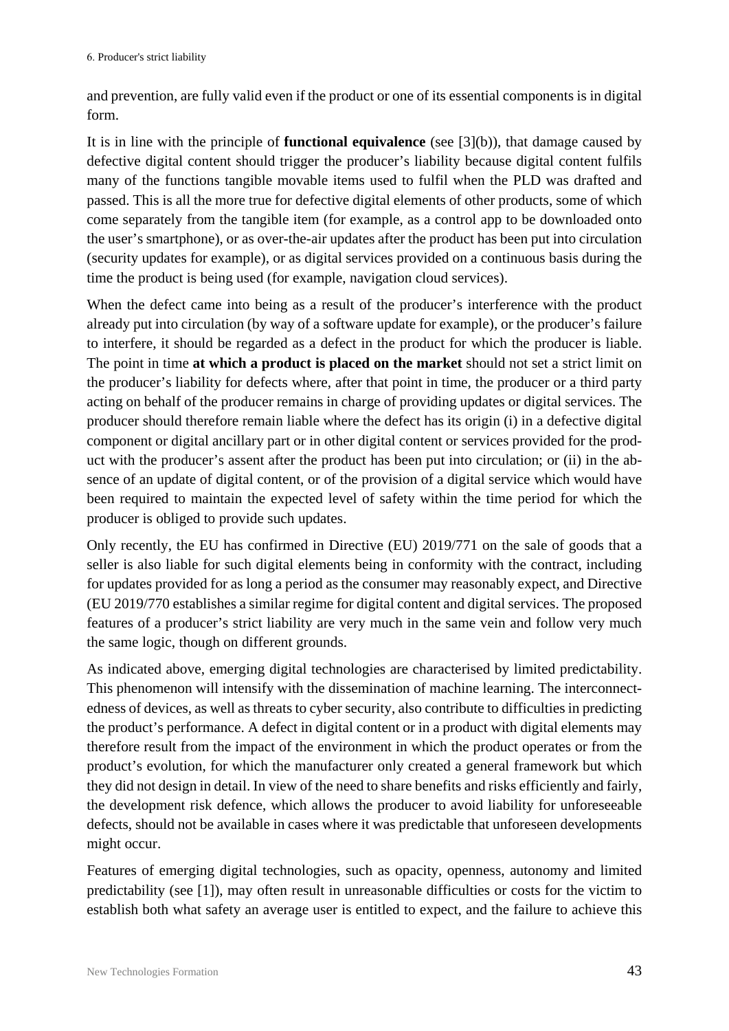and prevention, are fully valid even if the product or one of its essential components is in digital form.

It is in line with the principle of **functional equivalence** (see [3](b)), that damage caused by defective digital content should trigger the producer's liability because digital content fulfils many of the functions tangible movable items used to fulfil when the PLD was drafted and passed. This is all the more true for defective digital elements of other products, some of which come separately from the tangible item (for example, as a control app to be downloaded onto the user's smartphone), or as over-the-air updates after the product has been put into circulation (security updates for example), or as digital services provided on a continuous basis during the time the product is being used (for example, navigation cloud services).

When the defect came into being as a result of the producer's interference with the product already put into circulation (by way of a software update for example), or the producer's failure to interfere, it should be regarded as a defect in the product for which the producer is liable. The point in time **at which a product is placed on the market** should not set a strict limit on the producer's liability for defects where, after that point in time, the producer or a third party acting on behalf of the producer remains in charge of providing updates or digital services. The producer should therefore remain liable where the defect has its origin (i) in a defective digital component or digital ancillary part or in other digital content or services provided for the product with the producer's assent after the product has been put into circulation; or (ii) in the absence of an update of digital content, or of the provision of a digital service which would have been required to maintain the expected level of safety within the time period for which the producer is obliged to provide such updates.

Only recently, the EU has confirmed in Directive (EU) 2019/771 on the sale of goods that a seller is also liable for such digital elements being in conformity with the contract, including for updates provided for as long a period as the consumer may reasonably expect, and Directive (EU 2019/770 establishes a similar regime for digital content and digital services. The proposed features of a producer's strict liability are very much in the same vein and follow very much the same logic, though on different grounds.

As indicated above, emerging digital technologies are characterised by limited predictability. This phenomenon will intensify with the dissemination of machine learning. The interconnectedness of devices, as well as threats to cyber security, also contribute to difficulties in predicting the product's performance. A defect in digital content or in a product with digital elements may therefore result from the impact of the environment in which the product operates or from the product's evolution, for which the manufacturer only created a general framework but which they did not design in detail. In view of the need to share benefits and risks efficiently and fairly, the development risk defence, which allows the producer to avoid liability for unforeseeable defects, should not be available in cases where it was predictable that unforeseen developments might occur.

Features of emerging digital technologies, such as opacity, openness, autonomy and limited predictability (see [1]), may often result in unreasonable difficulties or costs for the victim to establish both what safety an average user is entitled to expect, and the failure to achieve this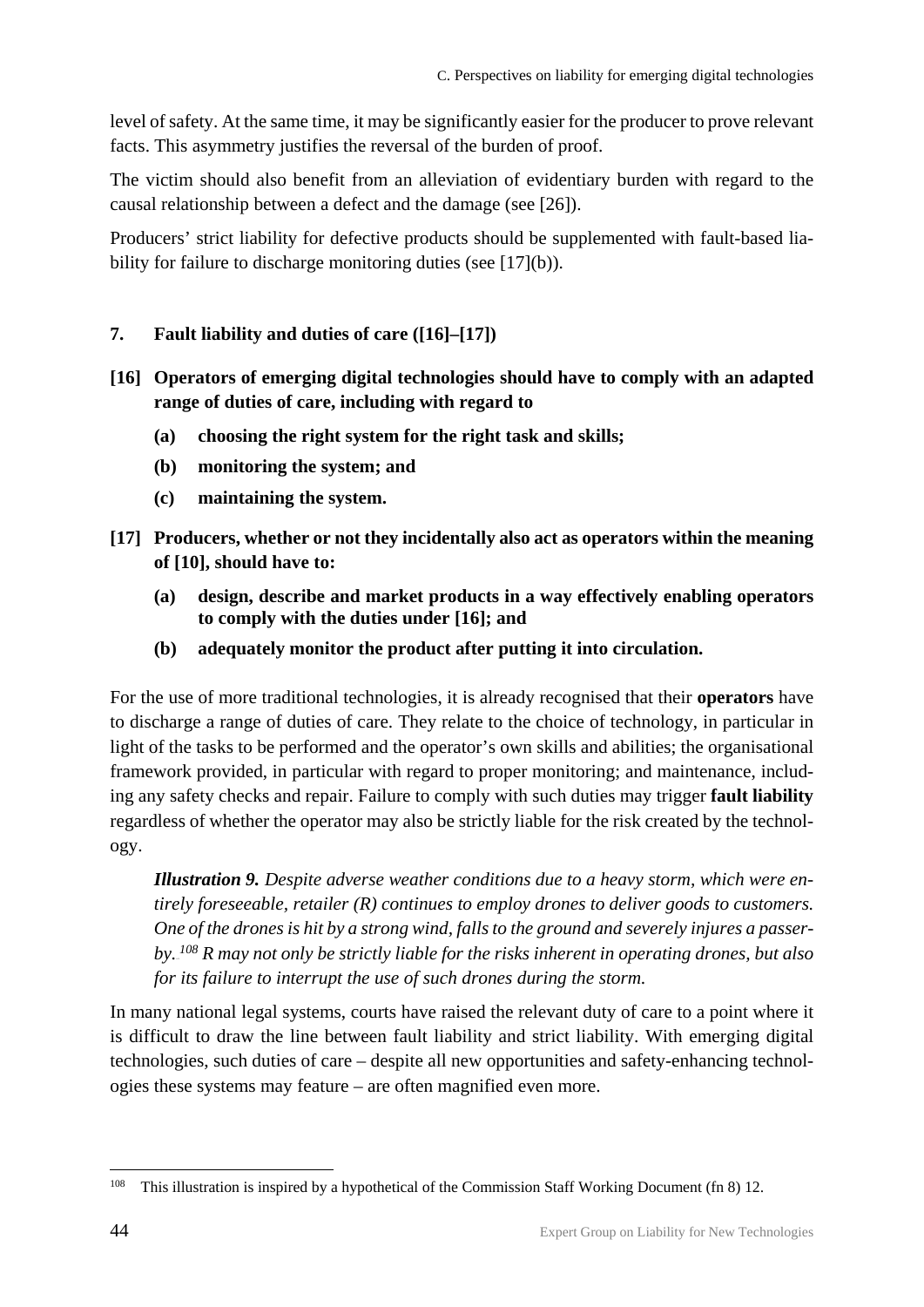level of safety. At the same time, it may be significantly easier for the producer to prove relevant facts. This asymmetry justifies the reversal of the burden of proof.

The victim should also benefit from an alleviation of evidentiary burden with regard to the causal relationship between a defect and the damage (see [26]).

Producers' strict liability for defective products should be supplemented with fault-based liability for failure to discharge monitoring duties (see [17](b)).

### 7. Fault liability and duties of care ([16]–[17])

**[16] Operators of emerging digital technologies should have to comply with an adapted range of duties of care, including with regard to**

- **(a) choosing the right system for the right task and skills;**
- **(b) monitoring the system; and**
- **(c) maintaining the system.**

**[17] Producers, whether or not they incidentally also act as operators within the meaning of [10], should have to:**

- **(a) design, describe and market products in a way effectively enabling operators to comply with the duties under [16]; and**
- **(b) adequately monitor the product after putting it into circulation.**

For the use of more traditional technologies, it is already recognised that their **operators** have to discharge a range of duties of care. They relate to the choice of technology, in particular in light of the tasks to be performed and the operator's own skills and abilities; the organisational framework provided, in particular with regard to proper monitoring; and maintenance, including any safety checks and repair. Failure to comply with such duties may trigger **fault liability** regardless of whether the operator may also be strictly liable for the risk created by the technology.

> ***Illustration 9.*** *Despite adverse weather conditions due to a heavy storm, which were entirely foreseeable, retailer (R) continues to employ drones to deliver goods to customers. One of the drones is hit by a strong wind, falls to the ground and severely injures a passer-by.*[108] *R may not only be strictly liable for the risks inherent in operating drones, but also for its failure to interrupt the use of such drones during the storm.*

In many national legal systems, courts have raised the relevant duty of care to a point where it is difficult to draw the line between fault liability and strict liability. With emerging digital technologies, such duties of care – despite all new opportunities and safety-enhancing technologies these systems may feature – are often magnified even more.

---

[108] This illustration is inspired by a hypothetical of the Commission Staff Working Document (fn 8) 12.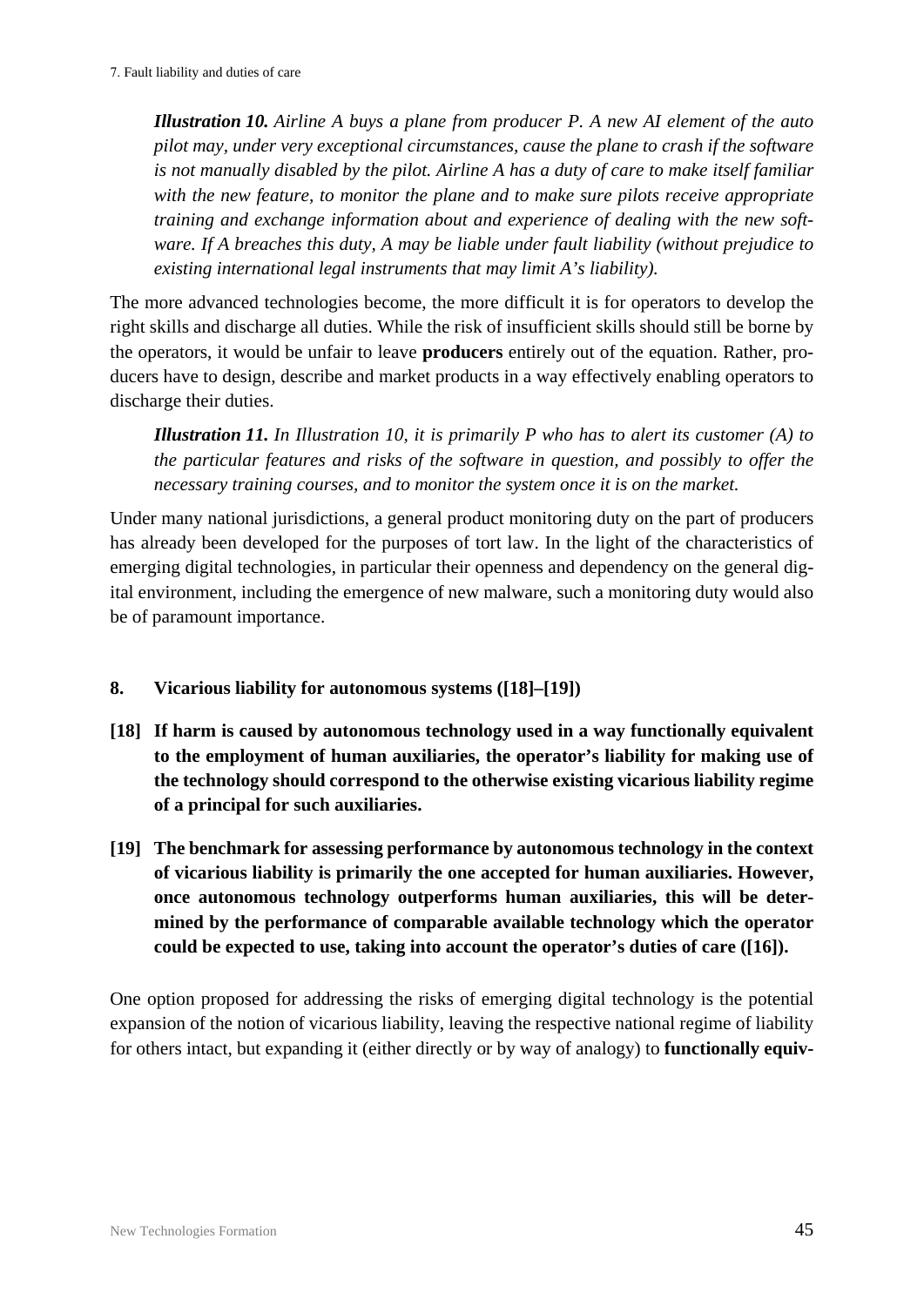*__Illustration 10.__ Airline A buys a plane from producer P. A new AI element of the auto pilot may, under very exceptional circumstances, cause the plane to crash if the software is not manually disabled by the pilot. Airline A has a duty of care to make itself familiar with the new feature, to monitor the plane and to make sure pilots receive appropriate training and exchange information about and experience of dealing with the new software. If A breaches this duty, A may be liable under fault liability (without prejudice to existing international legal instruments that may limit A's liability).*

The more advanced technologies become, the more difficult it is for operators to develop the right skills and discharge all duties. While the risk of insufficient skills should still be borne by the operators, it would be unfair to leave **producers** entirely out of the equation. Rather, producers have to design, describe and market products in a way effectively enabling operators to discharge their duties.

*__Illustration 11.__ In Illustration 10, it is primarily P who has to alert its customer (A) to the particular features and risks of the software in question, and possibly to offer the necessary training courses, and to monitor the system once it is on the market.*

Under many national jurisdictions, a general product monitoring duty on the part of producers has already been developed for the purposes of tort law. In the light of the characteristics of emerging digital technologies, in particular their openness and dependency on the general digital environment, including the emergence of new malware, such a monitoring duty would also be of paramount importance.

## 8. Vicarious liability for autonomous systems ([18]–[19])

**[18] If harm is caused by autonomous technology used in a way functionally equivalent to the employment of human auxiliaries, the operator's liability for making use of the technology should correspond to the otherwise existing vicarious liability regime of a principal for such auxiliaries.**

**[19] The benchmark for assessing performance by autonomous technology in the context of vicarious liability is primarily the one accepted for human auxiliaries. However, once autonomous technology outperforms human auxiliaries, this will be determined by the performance of comparable available technology which the operator could be expected to use, taking into account the operator's duties of care ([16]).**

One option proposed for addressing the risks of emerging digital technology is the potential expansion of the notion of vicarious liability, leaving the respective national regime of liability for others intact, but expanding it (either directly or by way of analogy) to **functionally equiv-**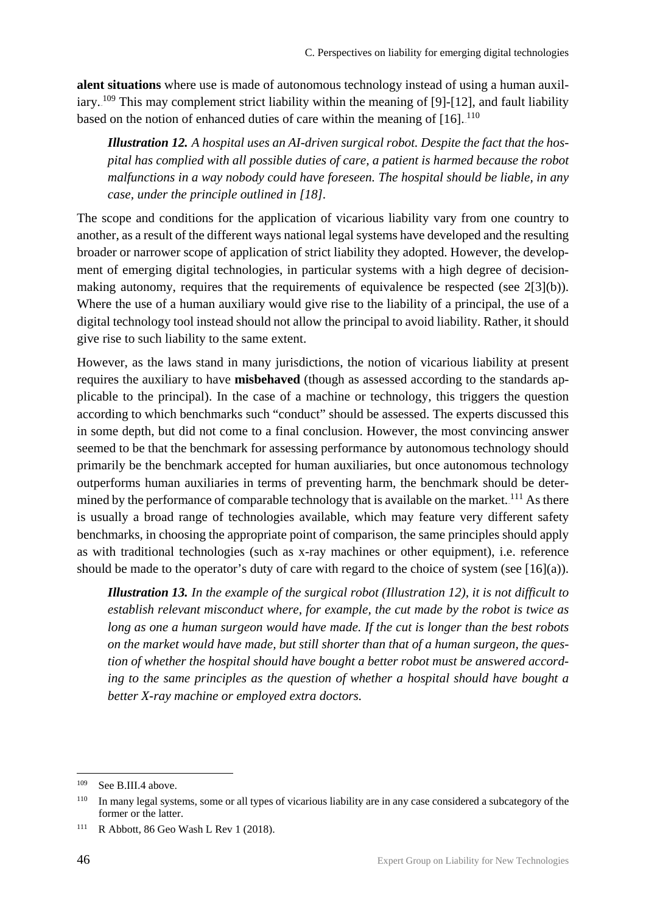**alent situations** where use is made of autonomous technology instead of using a human auxiliary.[109] This may complement strict liability within the meaning of [9]-[12], and fault liability based on the notion of enhanced duties of care within the meaning of [16].[110]

> ***Illustration 12.*** *A hospital uses an AI-driven surgical robot. Despite the fact that the hospital has complied with all possible duties of care, a patient is harmed because the robot malfunctions in a way nobody could have foreseen. The hospital should be liable, in any case, under the principle outlined in [18].*

The scope and conditions for the application of vicarious liability vary from one country to another, as a result of the different ways national legal systems have developed and the resulting broader or narrower scope of application of strict liability they adopted. However, the development of emerging digital technologies, in particular systems with a high degree of decision-making autonomy, requires that the requirements of equivalence be respected (see 2[3](b)). Where the use of a human auxiliary would give rise to the liability of a principal, the use of a digital technology tool instead should not allow the principal to avoid liability. Rather, it should give rise to such liability to the same extent.

However, as the laws stand in many jurisdictions, the notion of vicarious liability at present requires the auxiliary to have **misbehaved** (though as assessed according to the standards applicable to the principal). In the case of a machine or technology, this triggers the question according to which benchmarks such "conduct" should be assessed. The experts discussed this in some depth, but did not come to a final conclusion. However, the most convincing answer seemed to be that the benchmark for assessing performance by autonomous technology should primarily be the benchmark accepted for human auxiliaries, but once autonomous technology outperforms human auxiliaries in terms of preventing harm, the benchmark should be determined by the performance of comparable technology that is available on the market.[111] As there is usually a broad range of technologies available, which may feature very different safety benchmarks, in choosing the appropriate point of comparison, the same principles should apply as with traditional technologies (such as x-ray machines or other equipment), i.e. reference should be made to the operator's duty of care with regard to the choice of system (see [16](a)).

> ***Illustration 13.*** *In the example of the surgical robot (Illustration 12), it is not difficult to establish relevant misconduct where, for example, the cut made by the robot is twice as long as one a human surgeon would have made. If the cut is longer than the best robots on the market would have made, but still shorter than that of a human surgeon, the question of whether the hospital should have bought a better robot must be answered according to the same principles as the question of whether a hospital should have bought a better X-ray machine or employed extra doctors.*

---

[109] See B.III.4 above.

[110] In many legal systems, some or all types of vicarious liability are in any case considered a subcategory of the former or the latter.

[111] R Abbott, 86 Geo Wash L Rev 1 (2018).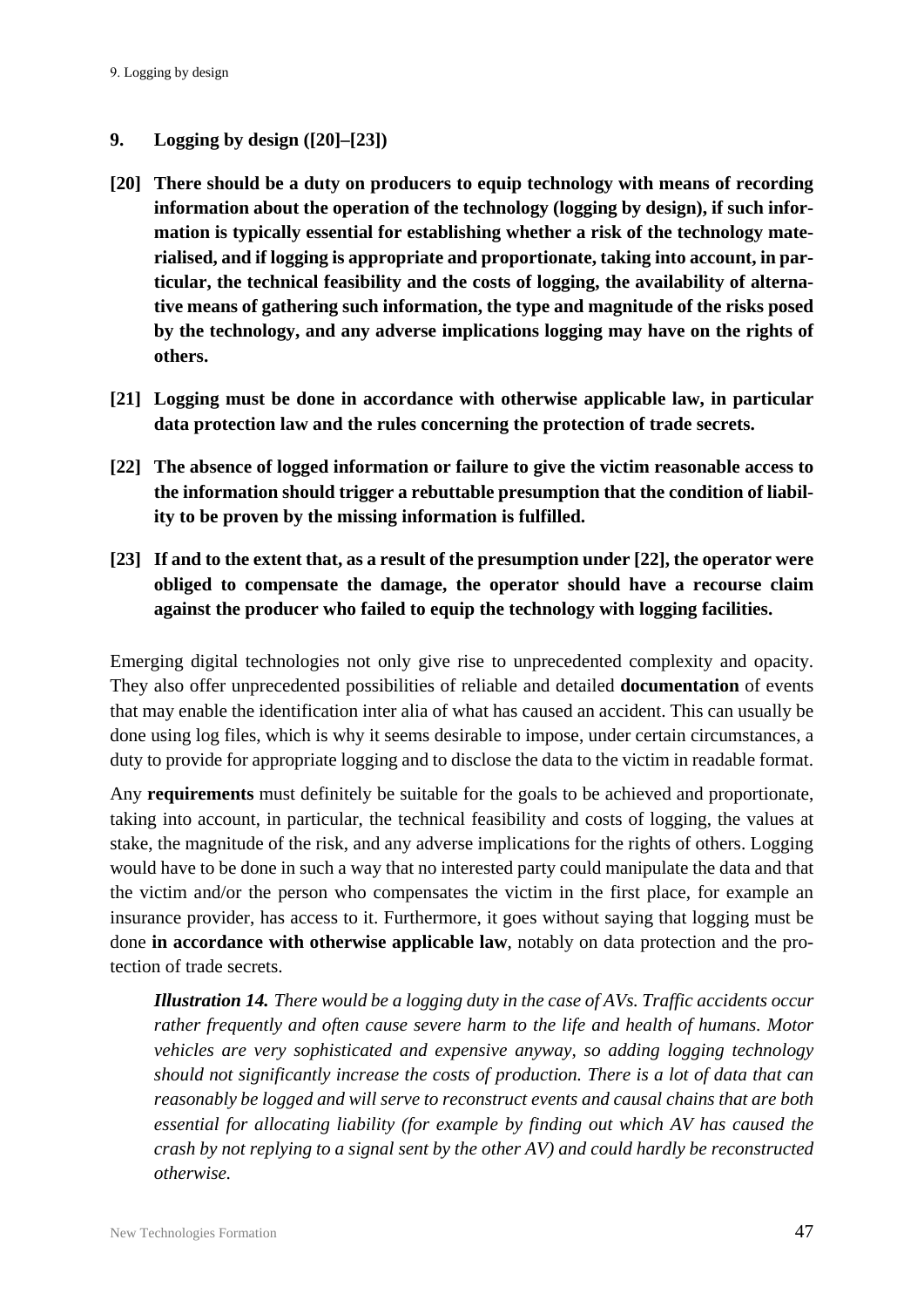## 9. Logging by design ([20]–[23])

**[20] There should be a duty on producers to equip technology with means of recording information about the operation of the technology (logging by design), if such information is typically essential for establishing whether a risk of the technology materialised, and if logging is appropriate and proportionate, taking into account, in particular, the technical feasibility and the costs of logging, the availability of alternative means of gathering such information, the type and magnitude of the risks posed by the technology, and any adverse implications logging may have on the rights of others.**

**[21] Logging must be done in accordance with otherwise applicable law, in particular data protection law and the rules concerning the protection of trade secrets.**

**[22] The absence of logged information or failure to give the victim reasonable access to the information should trigger a rebuttable presumption that the condition of liability to be proven by the missing information is fulfilled.**

**[23] If and to the extent that, as a result of the presumption under [22], the operator were obliged to compensate the damage, the operator should have a recourse claim against the producer who failed to equip the technology with logging facilities.**

Emerging digital technologies not only give rise to unprecedented complexity and opacity. They also offer unprecedented possibilities of reliable and detailed **documentation** of events that may enable the identification inter alia of what has caused an accident. This can usually be done using log files, which is why it seems desirable to impose, under certain circumstances, a duty to provide for appropriate logging and to disclose the data to the victim in readable format.

Any **requirements** must definitely be suitable for the goals to be achieved and proportionate, taking into account, in particular, the technical feasibility and costs of logging, the values at stake, the magnitude of the risk, and any adverse implications for the rights of others. Logging would have to be done in such a way that no interested party could manipulate the data and that the victim and/or the person who compensates the victim in the first place, for example an insurance provider, has access to it. Furthermore, it goes without saying that logging must be done **in accordance with otherwise applicable law**, notably on data protection and the protection of trade secrets.

> ***Illustration 14.*** *There would be a logging duty in the case of AVs. Traffic accidents occur rather frequently and often cause severe harm to the life and health of humans. Motor vehicles are very sophisticated and expensive anyway, so adding logging technology should not significantly increase the costs of production. There is a lot of data that can reasonably be logged and will serve to reconstruct events and causal chains that are both essential for allocating liability (for example by finding out which AV has caused the crash by not replying to a signal sent by the other AV) and could hardly be reconstructed otherwise.*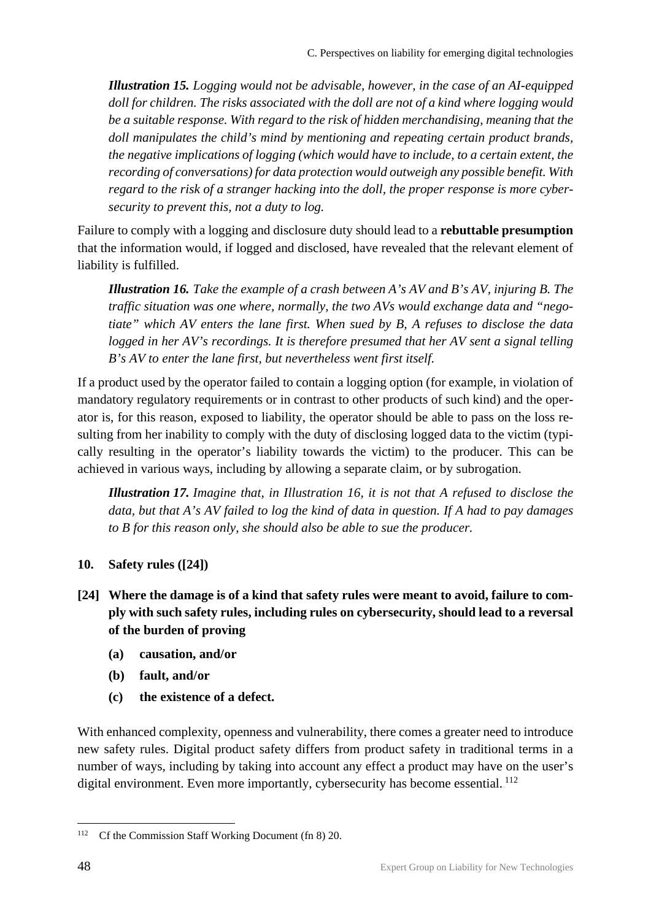*__Illustration 15.__ Logging would not be advisable, however, in the case of an AI-equipped doll for children. The risks associated with the doll are not of a kind where logging would be a suitable response. With regard to the risk of hidden merchandising, meaning that the doll manipulates the child's mind by mentioning and repeating certain product brands, the negative implications of logging (which would have to include, to a certain extent, the recording of conversations) for data protection would outweigh any possible benefit. With regard to the risk of a stranger hacking into the doll, the proper response is more cybersecurity to prevent this, not a duty to log.*

Failure to comply with a logging and disclosure duty should lead to a **rebuttable presumption** that the information would, if logged and disclosed, have revealed that the relevant element of liability is fulfilled.

*__Illustration 16.__ Take the example of a crash between A's AV and B's AV, injuring B. The traffic situation was one where, normally, the two AVs would exchange data and "negotiate" which AV enters the lane first. When sued by B, A refuses to disclose the data logged in her AV's recordings. It is therefore presumed that her AV sent a signal telling B's AV to enter the lane first, but nevertheless went first itself.*

If a product used by the operator failed to contain a logging option (for example, in violation of mandatory regulatory requirements or in contrast to other products of such kind) and the operator is, for this reason, exposed to liability, the operator should be able to pass on the loss resulting from her inability to comply with the duty of disclosing logged data to the victim (typically resulting in the operator's liability towards the victim) to the producer. This can be achieved in various ways, including by allowing a separate claim, or by subrogation.

*__Illustration 17.__ Imagine that, in Illustration 16, it is not that A refused to disclose the data, but that A's AV failed to log the kind of data in question. If A had to pay damages to B for this reason only, she should also be able to sue the producer.*

### 10. Safety rules ([24])

**[24] Where the damage is of a kind that safety rules were meant to avoid, failure to comply with such safety rules, including rules on cybersecurity, should lead to a reversal of the burden of proving**

**(a) causation, and/or**

**(b) fault, and/or**

**(c) the existence of a defect.**

With enhanced complexity, openness and vulnerability, there comes a greater need to introduce new safety rules. Digital product safety differs from product safety in traditional terms in a number of ways, including by taking into account any effect a product may have on the user's digital environment. Even more importantly, cybersecurity has become essential.[112]

[112] Cf the Commission Staff Working Document (fn 8) 20.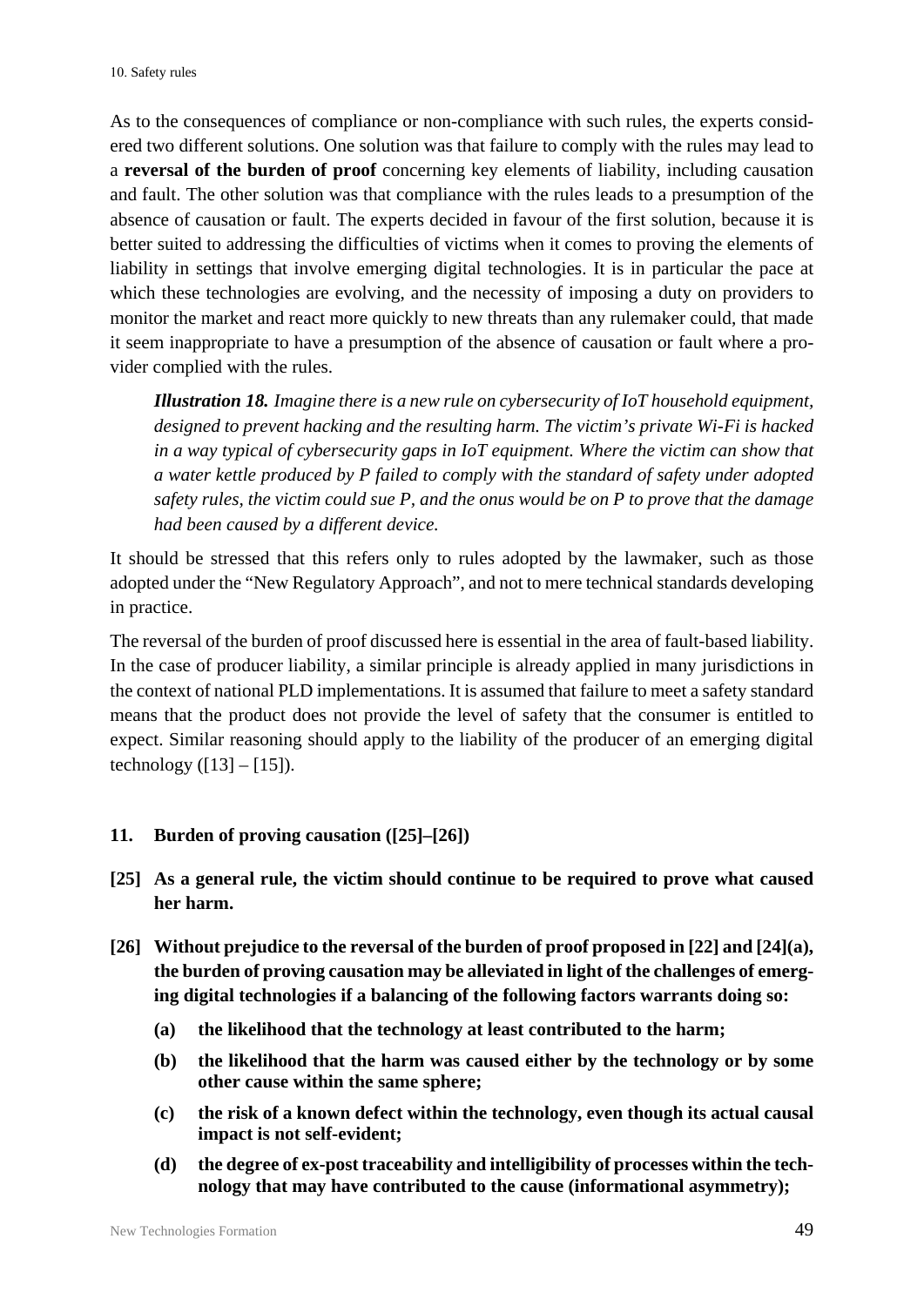As to the consequences of compliance or non-compliance with such rules, the experts considered two different solutions. One solution was that failure to comply with the rules may lead to a **reversal of the burden of proof** concerning key elements of liability, including causation and fault. The other solution was that compliance with the rules leads to a presumption of the absence of causation or fault. The experts decided in favour of the first solution, because it is better suited to addressing the difficulties of victims when it comes to proving the elements of liability in settings that involve emerging digital technologies. It is in particular the pace at which these technologies are evolving, and the necessity of imposing a duty on providers to monitor the market and react more quickly to new threats than any rulemaker could, that made it seem inappropriate to have a presumption of the absence of causation or fault where a provider complied with the rules.

> ***Illustration 18.*** *Imagine there is a new rule on cybersecurity of IoT household equipment, designed to prevent hacking and the resulting harm. The victim's private Wi-Fi is hacked in a way typical of cybersecurity gaps in IoT equipment. Where the victim can show that a water kettle produced by P failed to comply with the standard of safety under adopted safety rules, the victim could sue P, and the onus would be on P to prove that the damage had been caused by a different device.*

It should be stressed that this refers only to rules adopted by the lawmaker, such as those adopted under the "New Regulatory Approach", and not to mere technical standards developing in practice.

The reversal of the burden of proof discussed here is essential in the area of fault-based liability. In the case of producer liability, a similar principle is already applied in many jurisdictions in the context of national PLD implementations. It is assumed that failure to meet a safety standard means that the product does not provide the level of safety that the consumer is entitled to expect. Similar reasoning should apply to the liability of the producer of an emerging digital technology ([13] – [15]).

## 11. Burden of proving causation ([25]–[26])

**[25] As a general rule, the victim should continue to be required to prove what caused her harm.**

**[26] Without prejudice to the reversal of the burden of proof proposed in [22] and [24](a), the burden of proving causation may be alleviated in light of the challenges of emerging digital technologies if a balancing of the following factors warrants doing so:**

- **(a) the likelihood that the technology at least contributed to the harm;**
- **(b) the likelihood that the harm was caused either by the technology or by some other cause within the same sphere;**
- **(c) the risk of a known defect within the technology, even though its actual causal impact is not self-evident;**
- **(d) the degree of ex-post traceability and intelligibility of processes within the technology that may have contributed to the cause (informational asymmetry);**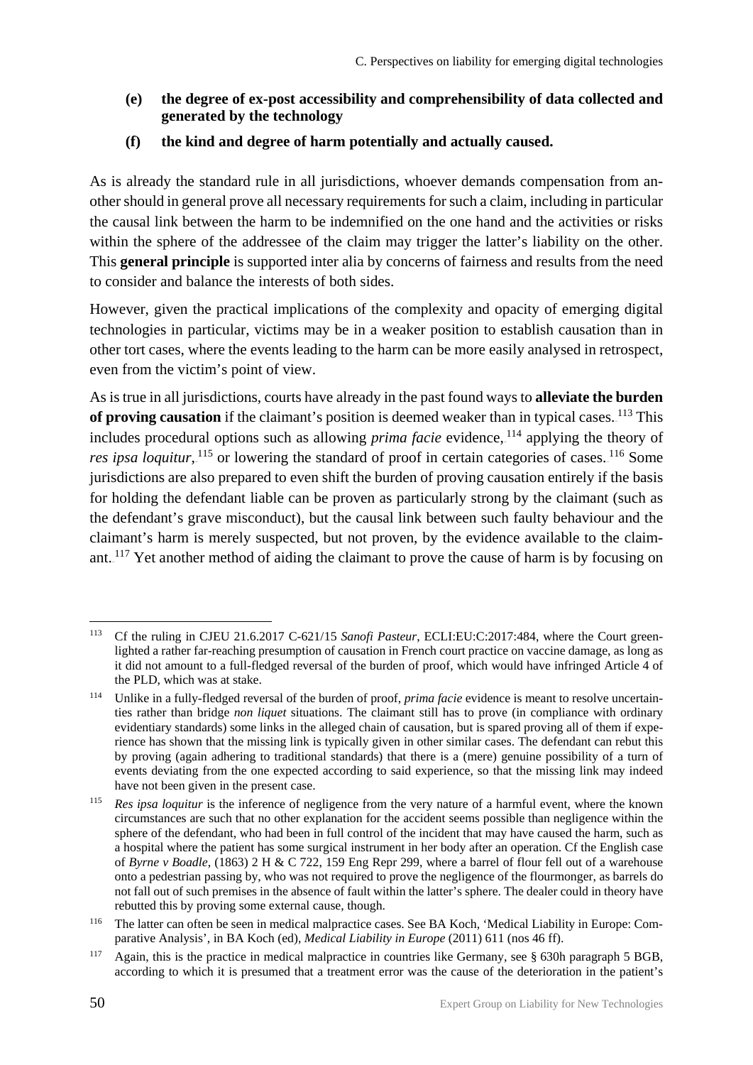**(e) the degree of ex-post accessibility and comprehensibility of data collected and generated by the technology**

**(f) the kind and degree of harm potentially and actually caused.**

As is already the standard rule in all jurisdictions, whoever demands compensation from another should in general prove all necessary requirements for such a claim, including in particular the causal link between the harm to be indemnified on the one hand and the activities or risks within the sphere of the addressee of the claim may trigger the latter's liability on the other. This **general principle** is supported inter alia by concerns of fairness and results from the need to consider and balance the interests of both sides.

However, given the practical implications of the complexity and opacity of emerging digital technologies in particular, victims may be in a weaker position to establish causation than in other tort cases, where the events leading to the harm can be more easily analysed in retrospect, even from the victim's point of view.

As is true in all jurisdictions, courts have already in the past found ways to **alleviate the burden of proving causation** if the claimant's position is deemed weaker than in typical cases.[113] This includes procedural options such as allowing *prima facie* evidence,[114] applying the theory of *res ipsa loquitur*,[115] or lowering the standard of proof in certain categories of cases.[116] Some jurisdictions are also prepared to even shift the burden of proving causation entirely if the basis for holding the defendant liable can be proven as particularly strong by the claimant (such as the defendant's grave misconduct), but the causal link between such faulty behaviour and the claimant's harm is merely suspected, but not proven, by the evidence available to the claimant.[117] Yet another method of aiding the claimant to prove the cause of harm is by focusing on

---

[113] Cf the ruling in CJEU 21.6.2017 C-621/15 *Sanofi Pasteur*, ECLI:EU:C:2017:484, where the Court greenlighted a rather far-reaching presumption of causation in French court practice on vaccine damage, as long as it did not amount to a full-fledged reversal of the burden of proof, which would have infringed Article 4 of the PLD, which was at stake.

[114] Unlike in a fully-fledged reversal of the burden of proof, *prima facie* evidence is meant to resolve uncertainties rather than bridge *non liquet* situations. The claimant still has to prove (in compliance with ordinary evidentiary standards) some links in the alleged chain of causation, but is spared proving all of them if experience has shown that the missing link is typically given in other similar cases. The defendant can rebut this by proving (again adhering to traditional standards) that there is a (mere) genuine possibility of a turn of events deviating from the one expected according to said experience, so that the missing link may indeed have not been given in the present case.

[115] *Res ipsa loquitur* is the inference of negligence from the very nature of a harmful event, where the known circumstances are such that no other explanation for the accident seems possible than negligence within the sphere of the defendant, who had been in full control of the incident that may have caused the harm, such as a hospital where the patient has some surgical instrument in her body after an operation. Cf the English case of *Byrne v Boadle*, (1863) 2 H & C 722, 159 Eng Repr 299, where a barrel of flour fell out of a warehouse onto a pedestrian passing by, who was not required to prove the negligence of the flourmonger, as barrels do not fall out of such premises in the absence of fault within the latter's sphere. The dealer could in theory have rebutted this by proving some external cause, though.

[116] The latter can often be seen in medical malpractice cases. See BA Koch, 'Medical Liability in Europe: Comparative Analysis', in BA Koch (ed), *Medical Liability in Europe* (2011) 611 (nos 46 ff).

[117] Again, this is the practice in medical malpractice in countries like Germany, see § 630h paragraph 5 BGB, according to which it is presumed that a treatment error was the cause of the deterioration in the patient's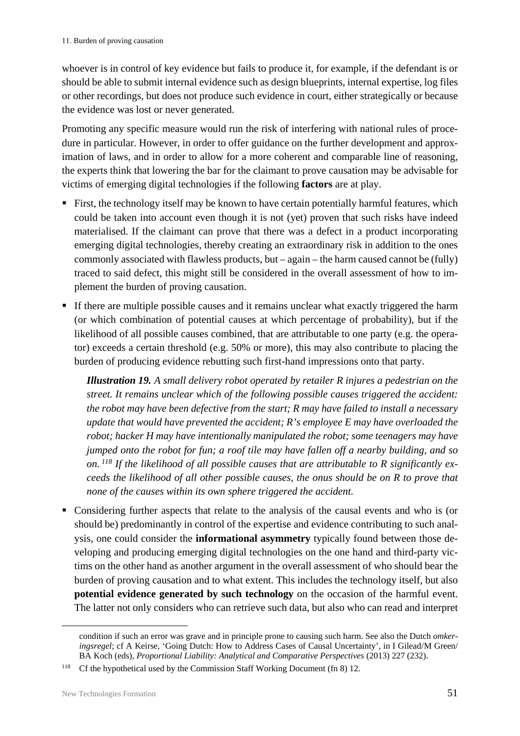whoever is in control of key evidence but fails to produce it, for example, if the defendant is or should be able to submit internal evidence such as design blueprints, internal expertise, log files or other recordings, but does not produce such evidence in court, either strategically or because the evidence was lost or never generated.

Promoting any specific measure would run the risk of interfering with national rules of procedure in particular. However, in order to offer guidance on the further development and approximation of laws, and in order to allow for a more coherent and comparable line of reasoning, the experts think that lowering the bar for the claimant to prove causation may be advisable for victims of emerging digital technologies if the following **factors** are at play.

- First, the technology itself may be known to have certain potentially harmful features, which could be taken into account even though it is not (yet) proven that such risks have indeed materialised. If the claimant can prove that there was a defect in a product incorporating emerging digital technologies, thereby creating an extraordinary risk in addition to the ones commonly associated with flawless products, but – again – the harm caused cannot be (fully) traced to said defect, this might still be considered in the overall assessment of how to implement the burden of proving causation.
- If there are multiple possible causes and it remains unclear what exactly triggered the harm (or which combination of potential causes at which percentage of probability), but if the likelihood of all possible causes combined, that are attributable to one party (e.g. the operator) exceeds a certain threshold (e.g. 50% or more), this may also contribute to placing the burden of producing evidence rebutting such first-hand impressions onto that party.

  ***Illustration 19.*** *A small delivery robot operated by retailer R injures a pedestrian on the street. It remains unclear which of the following possible causes triggered the accident: the robot may have been defective from the start; R may have failed to install a necessary update that would have prevented the accident; R's employee E may have overloaded the robot; hacker H may have intentionally manipulated the robot; some teenagers may have jumped onto the robot for fun; a roof tile may have fallen off a nearby building, and so on.*[118] *If the likelihood of all possible causes that are attributable to R significantly exceeds the likelihood of all other possible causes, the onus should be on R to prove that none of the causes within its own sphere triggered the accident.*

- Considering further aspects that relate to the analysis of the causal events and who is (or should be) predominantly in control of the expertise and evidence contributing to such analysis, one could consider the **informational asymmetry** typically found between those developing and producing emerging digital technologies on the one hand and third-party victims on the other hand as another argument in the overall assessment of who should bear the burden of proving causation and to what extent. This includes the technology itself, but also **potential evidence generated by such technology** on the occasion of the harmful event. The latter not only considers who can retrieve such data, but also who can read and interpret

---

condition if such an error was grave and in principle prone to causing such harm. See also the Dutch *omkeringsregel*; cf A Keirse, 'Going Dutch: How to Address Cases of Causal Uncertainty', in I Gilead/M Green/ BA Koch (eds), *Proportional Liability: Analytical and Comparative Perspectives* (2013) 227 (232).

[118] Cf the hypothetical used by the Commission Staff Working Document (fn 8) 12.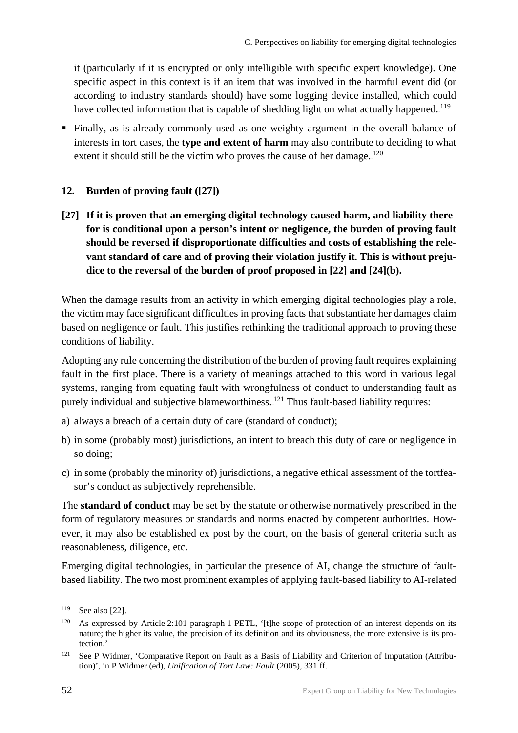it (particularly if it is encrypted or only intelligible with specific expert knowledge). One specific aspect in this context is if an item that was involved in the harmful event did (or according to industry standards should) have some logging device installed, which could have collected information that is capable of shedding light on what actually happened.[119]

- Finally, as is already commonly used as one weighty argument in the overall balance of interests in tort cases, the **type and extent of harm** may also contribute to deciding to what extent it should still be the victim who proves the cause of her damage.[120]

## 12. Burden of proving fault ([27])

**[27] If it is proven that an emerging digital technology caused harm, and liability therefor is conditional upon a person's intent or negligence, the burden of proving fault should be reversed if disproportionate difficulties and costs of establishing the relevant standard of care and of proving their violation justify it. This is without prejudice to the reversal of the burden of proof proposed in [22] and [24](b).**

When the damage results from an activity in which emerging digital technologies play a role, the victim may face significant difficulties in proving facts that substantiate her damages claim based on negligence or fault. This justifies rethinking the traditional approach to proving these conditions of liability.

Adopting any rule concerning the distribution of the burden of proving fault requires explaining fault in the first place. There is a variety of meanings attached to this word in various legal systems, ranging from equating fault with wrongfulness of conduct to understanding fault as purely individual and subjective blameworthiness.[121] Thus fault-based liability requires:

a) always a breach of a certain duty of care (standard of conduct);

b) in some (probably most) jurisdictions, an intent to breach this duty of care or negligence in so doing;

c) in some (probably the minority of) jurisdictions, a negative ethical assessment of the tortfeasor's conduct as subjectively reprehensible.

The **standard of conduct** may be set by the statute or otherwise normatively prescribed in the form of regulatory measures or standards and norms enacted by competent authorities. However, it may also be established ex post by the court, on the basis of general criteria such as reasonableness, diligence, etc.

Emerging digital technologies, in particular the presence of AI, change the structure of fault-based liability. The two most prominent examples of applying fault-based liability to AI-related

---

[119] See also [22].

[120] As expressed by Article 2:101 paragraph 1 PETL, '[t]he scope of protection of an interest depends on its nature; the higher its value, the precision of its definition and its obviousness, the more extensive is its protection.'

[121] See P Widmer, 'Comparative Report on Fault as a Basis of Liability and Criterion of Imputation (Attribution)', in P Widmer (ed), *Unification of Tort Law: Fault* (2005), 331 ff.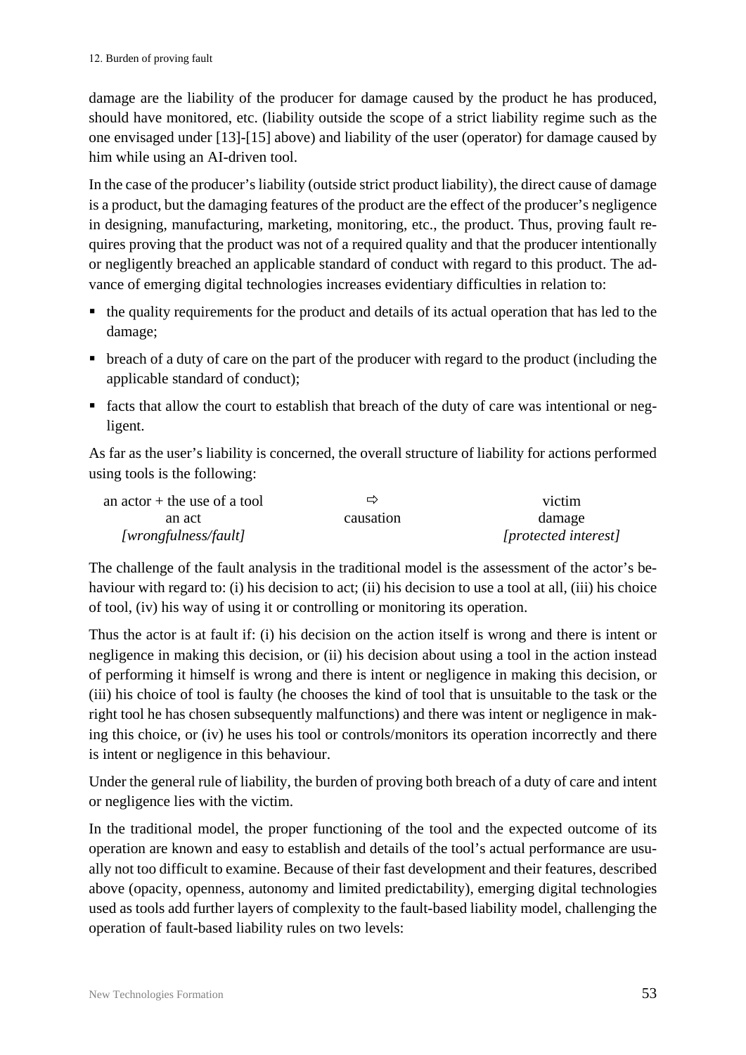damage are the liability of the producer for damage caused by the product he has produced, should have monitored, etc. (liability outside the scope of a strict liability regime such as the one envisaged under [13]-[15] above) and liability of the user (operator) for damage caused by him while using an AI-driven tool.

In the case of the producer's liability (outside strict product liability), the direct cause of damage is a product, but the damaging features of the product are the effect of the producer's negligence in designing, manufacturing, marketing, monitoring, etc., the product. Thus, proving fault requires proving that the product was not of a required quality and that the producer intentionally or negligently breached an applicable standard of conduct with regard to this product. The advance of emerging digital technologies increases evidentiary difficulties in relation to:

- the quality requirements for the product and details of its actual operation that has led to the damage;
- breach of a duty of care on the part of the producer with regard to the product (including the applicable standard of conduct);
- facts that allow the court to establish that breach of the duty of care was intentional or negligent.

As far as the user's liability is concerned, the overall structure of liability for actions performed using tools is the following:

| an actor + the use of a tool | ⇨ | victim |
|---|---|---|
| an act | causation | damage |
| *[wrongfulness/fault]* | | *[protected interest]* |

The challenge of the fault analysis in the traditional model is the assessment of the actor's behaviour with regard to: (i) his decision to act; (ii) his decision to use a tool at all, (iii) his choice of tool, (iv) his way of using it or controlling or monitoring its operation.

Thus the actor is at fault if: (i) his decision on the action itself is wrong and there is intent or negligence in making this decision, or (ii) his decision about using a tool in the action instead of performing it himself is wrong and there is intent or negligence in making this decision, or (iii) his choice of tool is faulty (he chooses the kind of tool that is unsuitable to the task or the right tool he has chosen subsequently malfunctions) and there was intent or negligence in making this choice, or (iv) he uses his tool or controls/monitors its operation incorrectly and there is intent or negligence in this behaviour.

Under the general rule of liability, the burden of proving both breach of a duty of care and intent or negligence lies with the victim.

In the traditional model, the proper functioning of the tool and the expected outcome of its operation are known and easy to establish and details of the tool's actual performance are usually not too difficult to examine. Because of their fast development and their features, described above (opacity, openness, autonomy and limited predictability), emerging digital technologies used as tools add further layers of complexity to the fault-based liability model, challenging the operation of fault-based liability rules on two levels: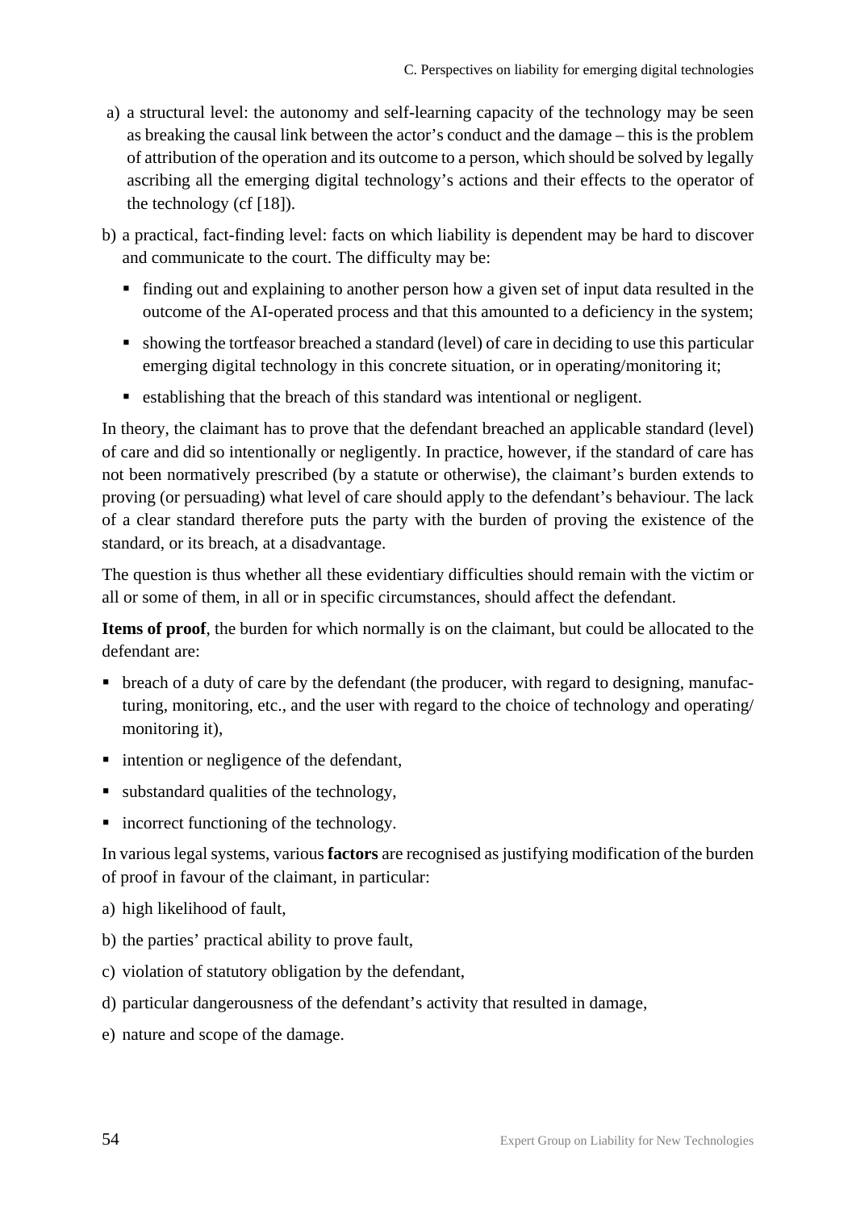a) a structural level: the autonomy and self-learning capacity of the technology may be seen as breaking the causal link between the actor's conduct and the damage – this is the problem of attribution of the operation and its outcome to a person, which should be solved by legally ascribing all the emerging digital technology's actions and their effects to the operator of the technology (cf [18]).

b) a practical, fact-finding level: facts on which liability is dependent may be hard to discover and communicate to the court. The difficulty may be:

- finding out and explaining to another person how a given set of input data resulted in the outcome of the AI-operated process and that this amounted to a deficiency in the system;
- showing the tortfeasor breached a standard (level) of care in deciding to use this particular emerging digital technology in this concrete situation, or in operating/monitoring it;
- establishing that the breach of this standard was intentional or negligent.

In theory, the claimant has to prove that the defendant breached an applicable standard (level) of care and did so intentionally or negligently. In practice, however, if the standard of care has not been normatively prescribed (by a statute or otherwise), the claimant's burden extends to proving (or persuading) what level of care should apply to the defendant's behaviour. The lack of a clear standard therefore puts the party with the burden of proving the existence of the standard, or its breach, at a disadvantage.

The question is thus whether all these evidentiary difficulties should remain with the victim or all or some of them, in all or in specific circumstances, should affect the defendant.

**Items of proof**, the burden for which normally is on the claimant, but could be allocated to the defendant are:

- breach of a duty of care by the defendant (the producer, with regard to designing, manufacturing, monitoring, etc., and the user with regard to the choice of technology and operating/monitoring it),
- intention or negligence of the defendant,
- substandard qualities of the technology,
- incorrect functioning of the technology.

In various legal systems, various **factors** are recognised as justifying modification of the burden of proof in favour of the claimant, in particular:

a) high likelihood of fault,

b) the parties' practical ability to prove fault,

c) violation of statutory obligation by the defendant,

d) particular dangerousness of the defendant's activity that resulted in damage,

e) nature and scope of the damage.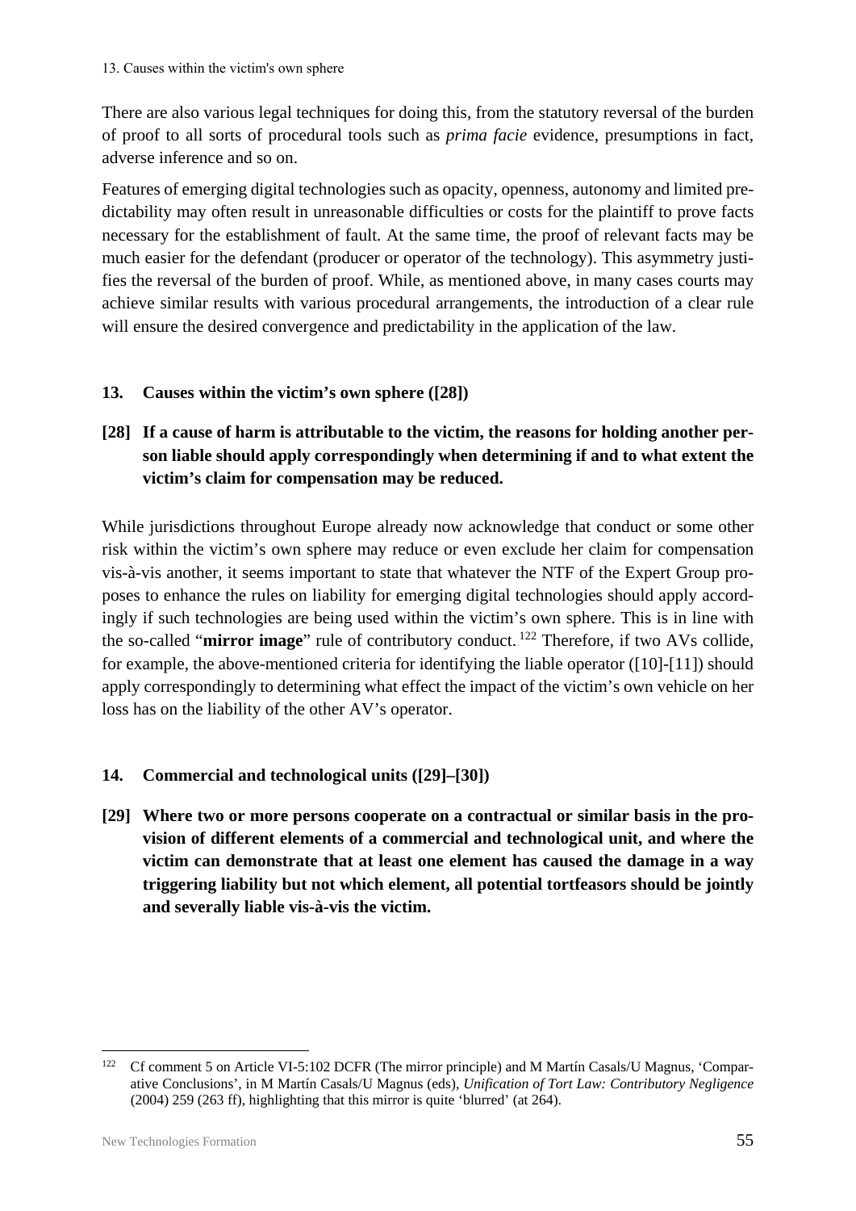There are also various legal techniques for doing this, from the statutory reversal of the burden of proof to all sorts of procedural tools such as *prima facie* evidence, presumptions in fact, adverse inference and so on.

Features of emerging digital technologies such as opacity, openness, autonomy and limited predictability may often result in unreasonable difficulties or costs for the plaintiff to prove facts necessary for the establishment of fault. At the same time, the proof of relevant facts may be much easier for the defendant (producer or operator of the technology). This asymmetry justifies the reversal of the burden of proof. While, as mentioned above, in many cases courts may achieve similar results with various procedural arrangements, the introduction of a clear rule will ensure the desired convergence and predictability in the application of the law.

## 13. Causes within the victim's own sphere ([28])

**[28] If a cause of harm is attributable to the victim, the reasons for holding another person liable should apply correspondingly when determining if and to what extent the victim's claim for compensation may be reduced.**

While jurisdictions throughout Europe already now acknowledge that conduct or some other risk within the victim's own sphere may reduce or even exclude her claim for compensation vis-à-vis another, it seems important to state that whatever the NTF of the Expert Group proposes to enhance the rules on liability for emerging digital technologies should apply accordingly if such technologies are being used within the victim's own sphere. This is in line with the so-called "**mirror image**" rule of contributory conduct.[122] Therefore, if two AVs collide, for example, the above-mentioned criteria for identifying the liable operator ([10]-[11]) should apply correspondingly to determining what effect the impact of the victim's own vehicle on her loss has on the liability of the other AV's operator.

## 14. Commercial and technological units ([29]–[30])

**[29] Where two or more persons cooperate on a contractual or similar basis in the provision of different elements of a commercial and technological unit, and where the victim can demonstrate that at least one element has caused the damage in a way triggering liability but not which element, all potential tortfeasors should be jointly and severally liable vis-à-vis the victim.**

---

[122] Cf comment 5 on Article VI-5:102 DCFR (The mirror principle) and M Martín Casals/U Magnus, 'Comparative Conclusions', in M Martín Casals/U Magnus (eds), *Unification of Tort Law: Contributory Negligence* (2004) 259 (263 ff), highlighting that this mirror is quite 'blurred' (at 264).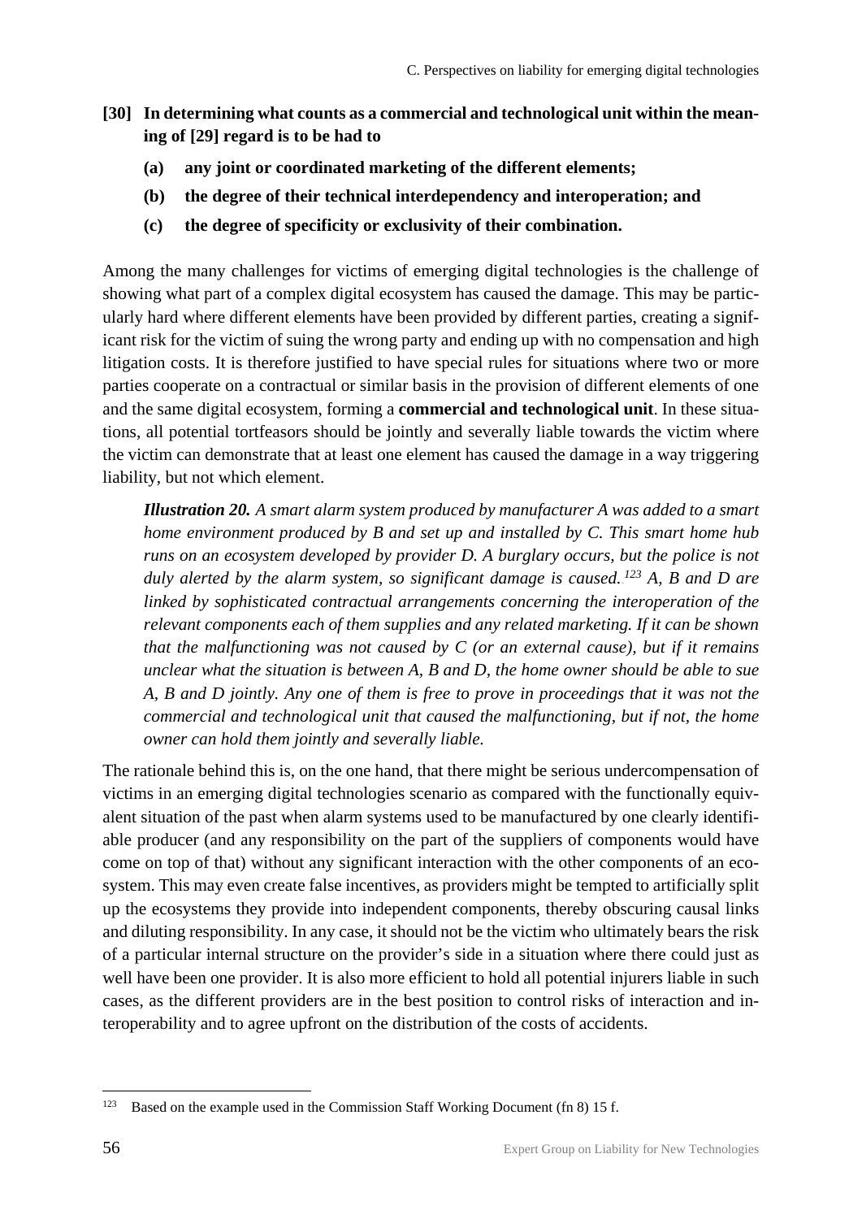**[30] In determining what counts as a commercial and technological unit within the meaning of [29] regard is to be had to**

**(a) any joint or coordinated marketing of the different elements;**

**(b) the degree of their technical interdependency and interoperation; and**

**(c) the degree of specificity or exclusivity of their combination.**

Among the many challenges for victims of emerging digital technologies is the challenge of showing what part of a complex digital ecosystem has caused the damage. This may be particularly hard where different elements have been provided by different parties, creating a significant risk for the victim of suing the wrong party and ending up with no compensation and high litigation costs. It is therefore justified to have special rules for situations where two or more parties cooperate on a contractual or similar basis in the provision of different elements of one and the same digital ecosystem, forming a **commercial and technological unit**. In these situations, all potential tortfeasors should be jointly and severally liable towards the victim where the victim can demonstrate that at least one element has caused the damage in a way triggering liability, but not which element.

> ***Illustration 20.*** *A smart alarm system produced by manufacturer A was added to a smart home environment produced by B and set up and installed by C. This smart home hub runs on an ecosystem developed by provider D. A burglary occurs, but the police is not duly alerted by the alarm system, so significant damage is caused.*[123] *A, B and D are linked by sophisticated contractual arrangements concerning the interoperation of the relevant components each of them supplies and any related marketing. If it can be shown that the malfunctioning was not caused by C (or an external cause), but if it remains unclear what the situation is between A, B and D, the home owner should be able to sue A, B and D jointly. Any one of them is free to prove in proceedings that it was not the commercial and technological unit that caused the malfunctioning, but if not, the home owner can hold them jointly and severally liable.*

The rationale behind this is, on the one hand, that there might be serious undercompensation of victims in an emerging digital technologies scenario as compared with the functionally equivalent situation of the past when alarm systems used to be manufactured by one clearly identifiable producer (and any responsibility on the part of the suppliers of components would have come on top of that) without any significant interaction with the other components of an ecosystem. This may even create false incentives, as providers might be tempted to artificially split up the ecosystems they provide into independent components, thereby obscuring causal links and diluting responsibility. In any case, it should not be the victim who ultimately bears the risk of a particular internal structure on the provider's side in a situation where there could just as well have been one provider. It is also more efficient to hold all potential injurers liable in such cases, as the different providers are in the best position to control risks of interaction and interoperability and to agree upfront on the distribution of the costs of accidents.

---

[123] Based on the example used in the Commission Staff Working Document (fn 8) 15 f.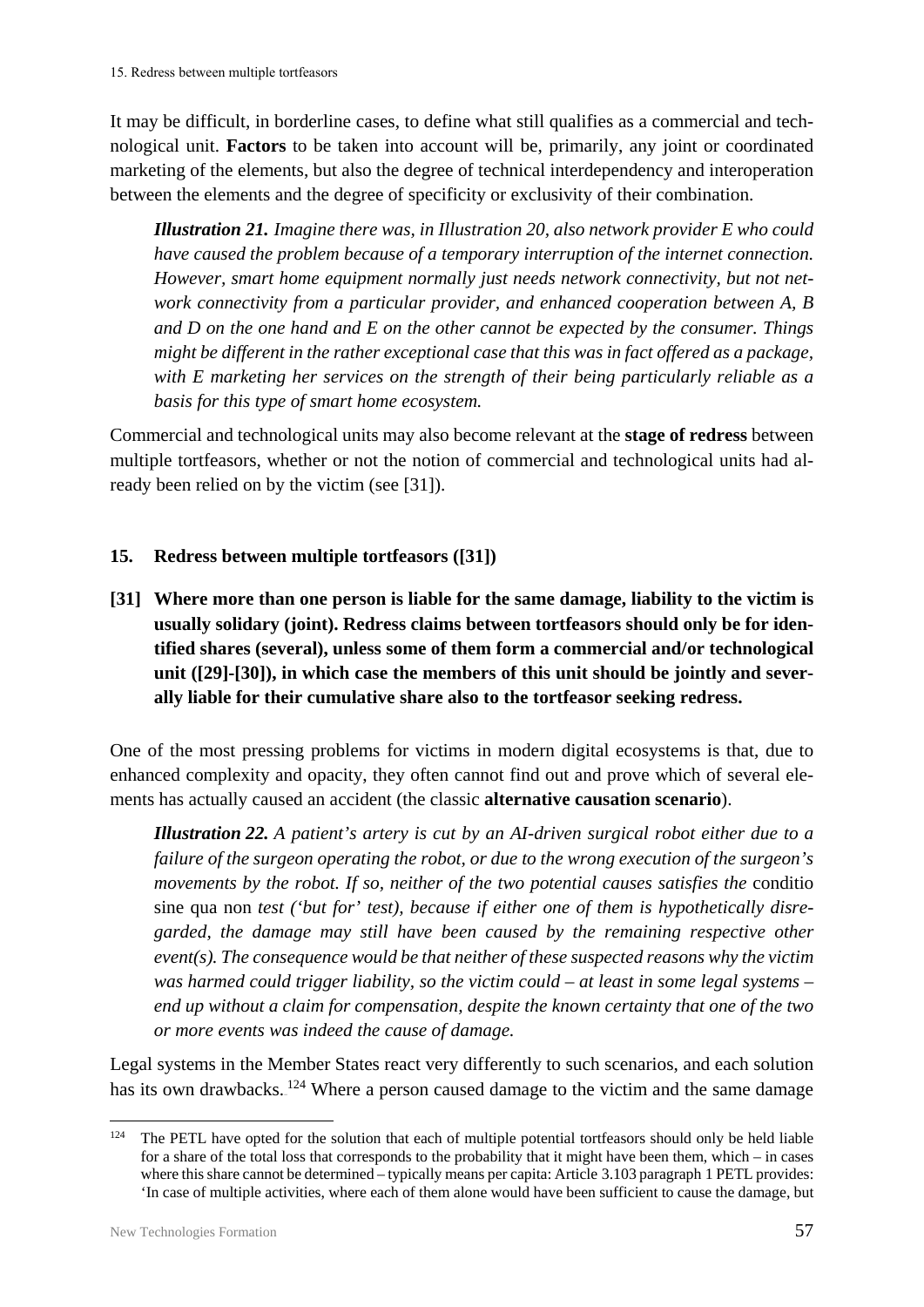It may be difficult, in borderline cases, to define what still qualifies as a commercial and technological unit. **Factors** to be taken into account will be, primarily, any joint or coordinated marketing of the elements, but also the degree of technical interdependency and interoperation between the elements and the degree of specificity or exclusivity of their combination.

> ***Illustration 21.*** *Imagine there was, in Illustration 20, also network provider E who could have caused the problem because of a temporary interruption of the internet connection. However, smart home equipment normally just needs network connectivity, but not network connectivity from a particular provider, and enhanced cooperation between A, B and D on the one hand and E on the other cannot be expected by the consumer. Things might be different in the rather exceptional case that this was in fact offered as a package, with E marketing her services on the strength of their being particularly reliable as a basis for this type of smart home ecosystem.*

Commercial and technological units may also become relevant at the **stage of redress** between multiple tortfeasors, whether or not the notion of commercial and technological units had already been relied on by the victim (see [31]).

## 15. Redress between multiple tortfeasors ([31])

**[31] Where more than one person is liable for the same damage, liability to the victim is usually solidary (joint). Redress claims between tortfeasors should only be for identified shares (several), unless some of them form a commercial and/or technological unit ([29]-[30]), in which case the members of this unit should be jointly and severally liable for their cumulative share also to the tortfeasor seeking redress.**

One of the most pressing problems for victims in modern digital ecosystems is that, due to enhanced complexity and opacity, they often cannot find out and prove which of several elements has actually caused an accident (the classic **alternative causation scenario**).

> ***Illustration 22.*** *A patient's artery is cut by an AI-driven surgical robot either due to a failure of the surgeon operating the robot, or due to the wrong execution of the surgeon's movements by the robot. If so, neither of the two potential causes satisfies the* conditio sine qua non *test ('but for' test), because if either one of them is hypothetically disregarded, the damage may still have been caused by the remaining respective other event(s). The consequence would be that neither of these suspected reasons why the victim was harmed could trigger liability, so the victim could – at least in some legal systems – end up without a claim for compensation, despite the known certainty that one of the two or more events was indeed the cause of damage.*

Legal systems in the Member States react very differently to such scenarios, and each solution has its own drawbacks.[124] Where a person caused damage to the victim and the same damage

---

[124] The PETL have opted for the solution that each of multiple potential tortfeasors should only be held liable for a share of the total loss that corresponds to the probability that it might have been them, which – in cases where this share cannot be determined – typically means per capita: Article 3.103 paragraph 1 PETL provides: 'In case of multiple activities, where each of them alone would have been sufficient to cause the damage, but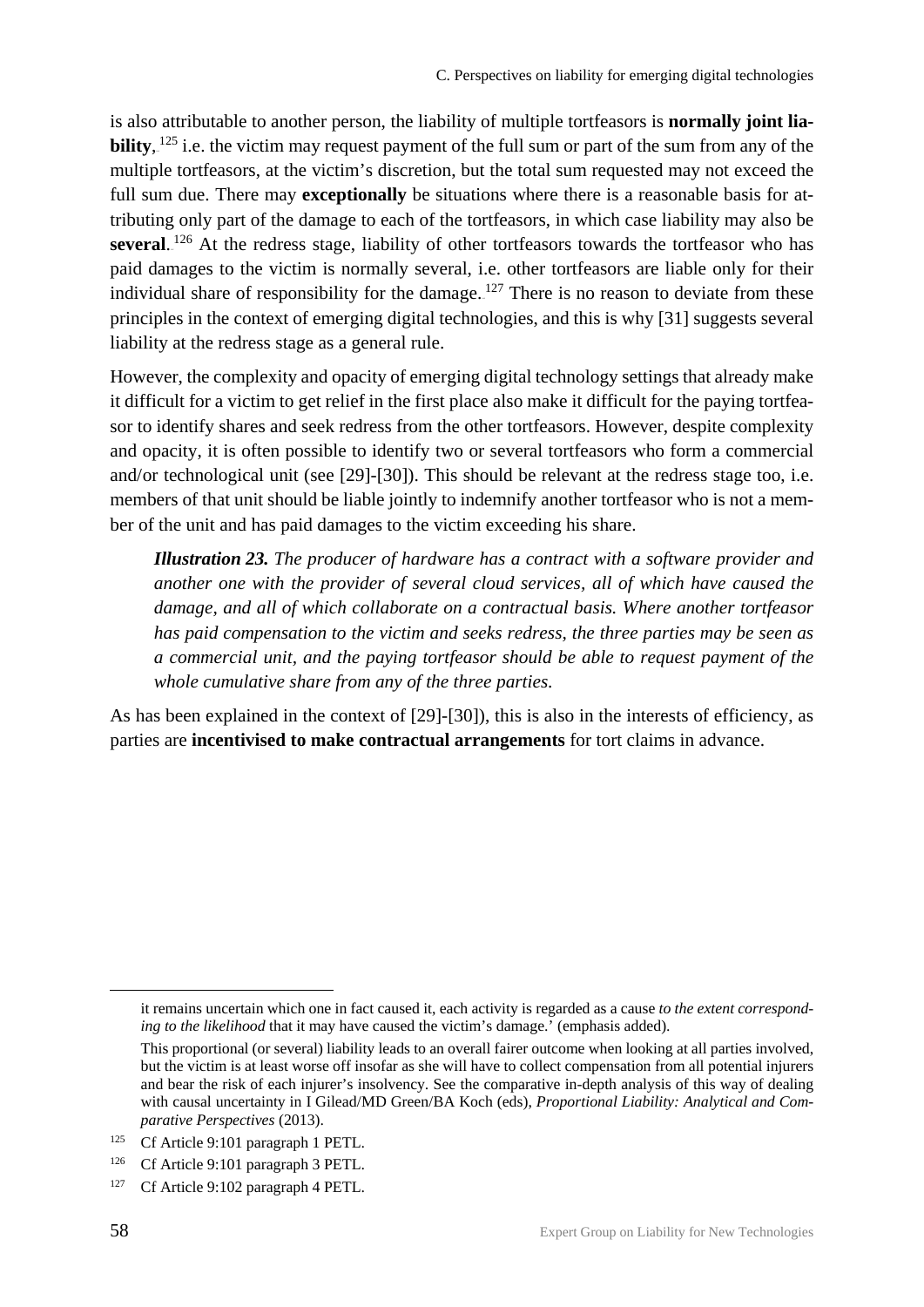is also attributable to another person, the liability of multiple tortfeasors is **normally joint liability**,[125] i.e. the victim may request payment of the full sum or part of the sum from any of the multiple tortfeasors, at the victim's discretion, but the total sum requested may not exceed the full sum due. There may **exceptionally** be situations where there is a reasonable basis for attributing only part of the damage to each of the tortfeasors, in which case liability may also be **several**.[126] At the redress stage, liability of other tortfeasors towards the tortfeasor who has paid damages to the victim is normally several, i.e. other tortfeasors are liable only for their individual share of responsibility for the damage.[127] There is no reason to deviate from these principles in the context of emerging digital technologies, and this is why [31] suggests several liability at the redress stage as a general rule.

However, the complexity and opacity of emerging digital technology settings that already make it difficult for a victim to get relief in the first place also make it difficult for the paying tortfeasor to identify shares and seek redress from the other tortfeasors. However, despite complexity and opacity, it is often possible to identify two or several tortfeasors who form a commercial and/or technological unit (see [29]-[30]). This should be relevant at the redress stage too, i.e. members of that unit should be liable jointly to indemnify another tortfeasor who is not a member of the unit and has paid damages to the victim exceeding his share.

> ***Illustration 23.*** *The producer of hardware has a contract with a software provider and another one with the provider of several cloud services, all of which have caused the damage, and all of which collaborate on a contractual basis. Where another tortfeasor has paid compensation to the victim and seeks redress, the three parties may be seen as a commercial unit, and the paying tortfeasor should be able to request payment of the whole cumulative share from any of the three parties.*

As has been explained in the context of [29]-[30]), this is also in the interests of efficiency, as parties are **incentivised to make contractual arrangements** for tort claims in advance.

---

it remains uncertain which one in fact caused it, each activity is regarded as a cause *to the extent corresponding to the likelihood* that it may have caused the victim's damage.' (emphasis added).

This proportional (or several) liability leads to an overall fairer outcome when looking at all parties involved, but the victim is at least worse off insofar as she will have to collect compensation from all potential injurers and bear the risk of each injurer's insolvency. See the comparative in-depth analysis of this way of dealing with causal uncertainty in I Gilead/MD Green/BA Koch (eds), *Proportional Liability: Analytical and Comparative Perspectives* (2013).

[125] Cf Article 9:101 paragraph 1 PETL.

[126] Cf Article 9:101 paragraph 3 PETL.

[127] Cf Article 9:102 paragraph 4 PETL.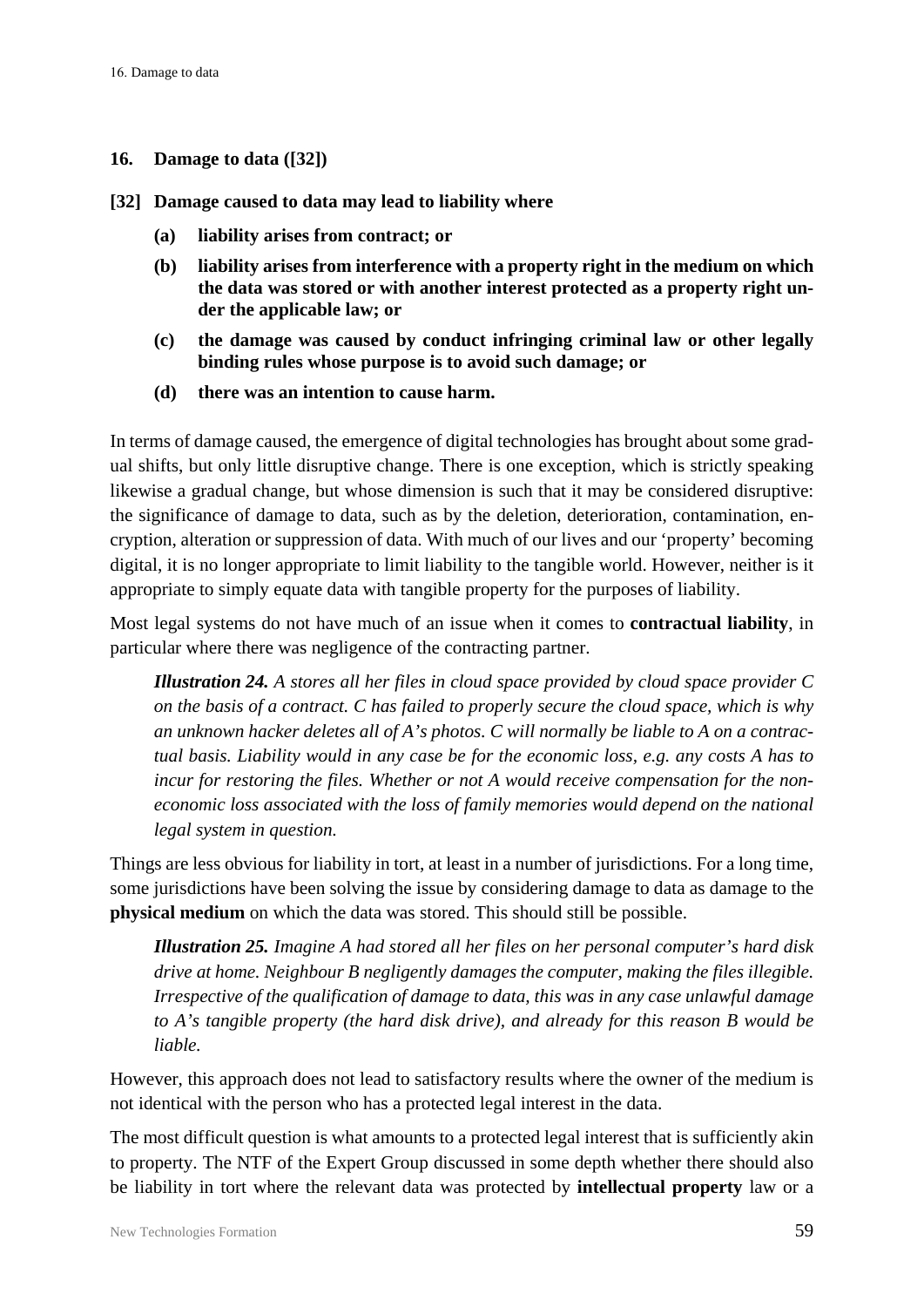## 16. Damage to data ([32])

**[32] Damage caused to data may lead to liability where**

**(a) liability arises from contract; or**

**(b) liability arises from interference with a property right in the medium on which the data was stored or with another interest protected as a property right under the applicable law; or**

**(c) the damage was caused by conduct infringing criminal law or other legally binding rules whose purpose is to avoid such damage; or**

**(d) there was an intention to cause harm.**

In terms of damage caused, the emergence of digital technologies has brought about some gradual shifts, but only little disruptive change. There is one exception, which is strictly speaking likewise a gradual change, but whose dimension is such that it may be considered disruptive: the significance of damage to data, such as by the deletion, deterioration, contamination, encryption, alteration or suppression of data. With much of our lives and our 'property' becoming digital, it is no longer appropriate to limit liability to the tangible world. However, neither is it appropriate to simply equate data with tangible property for the purposes of liability.

Most legal systems do not have much of an issue when it comes to **contractual liability**, in particular where there was negligence of the contracting partner.

> ***Illustration 24.*** *A stores all her files in cloud space provided by cloud space provider C on the basis of a contract. C has failed to properly secure the cloud space, which is why an unknown hacker deletes all of A's photos. C will normally be liable to A on a contractual basis. Liability would in any case be for the economic loss, e.g. any costs A has to incur for restoring the files. Whether or not A would receive compensation for the non-economic loss associated with the loss of family memories would depend on the national legal system in question.*

Things are less obvious for liability in tort, at least in a number of jurisdictions. For a long time, some jurisdictions have been solving the issue by considering damage to data as damage to the **physical medium** on which the data was stored. This should still be possible.

> ***Illustration 25.*** *Imagine A had stored all her files on her personal computer's hard disk drive at home. Neighbour B negligently damages the computer, making the files illegible. Irrespective of the qualification of damage to data, this was in any case unlawful damage to A's tangible property (the hard disk drive), and already for this reason B would be liable.*

However, this approach does not lead to satisfactory results where the owner of the medium is not identical with the person who has a protected legal interest in the data.

The most difficult question is what amounts to a protected legal interest that is sufficiently akin to property. The NTF of the Expert Group discussed in some depth whether there should also be liability in tort where the relevant data was protected by **intellectual property** law or a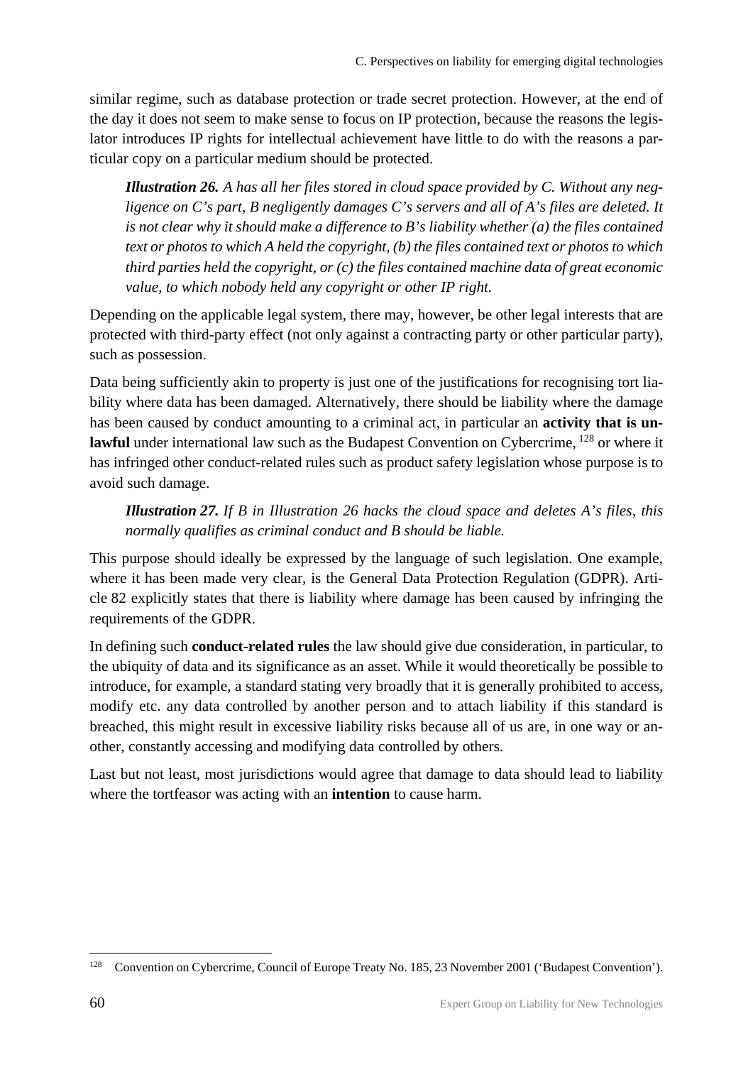similar regime, such as database protection or trade secret protection. However, at the end of the day it does not seem to make sense to focus on IP protection, because the reasons the legislator introduces IP rights for intellectual achievement have little to do with the reasons a particular copy on a particular medium should be protected.

> ***Illustration 26.*** *A has all her files stored in cloud space provided by C. Without any negligence on C's part, B negligently damages C's servers and all of A's files are deleted. It is not clear why it should make a difference to B's liability whether (a) the files contained text or photos to which A held the copyright, (b) the files contained text or photos to which third parties held the copyright, or (c) the files contained machine data of great economic value, to which nobody held any copyright or other IP right.*

Depending on the applicable legal system, there may, however, be other legal interests that are protected with third-party effect (not only against a contracting party or other particular party), such as possession.

Data being sufficiently akin to property is just one of the justifications for recognising tort liability where data has been damaged. Alternatively, there should be liability where the damage has been caused by conduct amounting to a criminal act, in particular an **activity that is unlawful** under international law such as the Budapest Convention on Cybercrime,[128] or where it has infringed other conduct-related rules such as product safety legislation whose purpose is to avoid such damage.

> ***Illustration 27.*** *If B in Illustration 26 hacks the cloud space and deletes A's files, this normally qualifies as criminal conduct and B should be liable.*

This purpose should ideally be expressed by the language of such legislation. One example, where it has been made very clear, is the General Data Protection Regulation (GDPR). Article 82 explicitly states that there is liability where damage has been caused by infringing the requirements of the GDPR.

In defining such **conduct-related rules** the law should give due consideration, in particular, to the ubiquity of data and its significance as an asset. While it would theoretically be possible to introduce, for example, a standard stating very broadly that it is generally prohibited to access, modify etc. any data controlled by another person and to attach liability if this standard is breached, this might result in excessive liability risks because all of us are, in one way or another, constantly accessing and modifying data controlled by others.

Last but not least, most jurisdictions would agree that damage to data should lead to liability where the tortfeasor was acting with an **intention** to cause harm.

---

[128] Convention on Cybercrime, Council of Europe Treaty No. 185, 23 November 2001 ('Budapest Convention').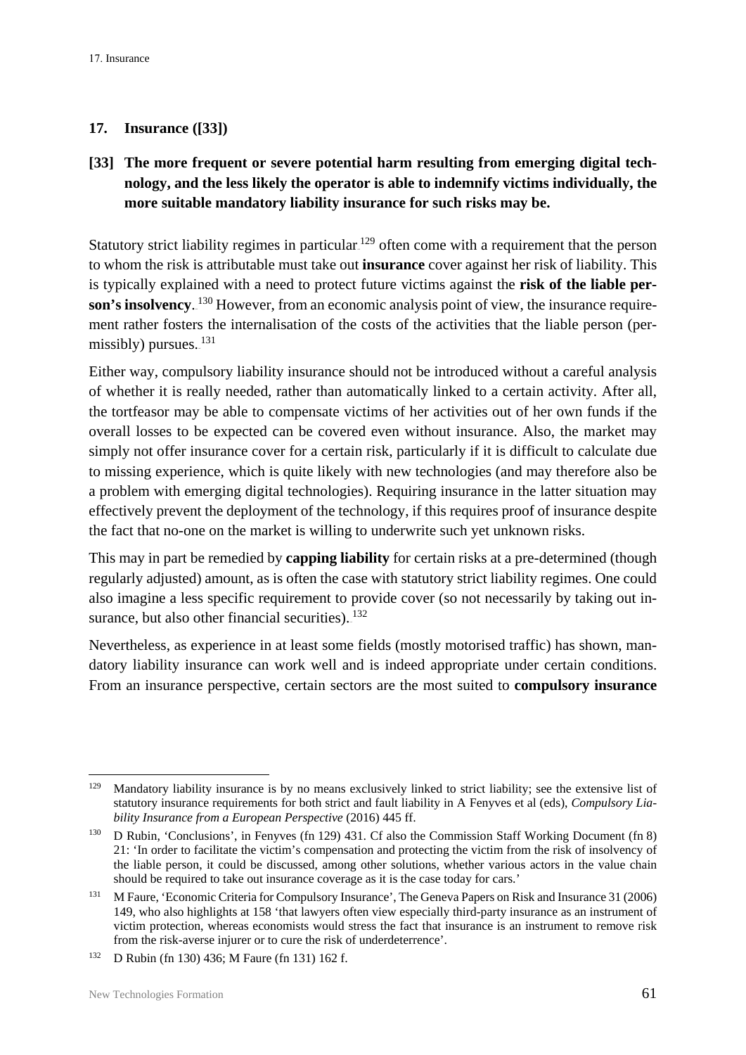## 17. Insurance ([33])

**[33] The more frequent or severe potential harm resulting from emerging digital technology, and the less likely the operator is able to indemnify victims individually, the more suitable mandatory liability insurance for such risks may be.**

Statutory strict liability regimes in particular[129] often come with a requirement that the person to whom the risk is attributable must take out **insurance** cover against her risk of liability. This is typically explained with a need to protect future victims against the **risk of the liable person's insolvency**.[130] However, from an economic analysis point of view, the insurance requirement rather fosters the internalisation of the costs of the activities that the liable person (permissibly) pursues.[131]

Either way, compulsory liability insurance should not be introduced without a careful analysis of whether it is really needed, rather than automatically linked to a certain activity. After all, the tortfeasor may be able to compensate victims of her activities out of her own funds if the overall losses to be expected can be covered even without insurance. Also, the market may simply not offer insurance cover for a certain risk, particularly if it is difficult to calculate due to missing experience, which is quite likely with new technologies (and may therefore also be a problem with emerging digital technologies). Requiring insurance in the latter situation may effectively prevent the deployment of the technology, if this requires proof of insurance despite the fact that no-one on the market is willing to underwrite such yet unknown risks.

This may in part be remedied by **capping liability** for certain risks at a pre-determined (though regularly adjusted) amount, as is often the case with statutory strict liability regimes. One could also imagine a less specific requirement to provide cover (so not necessarily by taking out insurance, but also other financial securities).[132]

Nevertheless, as experience in at least some fields (mostly motorised traffic) has shown, mandatory liability insurance can work well and is indeed appropriate under certain conditions. From an insurance perspective, certain sectors are the most suited to **compulsory insurance**

---

[129] Mandatory liability insurance is by no means exclusively linked to strict liability; see the extensive list of statutory insurance requirements for both strict and fault liability in A Fenyves et al (eds), *Compulsory Liability Insurance from a European Perspective* (2016) 445 ff.

[130] D Rubin, 'Conclusions', in Fenyves (fn 129) 431. Cf also the Commission Staff Working Document (fn 8) 21: 'In order to facilitate the victim's compensation and protecting the victim from the risk of insolvency of the liable person, it could be discussed, among other solutions, whether various actors in the value chain should be required to take out insurance coverage as it is the case today for cars.'

[131] M Faure, 'Economic Criteria for Compulsory Insurance', The Geneva Papers on Risk and Insurance 31 (2006) 149, who also highlights at 158 'that lawyers often view especially third-party insurance as an instrument of victim protection, whereas economists would stress the fact that insurance is an instrument to remove risk from the risk-averse injurer or to cure the risk of underdeterrence'.

[132] D Rubin (fn 130) 436; M Faure (fn 131) 162 f.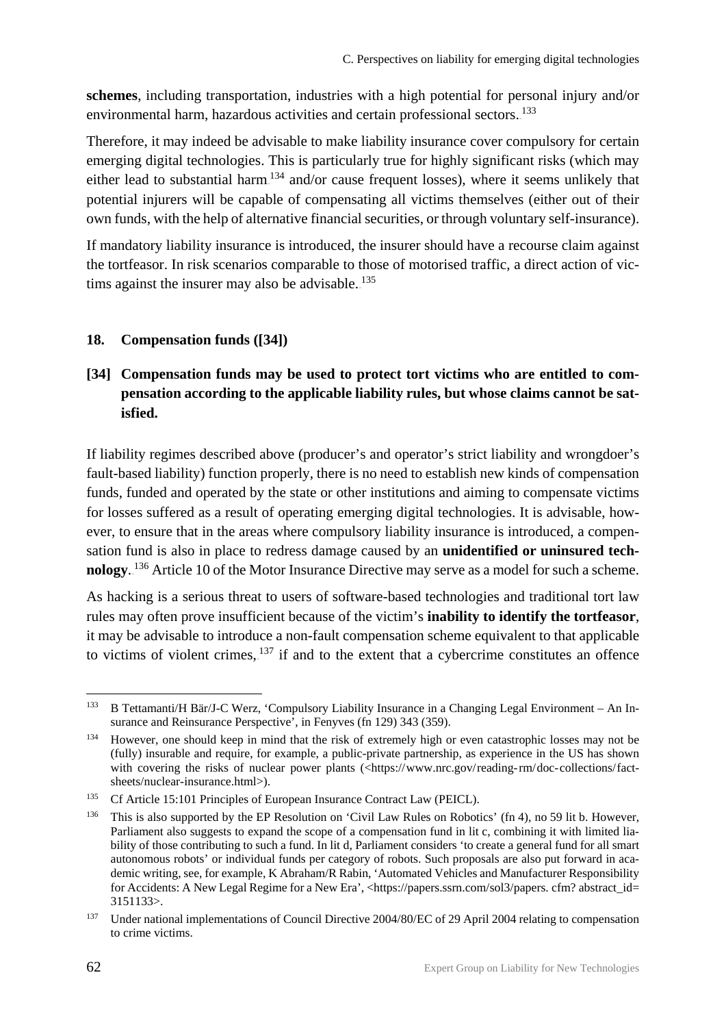**schemes**, including transportation, industries with a high potential for personal injury and/or environmental harm, hazardous activities and certain professional sectors.[133]

Therefore, it may indeed be advisable to make liability insurance cover compulsory for certain emerging digital technologies. This is particularly true for highly significant risks (which may either lead to substantial harm[134] and/or cause frequent losses), where it seems unlikely that potential injurers will be capable of compensating all victims themselves (either out of their own funds, with the help of alternative financial securities, or through voluntary self-insurance).

If mandatory liability insurance is introduced, the insurer should have a recourse claim against the tortfeasor. In risk scenarios comparable to those of motorised traffic, a direct action of victims against the insurer may also be advisable.[135]

## 18. Compensation funds ([34])

### [34] Compensation funds may be used to protect tort victims who are entitled to compensation according to the applicable liability rules, but whose claims cannot be satisfied.

If liability regimes described above (producer's and operator's strict liability and wrongdoer's fault-based liability) function properly, there is no need to establish new kinds of compensation funds, funded and operated by the state or other institutions and aiming to compensate victims for losses suffered as a result of operating emerging digital technologies. It is advisable, however, to ensure that in the areas where compulsory liability insurance is introduced, a compensation fund is also in place to redress damage caused by an **unidentified or uninsured technology**.[136] Article 10 of the Motor Insurance Directive may serve as a model for such a scheme.

As hacking is a serious threat to users of software-based technologies and traditional tort law rules may often prove insufficient because of the victim's **inability to identify the tortfeasor**, it may be advisable to introduce a non-fault compensation scheme equivalent to that applicable to victims of violent crimes,[137] if and to the extent that a cybercrime constitutes an offence

---

[133] B Tettamanti/H Bär/J-C Werz, 'Compulsory Liability Insurance in a Changing Legal Environment – An Insurance and Reinsurance Perspective', in Fenyves (fn 129) 343 (359).

[134] However, one should keep in mind that the risk of extremely high or even catastrophic losses may not be (fully) insurable and require, for example, a public-private partnership, as experience in the US has shown with covering the risks of nuclear power plants (<https://www.nrc.gov/reading-rm/doc-collections/fact-sheets/nuclear-insurance.html>).

[135] Cf Article 15:101 Principles of European Insurance Contract Law (PEICL).

[136] This is also supported by the EP Resolution on 'Civil Law Rules on Robotics' (fn 4), no 59 lit b. However, Parliament also suggests to expand the scope of a compensation fund in lit c, combining it with limited liability of those contributing to such a fund. In lit d, Parliament considers 'to create a general fund for all smart autonomous robots' or individual funds per category of robots. Such proposals are also put forward in academic writing, see, for example, K Abraham/R Rabin, 'Automated Vehicles and Manufacturer Responsibility for Accidents: A New Legal Regime for a New Era', <https://papers.ssrn.com/sol3/papers. cfm? abstract_id=3151133>.

[137] Under national implementations of Council Directive 2004/80/EC of 29 April 2004 relating to compensation to crime victims.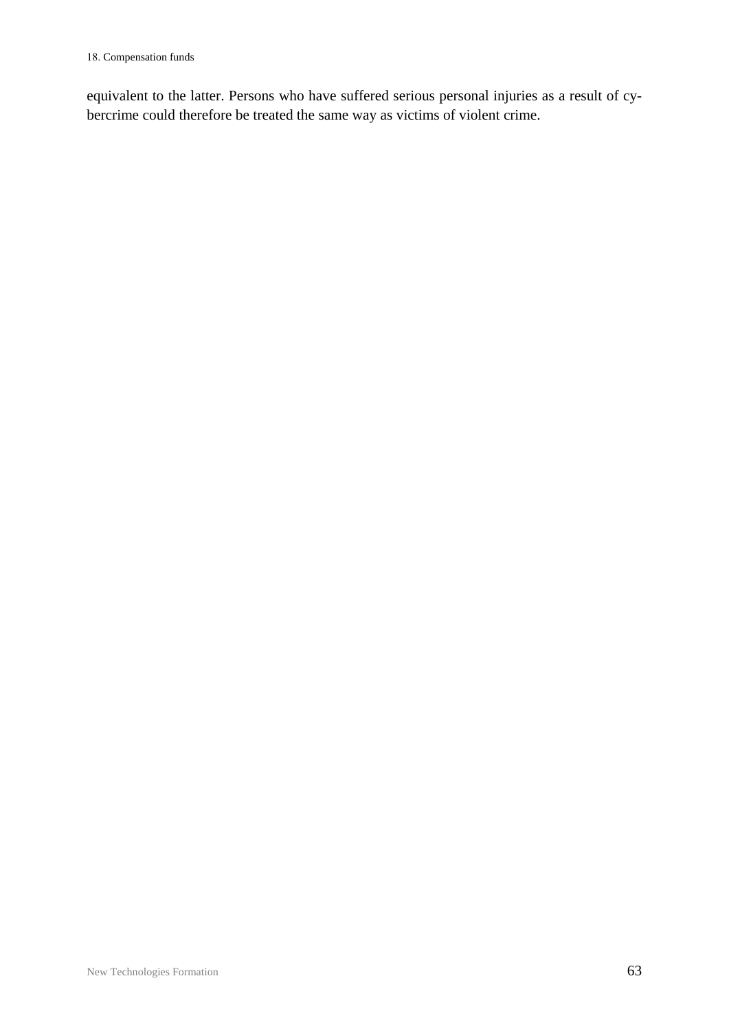equivalent to the latter. Persons who have suffered serious personal injuries as a result of cybercrime could therefore be treated the same way as victims of violent crime.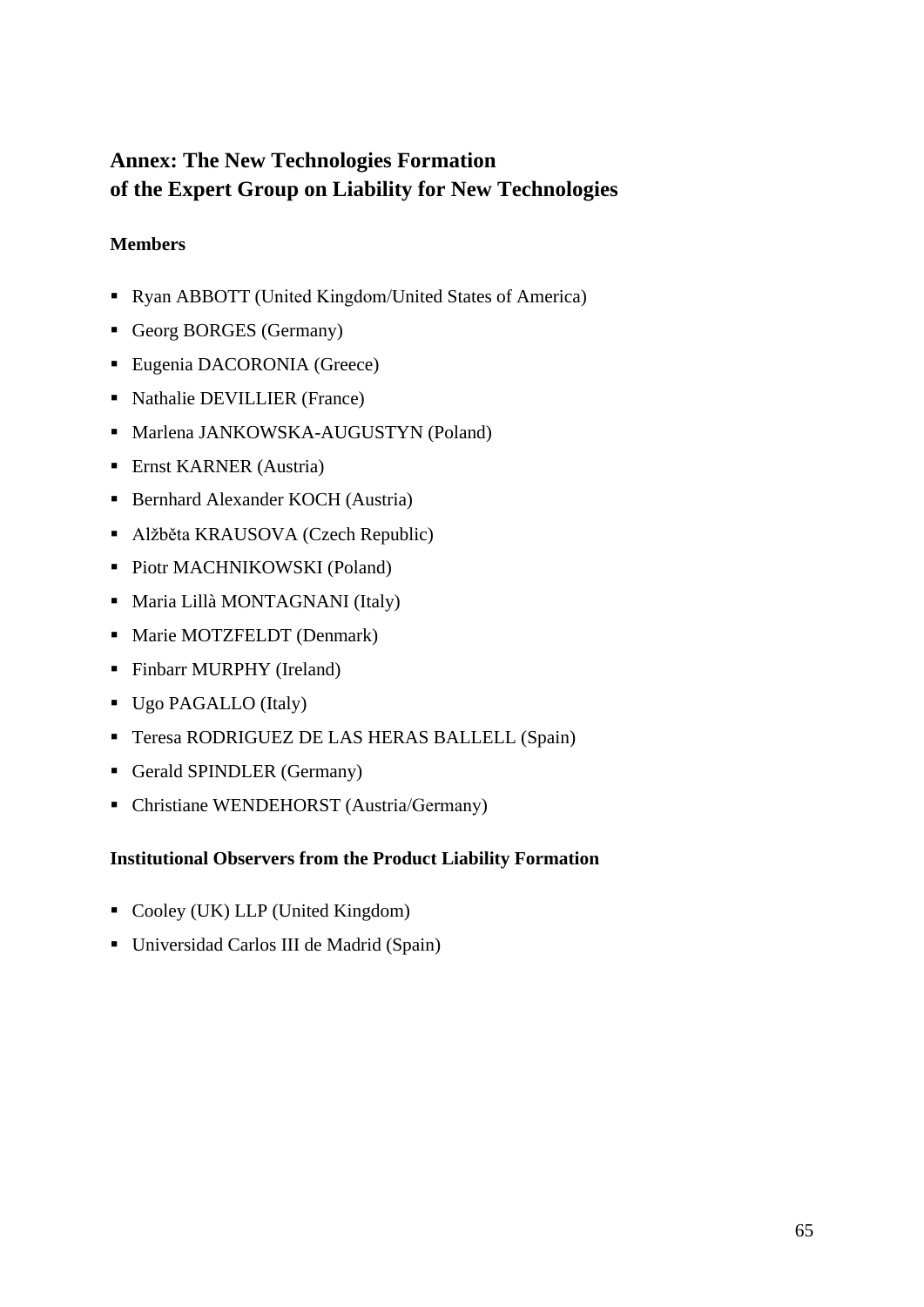# Annex: The New Technologies Formation of the Expert Group on Liability for New Technologies

### Members

- Ryan ABBOTT (United Kingdom/United States of America)
- Georg BORGES (Germany)
- Eugenia DACORONIA (Greece)
- Nathalie DEVILLIER (France)
- Marlena JANKOWSKA-AUGUSTYN (Poland)
- Ernst KARNER (Austria)
- Bernhard Alexander KOCH (Austria)
- Alžběta KRAUSOVA (Czech Republic)
- Piotr MACHNIKOWSKI (Poland)
- Maria Lillà MONTAGNANI (Italy)
- Marie MOTZFELDT (Denmark)
- Finbarr MURPHY (Ireland)
- Ugo PAGALLO (Italy)
- Teresa RODRIGUEZ DE LAS HERAS BALLELL (Spain)
- Gerald SPINDLER (Germany)
- Christiane WENDEHORST (Austria/Germany)

### Institutional Observers from the Product Liability Formation

- Cooley (UK) LLP (United Kingdom)
- Universidad Carlos III de Madrid (Spain)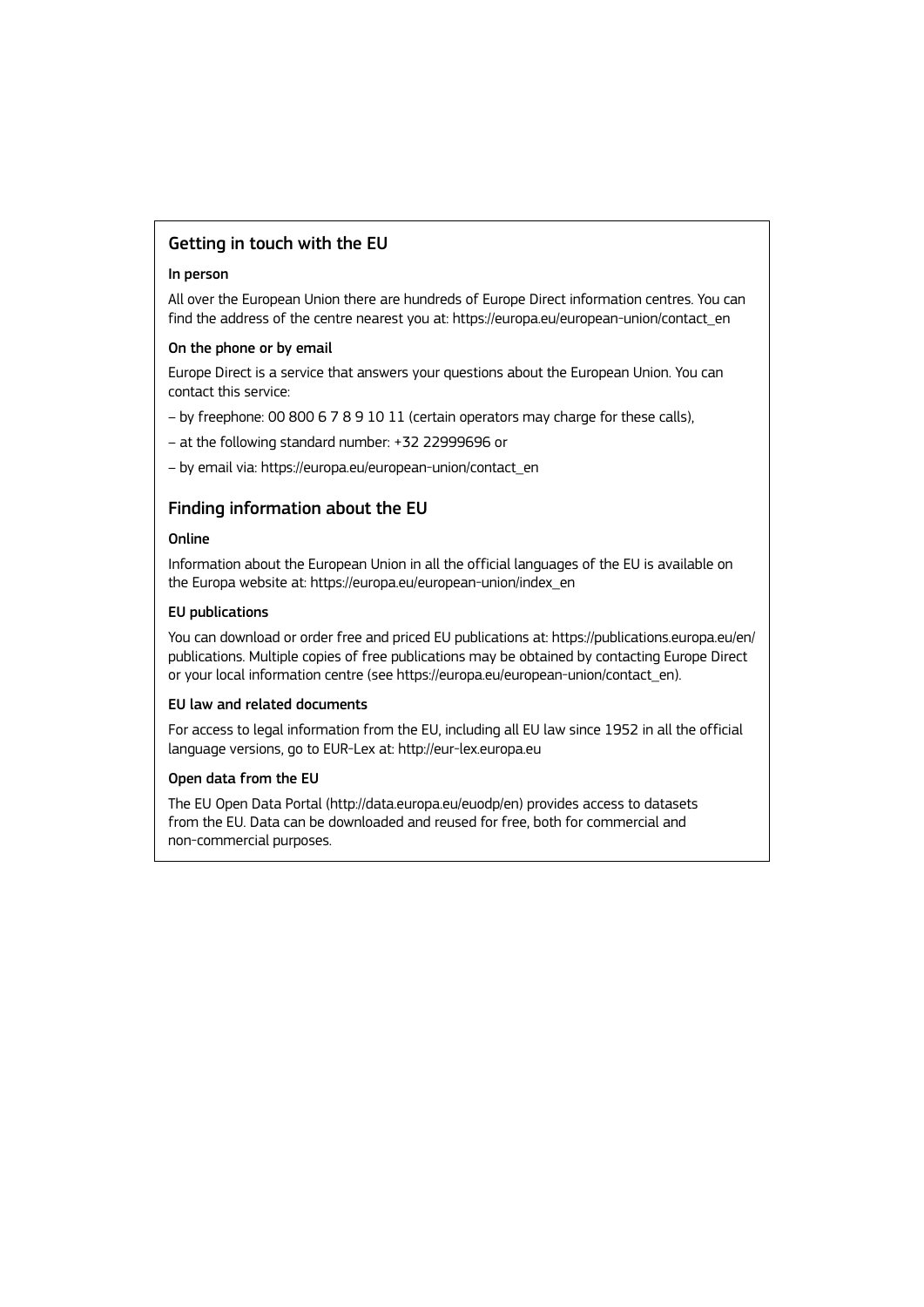## Getting in touch with the EU

### In person

All over the European Union there are hundreds of Europe Direct information centres. You can find the address of the centre nearest you at: https://europa.eu/european-union/contact_en

### On the phone or by email

Europe Direct is a service that answers your questions about the European Union. You can contact this service:

– by freephone: 00 800 6 7 8 9 10 11 (certain operators may charge for these calls),

– at the following standard number: +32 22999696 or

– by email via: https://europa.eu/european-union/contact_en

## Finding information about the EU

### Online

Information about the European Union in all the official languages of the EU is available on the Europa website at: https://europa.eu/european-union/index_en

### EU publications

You can download or order free and priced EU publications at: https://publications.europa.eu/en/publications. Multiple copies of free publications may be obtained by contacting Europe Direct or your local information centre (see https://europa.eu/european-union/contact_en).

### EU law and related documents

For access to legal information from the EU, including all EU law since 1952 in all the official language versions, go to EUR-Lex at: http://eur-lex.europa.eu

### Open data from the EU

The EU Open Data Portal (http://data.europa.eu/euodp/en) provides access to datasets from the EU. Data can be downloaded and reused for free, both for commercial and non-commercial purposes.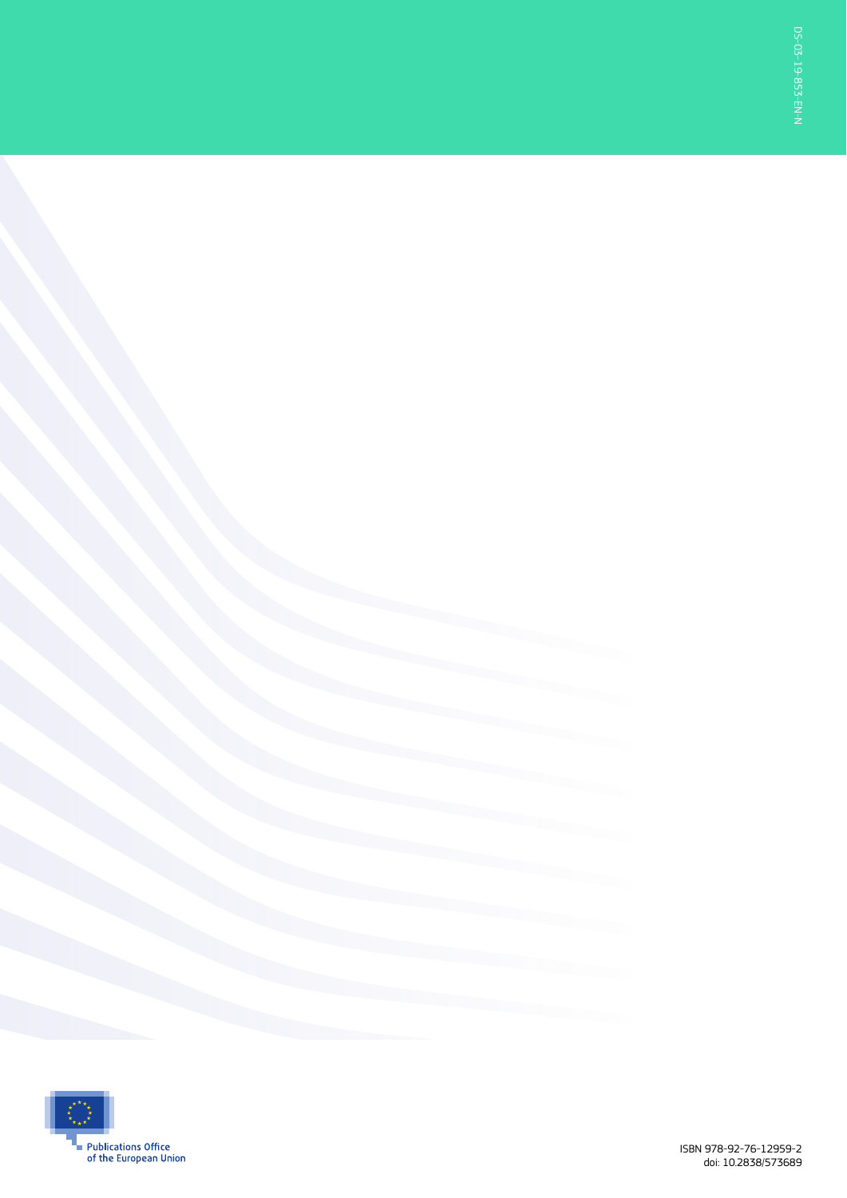DS-03-19-853-EN-N

Publications Office of the European Union

ISBN 978-92-76-12959-2
doi: 10.2838/573689